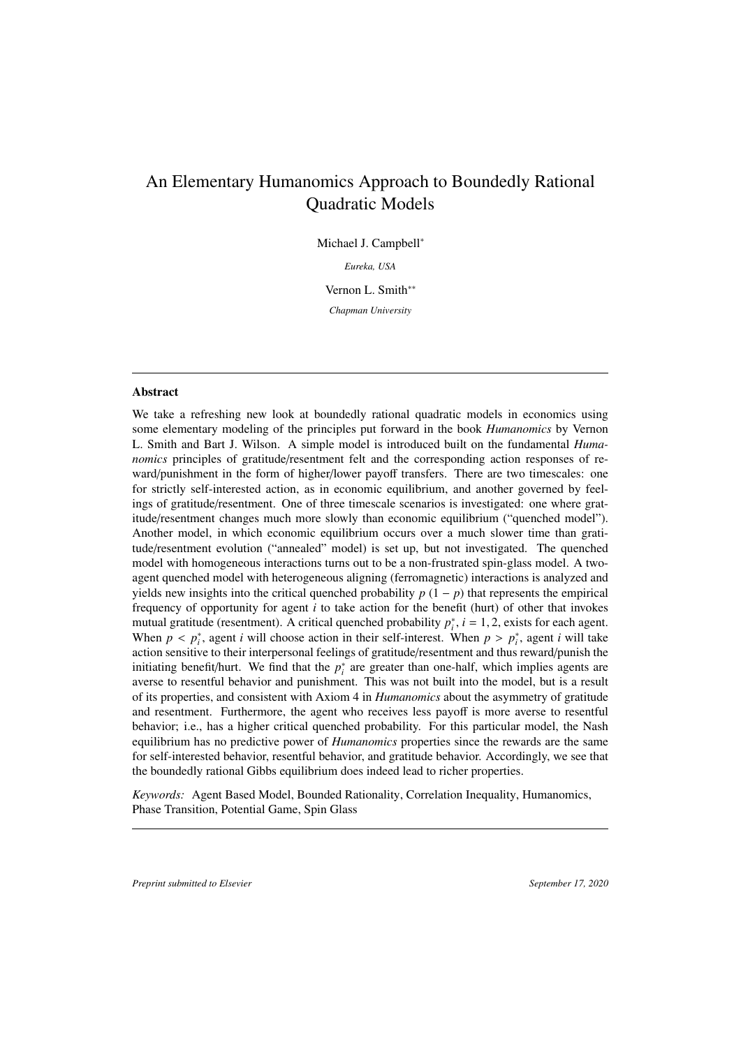# An Elementary Humanomics Approach to Boundedly Rational Quadratic Models

Michael J. Campbell*

*Eureka, USA*

Vernon L. Smith**

*Chapman University*

---

## Abstract

We take a refreshing new look at boundedly rational quadratic models in economics using some elementary modeling of the principles put forward in the book *Humanomics* by Vernon L. Smith and Bart J. Wilson. A simple model is introduced built on the fundamental *Humanomics* principles of gratitude/resentment felt and the corresponding action responses of reward/punishment in the form of higher/lower payoff transfers. There are two timescales: one for strictly self-interested action, as in economic equilibrium, and another governed by feelings of gratitude/resentment. One of three timescale scenarios is investigated: one where gratitude/resentment changes much more slowly than economic equilibrium ("quenched model"). Another model, in which economic equilibrium occurs over a much slower time than gratitude/resentment evolution ("annealed" model) is set up, but not investigated. The quenched model with homogeneous interactions turns out to be a non-frustrated spin-glass model. A two-agent quenched model with heterogeneous aligning (ferromagnetic) interactions is analyzed and yields new insights into the critical quenched probability $p$ $(1-p)$ that represents the empirical frequency of opportunity for agent $i$ to take action for the benefit (hurt) of other that invokes mutual gratitude (resentment). A critical quenched probability $p_i^*$, $i = 1, 2$, exists for each agent. When $p < p_i^*$, agent $i$ will choose action in their self-interest. When $p > p_i^*$, agent $i$ will take action sensitive to their interpersonal feelings of gratitude/resentment and thus reward/punish the initiating benefit/hurt. We find that the $p_i^*$ are greater than one-half, which implies agents are averse to resentful behavior and punishment. This was not built into the model, but is a result of its properties, and consistent with Axiom 4 in *Humanomics* about the asymmetry of gratitude and resentment. Furthermore, the agent who receives less payoff is more averse to resentful behavior; i.e., has a higher critical quenched probability. For this particular model, the Nash equilibrium has no predictive power of *Humanomics* properties since the rewards are the same for self-interested behavior, resentful behavior, and gratitude behavior. Accordingly, we see that the boundedly rational Gibbs equilibrium does indeed lead to richer properties.

*Keywords:* Agent Based Model, Bounded Rationality, Correlation Inequality, Humanomics, Phase Transition, Potential Game, Spin Glass

---

*Preprint submitted to Elsevier* September 17, 2020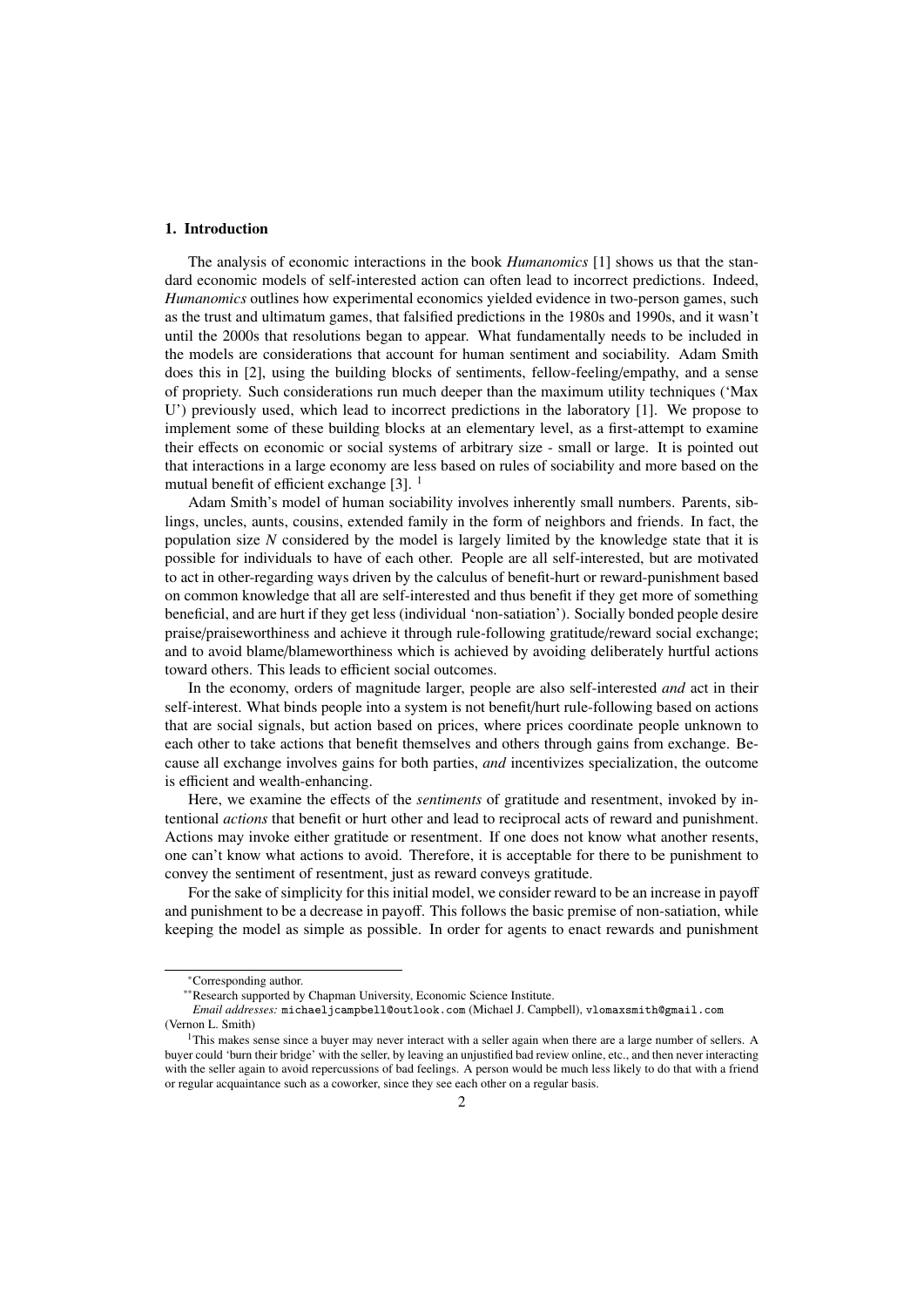## 1. Introduction

The analysis of economic interactions in the book *Humanomics* [1] shows us that the standard economic models of self-interested action can often lead to incorrect predictions. Indeed, *Humanomics* outlines how experimental economics yielded evidence in two-person games, such as the trust and ultimatum games, that falsified predictions in the 1980s and 1990s, and it wasn't until the 2000s that resolutions began to appear. What fundamentally needs to be included in the models are considerations that account for human sentiment and sociability. Adam Smith does this in [2], using the building blocks of sentiments, fellow-feeling/empathy, and a sense of propriety. Such considerations run much deeper than the maximum utility techniques ('Max U') previously used, which lead to incorrect predictions in the laboratory [1]. We propose to implement some of these building blocks at an elementary level, as a first-attempt to examine their effects on economic or social systems of arbitrary size - small or large. It is pointed out that interactions in a large economy are less based on rules of sociability and more based on the mutual benefit of efficient exchange [3]. [1]

Adam Smith's model of human sociability involves inherently small numbers. Parents, siblings, uncles, aunts, cousins, extended family in the form of neighbors and friends. In fact, the population size $N$ considered by the model is largely limited by the knowledge state that it is possible for individuals to have of each other. People are all self-interested, but are motivated to act in other-regarding ways driven by the calculus of benefit-hurt or reward-punishment based on common knowledge that all are self-interested and thus benefit if they get more of something beneficial, and are hurt if they get less (individual 'non-satiation'). Socially bonded people desire praise/praiseworthiness and achieve it through rule-following gratitude/reward social exchange; and to avoid blame/blameworthiness which is achieved by avoiding deliberately hurtful actions toward others. This leads to efficient social outcomes.

In the economy, orders of magnitude larger, people are also self-interested *and* act in their self-interest. What binds people into a system is not benefit/hurt rule-following based on actions that are social signals, but action based on prices, where prices coordinate people unknown to each other to take actions that benefit themselves and others through gains from exchange. Because all exchange involves gains for both parties, *and* incentivizes specialization, the outcome is efficient and wealth-enhancing.

Here, we examine the effects of the *sentiments* of gratitude and resentment, invoked by intentional *actions* that benefit or hurt other and lead to reciprocal acts of reward and punishment. Actions may invoke either gratitude or resentment. If one does not know what another resents, one can't know what actions to avoid. Therefore, it is acceptable for there to be punishment to convey the sentiment of resentment, just as reward conveys gratitude.

For the sake of simplicity for this initial model, we consider reward to be an increase in payoff and punishment to be a decrease in payoff. This follows the basic premise of non-satiation, while keeping the model as simple as possible. In order for agents to enact rewards and punishment

---

*Corresponding author.

**Research supported by Chapman University, Economic Science Institute.

*Email addresses:* michaeljcampbell@outlook.com (Michael J. Campbell), vlomaxsmith@gmail.com (Vernon L. Smith)

[1] This makes sense since a buyer may never interact with a seller again when there are a large number of sellers. A buyer could 'burn their bridge' with the seller, by leaving an unjustified bad review online, etc., and then never interacting with the seller again to avoid repercussions of bad feelings. A person would be much less likely to do that with a friend or regular acquaintance such as a coworker, since they see each other on a regular basis.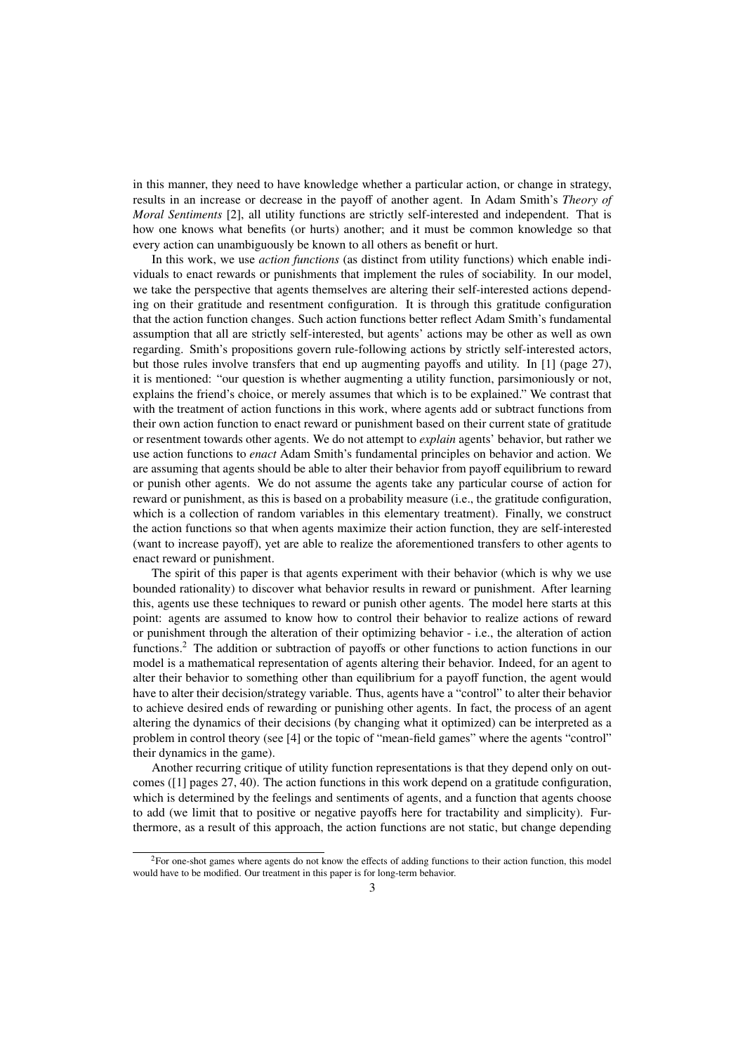in this manner, they need to have knowledge whether a particular action, or change in strategy, results in an increase or decrease in the payoff of another agent. In Adam Smith's *Theory of Moral Sentiments* [2], all utility functions are strictly self-interested and independent. That is how one knows what benefits (or hurts) another; and it must be common knowledge so that every action can unambiguously be known to all others as benefit or hurt.

In this work, we use *action functions* (as distinct from utility functions) which enable individuals to enact rewards or punishments that implement the rules of sociability. In our model, we take the perspective that agents themselves are altering their self-interested actions depending on their gratitude and resentment configuration. It is through this gratitude configuration that the action function changes. Such action functions better reflect Adam Smith's fundamental assumption that all are strictly self-interested, but agents' actions may be other as well as own regarding. Smith's propositions govern rule-following actions by strictly self-interested actors, but those rules involve transfers that end up augmenting payoffs and utility. In [1] (page 27), it is mentioned: "our question is whether augmenting a utility function, parsimoniously or not, explains the friend's choice, or merely assumes that which is to be explained." We contrast that with the treatment of action functions in this work, where agents add or subtract functions from their own action function to enact reward or punishment based on their current state of gratitude or resentment towards other agents. We do not attempt to *explain* agents' behavior, but rather we use action functions to *enact* Adam Smith's fundamental principles on behavior and action. We are assuming that agents should be able to alter their behavior from payoff equilibrium to reward or punish other agents. We do not assume the agents take any particular course of action for reward or punishment, as this is based on a probability measure (i.e., the gratitude configuration, which is a collection of random variables in this elementary treatment). Finally, we construct the action functions so that when agents maximize their action function, they are self-interested (want to increase payoff), yet are able to realize the aforementioned transfers to other agents to enact reward or punishment.

The spirit of this paper is that agents experiment with their behavior (which is why we use bounded rationality) to discover what behavior results in reward or punishment. After learning this, agents use these techniques to reward or punish other agents. The model here starts at this point: agents are assumed to know how to control their behavior to realize actions of reward or punishment through the alteration of their optimizing behavior - i.e., the alteration of action functions.[2] The addition or subtraction of payoffs or other functions to action functions in our model is a mathematical representation of agents altering their behavior. Indeed, for an agent to alter their behavior to something other than equilibrium for a payoff function, the agent would have to alter their decision/strategy variable. Thus, agents have a "control" to alter their behavior to achieve desired ends of rewarding or punishing other agents. In fact, the process of an agent altering the dynamics of their decisions (by changing what it optimized) can be interpreted as a problem in control theory (see [4] or the topic of "mean-field games" where the agents "control" their dynamics in the game).

Another recurring critique of utility function representations is that they depend only on outcomes ([1] pages 27, 40). The action functions in this work depend on a gratitude configuration, which is determined by the feelings and sentiments of agents, and a function that agents choose to add (we limit that to positive or negative payoffs here for tractability and simplicity). Furthermore, as a result of this approach, the action functions are not static, but change depending

[2] For one-shot games where agents do not know the effects of adding functions to their action function, this model would have to be modified. Our treatment in this paper is for long-term behavior.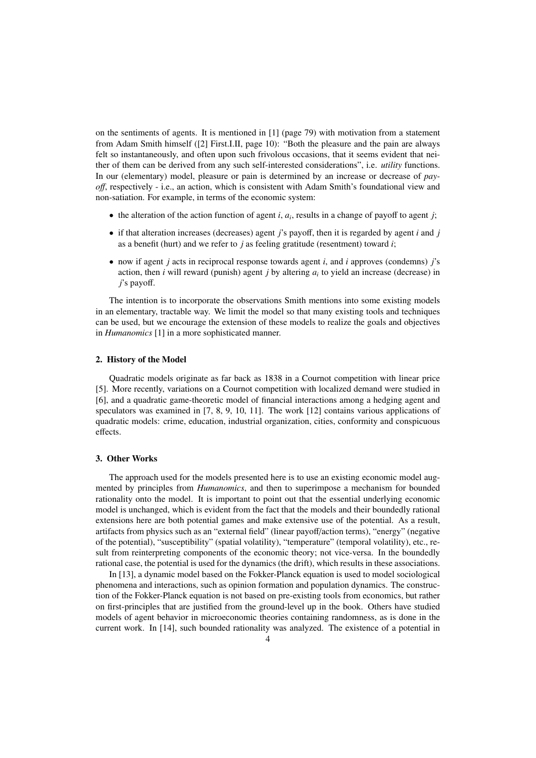on the sentiments of agents. It is mentioned in [1] (page 79) with motivation from a statement from Adam Smith himself ([2] First.I.II, page 10): "Both the pleasure and the pain are always felt so instantaneously, and often upon such frivolous occasions, that it seems evident that neither of them can be derived from any such self-interested considerations", i.e. *utility* functions. In our (elementary) model, pleasure or pain is determined by an increase or decrease of *payoff*, respectively - i.e., an action, which is consistent with Adam Smith's foundational view and non-satiation. For example, in terms of the economic system:

- the alteration of the action function of agent $i$, $a_i$, results in a change of payoff to agent $j$;
- if that alteration increases (decreases) agent $j$'s payoff, then it is regarded by agent $i$ and $j$ as a benefit (hurt) and we refer to $j$ as feeling gratitude (resentment) toward $i$;
- now if agent $j$ acts in reciprocal response towards agent $i$, and $i$ approves (condemns) $j$'s action, then $i$ will reward (punish) agent $j$ by altering $a_i$ to yield an increase (decrease) in $j$'s payoff.

The intention is to incorporate the observations Smith mentions into some existing models in an elementary, tractable way. We limit the model so that many existing tools and techniques can be used, but we encourage the extension of these models to realize the goals and objectives in *Humanomics* [1] in a more sophisticated manner.

## 2. History of the Model

Quadratic models originate as far back as 1838 in a Cournot competition with linear price [5]. More recently, variations on a Cournot competition with localized demand were studied in [6], and a quadratic game-theoretic model of financial interactions among a hedging agent and speculators was examined in [7, 8, 9, 10, 11]. The work [12] contains various applications of quadratic models: crime, education, industrial organization, cities, conformity and conspicuous effects.

## 3. Other Works

The approach used for the models presented here is to use an existing economic model augmented by principles from *Humanomics*, and then to superimpose a mechanism for bounded rationality onto the model. It is important to point out that the essential underlying economic model is unchanged, which is evident from the fact that the models and their boundedly rational extensions here are both potential games and make extensive use of the potential. As a result, artifacts from physics such as an "external field" (linear payoff/action terms), "energy" (negative of the potential), "susceptibility" (spatial volatility), "temperature" (temporal volatility), etc., result from reinterpreting components of the economic theory; not vice-versa. In the boundedly rational case, the potential is used for the dynamics (the drift), which results in these associations.

In [13], a dynamic model based on the Fokker-Planck equation is used to model sociological phenomena and interactions, such as opinion formation and population dynamics. The construction of the Fokker-Planck equation is not based on pre-existing tools from economics, but rather on first-principles that are justified from the ground-level up in the book. Others have studied models of agent behavior in microeconomic theories containing randomness, as is done in the current work. In [14], such bounded rationality was analyzed. The existence of a potential in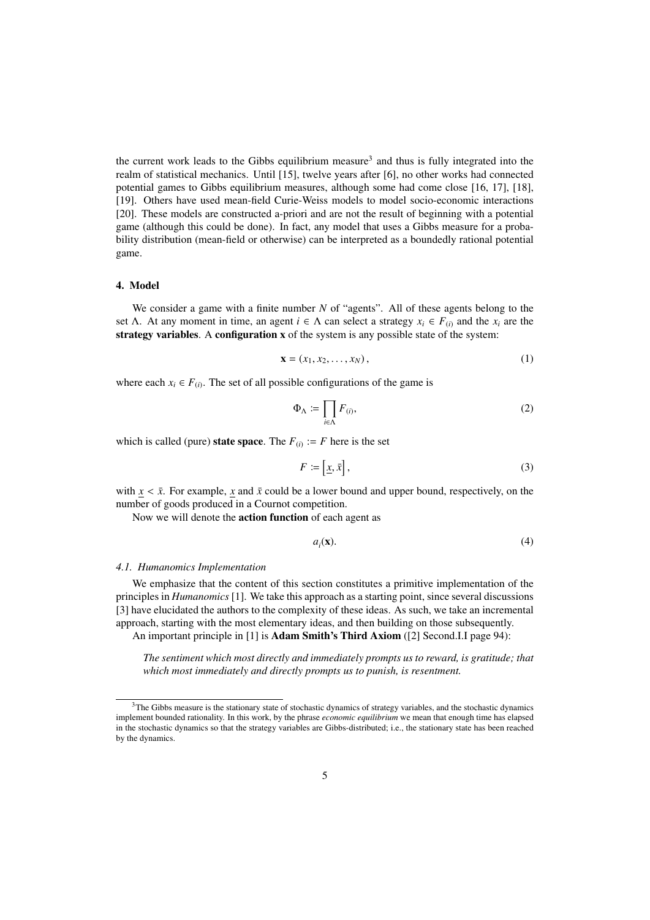the current work leads to the Gibbs equilibrium measure[3] and thus is fully integrated into the realm of statistical mechanics. Until [15], twelve years after [6], no other works had connected potential games to Gibbs equilibrium measures, although some had come close [16, 17], [18], [19]. Others have used mean-field Curie-Weiss models to model socio-economic interactions [20]. These models are constructed a-priori and are not the result of beginning with a potential game (although this could be done). In fact, any model that uses a Gibbs measure for a probability distribution (mean-field or otherwise) can be interpreted as a boundedly rational potential game.

## 4. Model

We consider a game with a finite number $N$ of "agents". All of these agents belong to the set $\Lambda$. At any moment in time, an agent $i \in \Lambda$ can select a strategy $x_i \in F_{(i)}$ and the $x_i$ are the **strategy variables**. A **configuration x** of the system is any possible state of the system:

$$\mathbf{x} = (x_1, x_2, \ldots, x_N), \tag{1}$$

where each $x_i \in F_{(i)}$. The set of all possible configurations of the game is

$$\Phi_\Lambda := \prod_{i \in \Lambda} F_{(i)}, \tag{2}$$

which is called (pure) **state space**. The $F_{(i)} := F$ here is the set

$$F := \left[\underline{x}, \bar{x}\right], \tag{3}$$

with $\underline{x} < \bar{x}$. For example, $\underline{x}$ and $\bar{x}$ could be a lower bound and upper bound, respectively, on the number of goods produced in a Cournot competition.

Now we will denote the **action function** of each agent as

$$a_i(\mathbf{x}). \tag{4}$$

### *4.1. Humanomics Implementation*

We emphasize that the content of this section constitutes a primitive implementation of the principles in *Humanomics* [1]. We take this approach as a starting point, since several discussions [3] have elucidated the authors to the complexity of these ideas. As such, we take an incremental approach, starting with the most elementary ideas, and then building on those subsequently.

An important principle in [1] is **Adam Smith's Third Axiom** ([2] Second.I.I page 94):

> *The sentiment which most directly and immediately prompts us to reward, is gratitude; that which most immediately and directly prompts us to punish, is resentment.*

[3] The Gibbs measure is the stationary state of stochastic dynamics of strategy variables, and the stochastic dynamics implement bounded rationality. In this work, by the phrase *economic equilibrium* we mean that enough time has elapsed in the stochastic dynamics so that the strategy variables are Gibbs-distributed; i.e., the stationary state has been reached by the dynamics.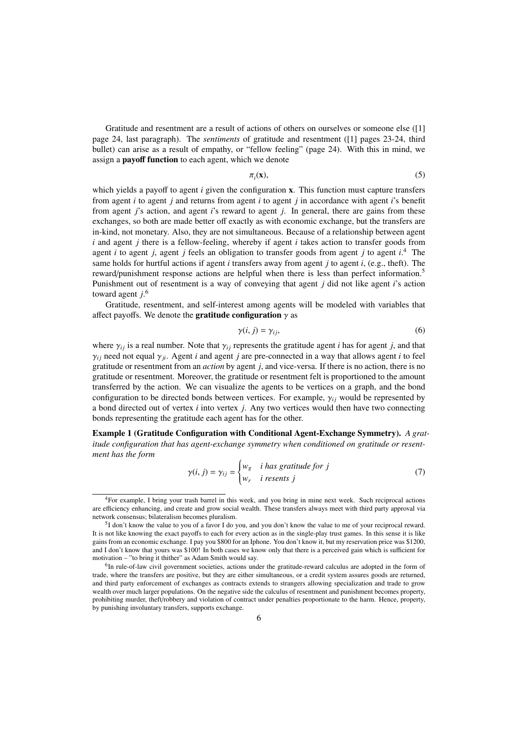Gratitude and resentment are a result of actions of others on ourselves or someone else ([1] page 24, last paragraph). The *sentiments* of gratitude and resentment ([1] pages 23-24, third bullet) can arise as a result of empathy, or "fellow feeling" (page 24). With this in mind, we assign a **payoff function** to each agent, which we denote

$$\pi_i(\mathbf{x}), \tag{5}$$

which yields a payoff to agent $i$ given the configuration $\mathbf{x}$. This function must capture transfers from agent $i$ to agent $j$ and returns from agent $i$ to agent $j$ in accordance with agent $i$'s benefit from agent $j$'s action, and agent $i$'s reward to agent $j$. In general, there are gains from these exchanges, so both are made better off exactly as with economic exchange, but the transfers are in-kind, not monetary. Also, they are not simultaneous. Because of a relationship between agent $i$ and agent $j$ there is a fellow-feeling, whereby if agent $i$ takes action to transfer goods from agent $i$ to agent $j$, agent $j$ feels an obligation to transfer goods from agent $j$ to agent $i$.[4] The same holds for hurtful actions if agent $i$ transfers away from agent $j$ to agent $i$, (e.g., theft). The reward/punishment response actions are helpful when there is less than perfect information.[5] Punishment out of resentment is a way of conveying that agent $j$ did not like agent $i$'s action toward agent $j$.[6]

Gratitude, resentment, and self-interest among agents will be modeled with variables that affect payoffs. We denote the **gratitude configuration** $\gamma$ as

$$\gamma(i, j) = \gamma_{ij}, \tag{6}$$

where $\gamma_{ij}$ is a real number. Note that $\gamma_{ij}$ represents the gratitude agent $i$ has for agent $j$, and that $\gamma_{ij}$ need not equal $\gamma_{ji}$. Agent $i$ and agent $j$ are pre-connected in a way that allows agent $i$ to feel gratitude or resentment from an *action* by agent $j$, and vice-versa. If there is no action, there is no gratitude or resentment. Moreover, the gratitude or resentment felt is proportioned to the amount transferred by the action. We can visualize the agents to be vertices on a graph, and the bond configuration to be directed bonds between vertices. For example, $\gamma_{ij}$ would be represented by a bond directed out of vertex $i$ into vertex $j$. Any two vertices would then have two connecting bonds representing the gratitude each agent has for the other.

**Example 1 (Gratitude Configuration with Conditional Agent-Exchange Symmetry).** *A gratitude configuration that has agent-exchange symmetry when conditioned on gratitude or resentment has the form*

$$\gamma(i, j) = \gamma_{ij} = \begin{cases} w_g & i \text{ has gratitude for } j \\ w_r & i \text{ resents } j \end{cases} \tag{7}$$

---

[4] For example, I bring your trash barrel in this week, and you bring in mine next week. Such reciprocal actions are efficiency enhancing, and create and grow social wealth. These transfers always meet with third party approval via network consensus; bilateralism becomes pluralism.

[5] I don't know the value to you of a favor I do you, and you don't know the value to me of your reciprocal reward. It is not like knowing the exact payoffs to each for every action as in the single-play trust games. In this sense it is like gains from an economic exchange. I pay you \$800 for an Iphone. You don't know it, but my reservation price was \$1200, and I don't know that yours was \$100! In both cases we know only that there is a perceived gain which is sufficient for motivation – "to bring it thither" as Adam Smith would say.

[6] In rule-of-law civil government societies, actions under the gratitude-reward calculus are adopted in the form of trade, where the transfers are positive, but they are either simultaneous, or a credit system assures goods are returned, and third party enforcement of exchanges as contracts extends to strangers allowing specialization and trade to grow wealth over much larger populations. On the negative side the calculus of resentment and punishment becomes property, prohibiting murder, theft/robbery and violation of contract under penalties proportionate to the harm. Hence, property, by punishing involuntary transfers, supports exchange.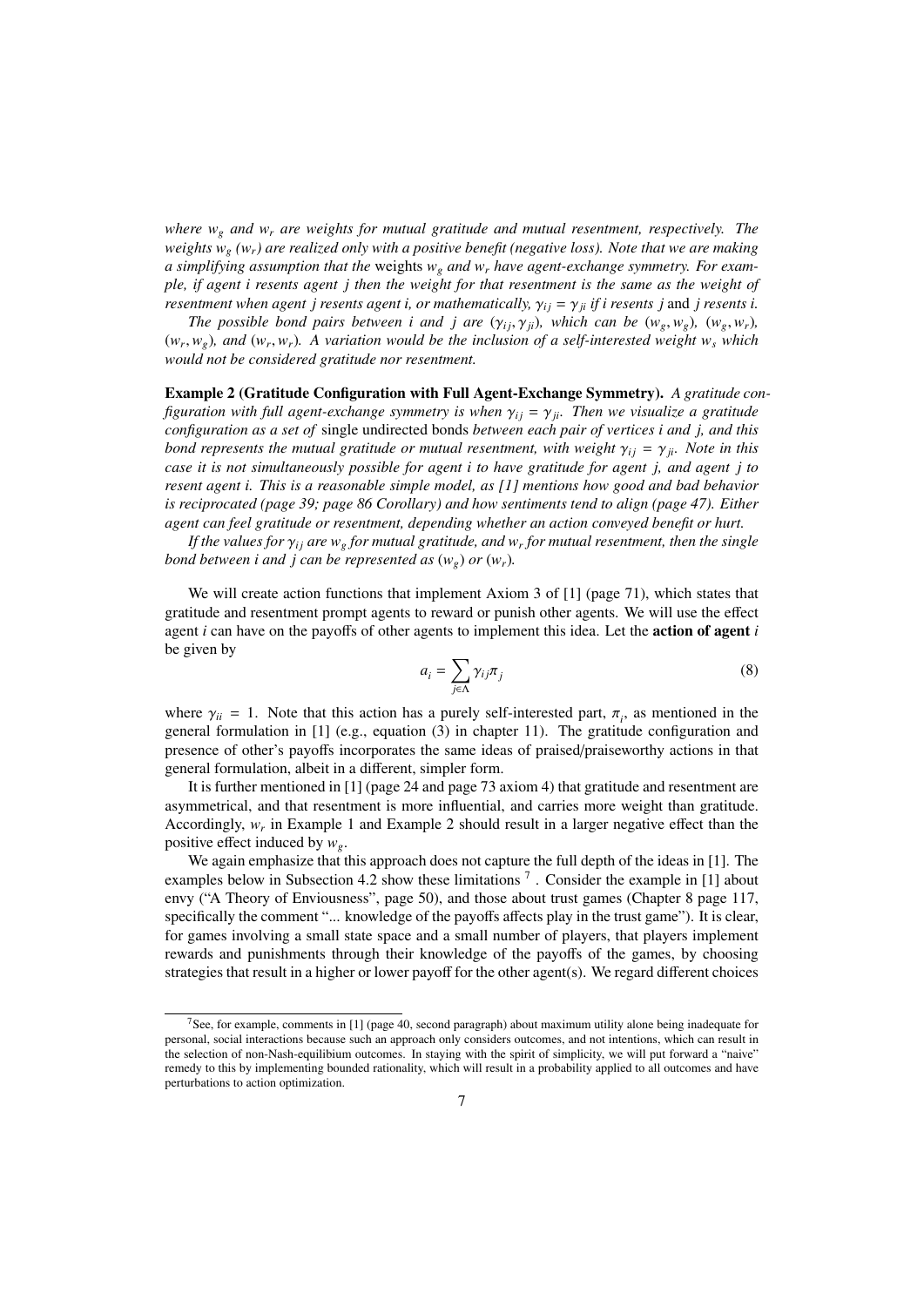*where $w_g$ and $w_r$ are weights for mutual gratitude and mutual resentment, respectively. The weights $w_g$ ($w_r$) are realized only with a positive benefit (negative loss). Note that we are making a simplifying assumption that the* weights *$w_g$ and $w_r$ have agent-exchange symmetry. For example, if agent i resents agent j then the weight for that resentment is the same as the weight of resentment when agent j resents agent i, or mathematically, $\gamma_{ij} = \gamma_{ji}$ if i resents j* and *j resents i.*

*The possible bond pairs between i and j are $(\gamma_{ij}, \gamma_{ji})$, which can be $(w_g, w_g)$, $(w_g, w_r)$, $(w_r, w_g)$, and $(w_r, w_r)$. A variation would be the inclusion of a self-interested weight $w_s$ which would not be considered gratitude nor resentment.*

**Example 2 (Gratitude Configuration with Full Agent-Exchange Symmetry).** *A gratitude configuration with full agent-exchange symmetry is when $\gamma_{ij} = \gamma_{ji}$. Then we visualize a gratitude configuration as a set of* single undirected bonds *between each pair of vertices i and j, and this bond represents the mutual gratitude or mutual resentment, with weight $\gamma_{ij} = \gamma_{ji}$. Note in this case it is not simultaneously possible for agent i to have gratitude for agent j, and agent j to resent agent i. This is a reasonable simple model, as [1] mentions how good and bad behavior is reciprocated (page 39; page 86 Corollary) and how sentiments tend to align (page 47). Either agent can feel gratitude or resentment, depending whether an action conveyed benefit or hurt.*

*If the values for $\gamma_{ij}$ are $w_g$ for mutual gratitude, and $w_r$ for mutual resentment, then the single bond between i and j can be represented as $(w_g)$ or $(w_r)$.*

We will create action functions that implement Axiom 3 of [1] (page 71), which states that gratitude and resentment prompt agents to reward or punish other agents. We will use the effect agent $i$ can have on the payoffs of other agents to implement this idea. Let the **action of agent** $i$ be given by

$$a_i = \sum_{j \in \Lambda} \gamma_{ij} \pi_j \tag{8}$$

where $\gamma_{ii} = 1$. Note that this action has a purely self-interested part, $\pi_i$, as mentioned in the general formulation in [1] (e.g., equation (3) in chapter 11). The gratitude configuration and presence of other's payoffs incorporates the same ideas of praised/praiseworthy actions in that general formulation, albeit in a different, simpler form.

It is further mentioned in [1] (page 24 and page 73 axiom 4) that gratitude and resentment are asymmetrical, and that resentment is more influential, and carries more weight than gratitude. Accordingly, $w_r$ in Example 1 and Example 2 should result in a larger negative effect than the positive effect induced by $w_g$.

We again emphasize that this approach does not capture the full depth of the ideas in [1]. The examples below in Subsection 4.2 show these limitations [7]. Consider the example in [1] about envy ("A Theory of Enviousness", page 50), and those about trust games (Chapter 8 page 117, specifically the comment "... knowledge of the payoffs affects play in the trust game"). It is clear, for games involving a small state space and a small number of players, that players implement rewards and punishments through their knowledge of the payoffs of the games, by choosing strategies that result in a higher or lower payoff for the other agent(s). We regard different choices

[7] See, for example, comments in [1] (page 40, second paragraph) about maximum utility alone being inadequate for personal, social interactions because such an approach only considers outcomes, and not intentions, which can result in the selection of non-Nash-equilibrium outcomes. In staying with the spirit of simplicity, we will put forward a "naive" remedy to this by implementing bounded rationality, which will result in a probability applied to all outcomes and have perturbations to action optimization.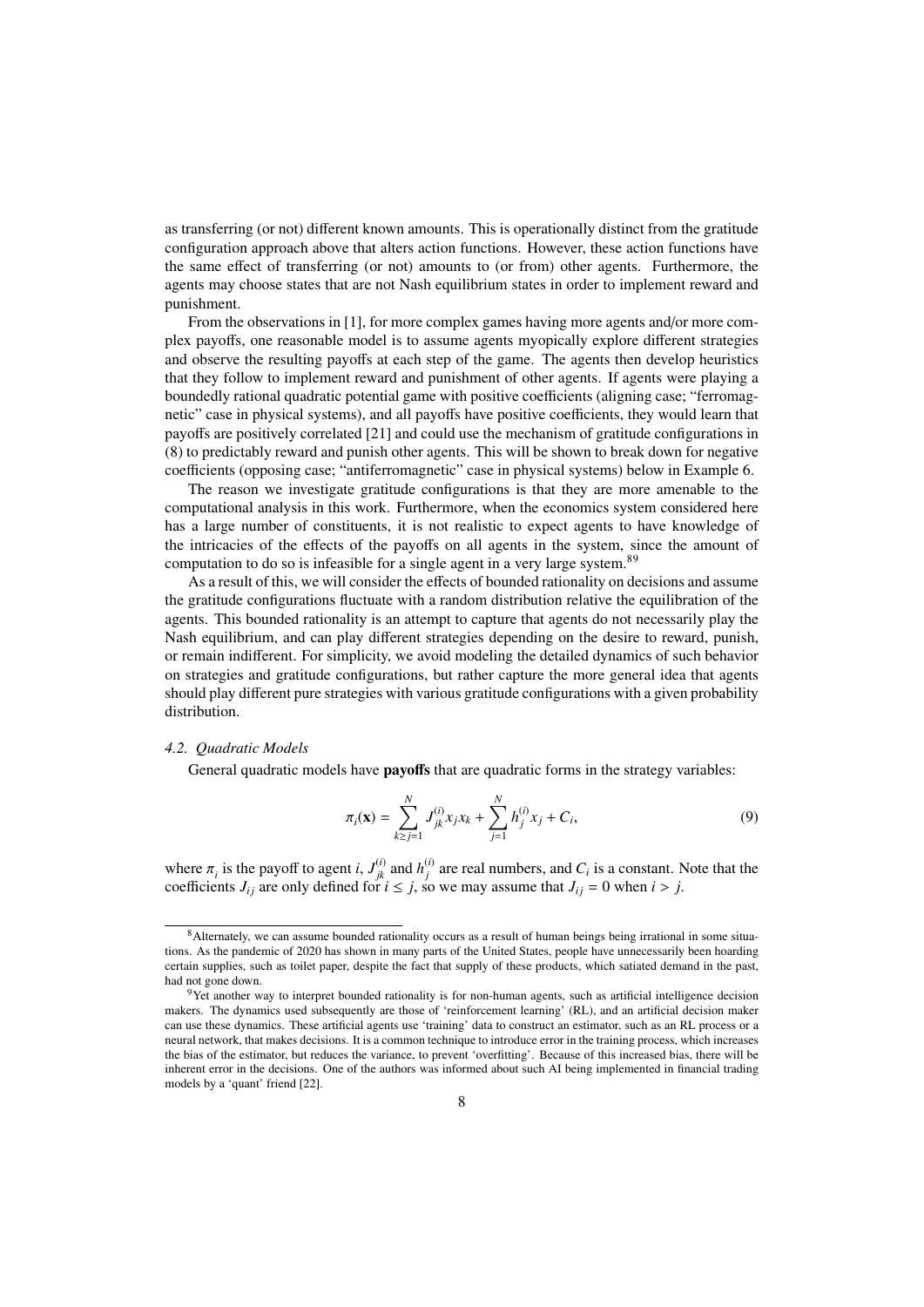as transferring (or not) different known amounts. This is operationally distinct from the gratitude configuration approach above that alters action functions. However, these action functions have the same effect of transferring (or not) amounts to (or from) other agents. Furthermore, the agents may choose states that are not Nash equilibrium states in order to implement reward and punishment.

From the observations in [1], for more complex games having more agents and/or more complex payoffs, one reasonable model is to assume agents myopically explore different strategies and observe the resulting payoffs at each step of the game. The agents then develop heuristics that they follow to implement reward and punishment of other agents. If agents were playing a boundedly rational quadratic potential game with positive coefficients (aligning case; "ferromagnetic" case in physical systems), and all payoffs have positive coefficients, they would learn that payoffs are positively correlated [21] and could use the mechanism of gratitude configurations in (8) to predictably reward and punish other agents. This will be shown to break down for negative coefficients (opposing case; "antiferromagnetic" case in physical systems) below in Example 6.

The reason we investigate gratitude configurations is that they are more amenable to the computational analysis in this work. Furthermore, when the economics system considered here has a large number of constituents, it is not realistic to expect agents to have knowledge of the intricacies of the effects of the payoffs on all agents in the system, since the amount of computation to do so is infeasible for a single agent in a very large system.[8][9]

As a result of this, we will consider the effects of bounded rationality on decisions and assume the gratitude configurations fluctuate with a random distribution relative the equilibration of the agents. This bounded rationality is an attempt to capture that agents do not necessarily play the Nash equilibrium, and can play different strategies depending on the desire to reward, punish, or remain indifferent. For simplicity, we avoid modeling the detailed dynamics of such behavior on strategies and gratitude configurations, but rather capture the more general idea that agents should play different pure strategies with various gratitude configurations with a given probability distribution.

### *4.2. Quadratic Models*

General quadratic models have **payoffs** that are quadratic forms in the strategy variables:

$$\pi_i(\mathbf{x}) = \sum_{k \geq j=1}^{N} J_{jk}^{(i)} x_j x_k + \sum_{j=1}^{N} h_j^{(i)} x_j + C_i, \tag{9}$$

where $\pi_i$ is the payoff to agent $i$, $J_{jk}^{(i)}$ and $h_j^{(i)}$ are real numbers, and $C_i$ is a constant. Note that the coefficients $J_{ij}$ are only defined for $i \leq j$, so we may assume that $J_{ij} = 0$ when $i > j$.

[8] Alternately, we can assume bounded rationality occurs as a result of human beings being irrational in some situations. As the pandemic of 2020 has shown in many parts of the United States, people have unnecessarily been hoarding certain supplies, such as toilet paper, despite the fact that supply of these products, which satiated demand in the past, had not gone down.

[9] Yet another way to interpret bounded rationality is for non-human agents, such as artificial intelligence decision makers. The dynamics used subsequently are those of 'reinforcement learning' (RL), and an artificial decision maker can use these dynamics. These artificial agents use 'training' data to construct an estimator, such as an RL process or a neural network, that makes decisions. It is a common technique to introduce error in the training process, which increases the bias of the estimator, but reduces the variance, to prevent 'overfitting'. Because of this increased bias, there will be inherent error in the decisions. One of the authors was informed about such AI being implemented in financial trading models by a 'quant' friend [22].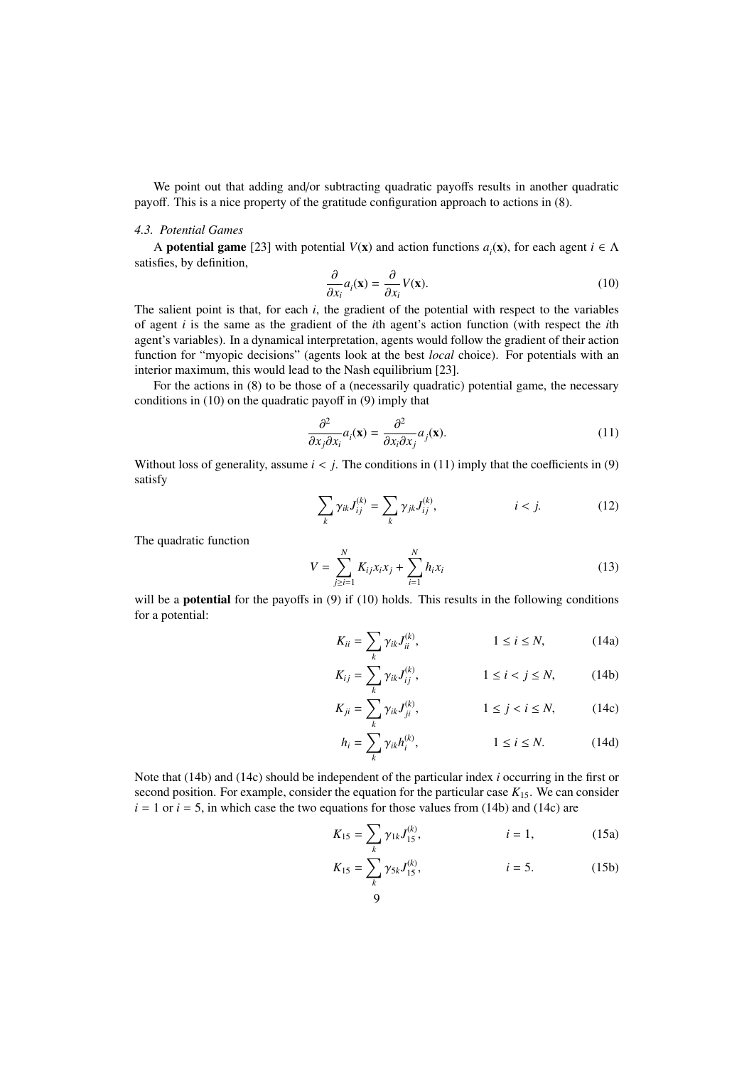We point out that adding and/or subtracting quadratic payoffs results in another quadratic payoff. This is a nice property of the gratitude configuration approach to actions in (8).

### 4.3. Potential Games

A **potential game** [23] with potential $V(\mathbf{x})$ and action functions $a_i(\mathbf{x})$, for each agent $i \in \Lambda$ satisfies, by definition,

$$\frac{\partial}{\partial x_i} a_i(\mathbf{x}) = \frac{\partial}{\partial x_i} V(\mathbf{x}). \tag{10}$$

The salient point is that, for each $i$, the gradient of the potential with respect to the variables of agent $i$ is the same as the gradient of the $i$th agent's action function (with respect the $i$th agent's variables). In a dynamical interpretation, agents would follow the gradient of their action function for "myopic decisions" (agents look at the best *local* choice). For potentials with an interior maximum, this would lead to the Nash equilibrium [23].

For the actions in (8) to be those of a (necessarily quadratic) potential game, the necessary conditions in (10) on the quadratic payoff in (9) imply that

$$\frac{\partial^2}{\partial x_j \partial x_i} a_i(\mathbf{x}) = \frac{\partial^2}{\partial x_i \partial x_j} a_j(\mathbf{x}). \tag{11}$$

Without loss of generality, assume $i < j$. The conditions in (11) imply that the coefficients in (9) satisfy

$$\sum_k \gamma_{ik} J_{ij}^{(k)} = \sum_k \gamma_{jk} J_{ij}^{(k)}, \qquad i < j. \tag{12}$$

The quadratic function

$$V = \sum_{j \geq i = 1}^{N} K_{ij} x_i x_j + \sum_{i=1}^{N} h_i x_i \tag{13}$$

will be a **potential** for the payoffs in (9) if (10) holds. This results in the following conditions for a potential:

$$K_{ii} = \sum_k \gamma_{ik} J_{ii}^{(k)}, \qquad 1 \leq i \leq N, \tag{14a}$$

$$K_{ij} = \sum_k \gamma_{ik} J_{ij}^{(k)}, \qquad 1 \leq i < j \leq N, \tag{14b}$$

$$K_{ji} = \sum_k \gamma_{ik} J_{ji}^{(k)}, \qquad 1 \leq j < i \leq N, \tag{14c}$$

$$h_i = \sum_k \gamma_{ik} h_i^{(k)}, \qquad 1 \leq i \leq N. \tag{14d}$$

Note that (14b) and (14c) should be independent of the particular index $i$ occurring in the first or second position. For example, consider the equation for the particular case $K_{15}$. We can consider $i = 1$ or $i = 5$, in which case the two equations for those values from (14b) and (14c) are

$$K_{15} = \sum_k \gamma_{1k} J_{15}^{(k)}, \qquad i = 1, \tag{15a}$$

$$K_{15} = \sum_k \gamma_{5k} J_{15}^{(k)}, \qquad i = 5. \tag{15b}$$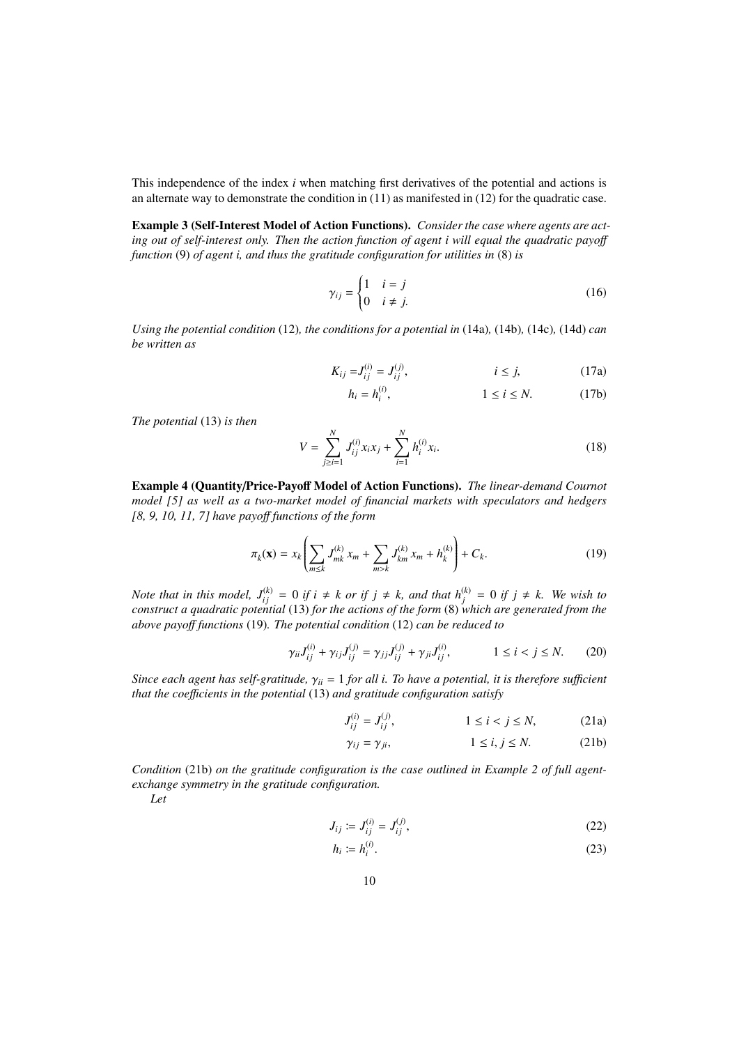This independence of the index $i$ when matching first derivatives of the potential and actions is an alternate way to demonstrate the condition in (11) as manifested in (12) for the quadratic case.

**Example 3 (Self-Interest Model of Action Functions).** *Consider the case where agents are acting out of self-interest only. Then the action function of agent i will equal the quadratic payoff function* (9) *of agent i, and thus the gratitude configuration for utilities in* (8) *is*

$$\gamma_{ij} = \begin{cases} 1 & i = j \\ 0 & i \neq j. \end{cases} \tag{16}$$

*Using the potential condition* (12)*, the conditions for a potential in* (14a)*,* (14b)*,* (14c)*,* (14d) *can be written as*

$$K_{ij} = J_{ij}^{(i)} = J_{ij}^{(j)}, \qquad i \leq j, \tag{17a}$$

$$h_i = h_i^{(i)}, \qquad 1 \leq i \leq N. \tag{17b}$$

*The potential* (13) *is then*

$$V = \sum_{j \geq i=1}^{N} J_{ij}^{(i)} x_i x_j + \sum_{i=1}^{N} h_i^{(i)} x_i. \tag{18}$$

**Example 4 (Quantity/Price-Payoff Model of Action Functions).** *The linear-demand Cournot model [5] as well as a two-market model of financial markets with speculators and hedgers [8, 9, 10, 11, 7] have payoff functions of the form*

$$\pi_k(\mathbf{x}) = x_k \left( \sum_{m \leq k} J_{mk}^{(k)} x_m + \sum_{m > k} J_{km}^{(k)} x_m + h_k^{(k)} \right) + C_k. \tag{19}$$

*Note that in this model, $J_{ij}^{(k)} = 0$ if $i \neq k$ or if $j \neq k$, and that $h_j^{(k)} = 0$ if $j \neq k$. We wish to construct a quadratic potential* (13) *for the actions of the form* (8) *which are generated from the above payoff functions* (19)*. The potential condition* (12) *can be reduced to*

$$\gamma_{ii} J_{ij}^{(i)} + \gamma_{ij} J_{ij}^{(j)} = \gamma_{jj} J_{ij}^{(j)} + \gamma_{ji} J_{ij}^{(i)}, \qquad 1 \leq i < j \leq N. \tag{20}$$

*Since each agent has self-gratitude, $\gamma_{ii} = 1$ for all $i$. To have a potential, it is therefore sufficient that the coefficients in the potential* (13) *and gratitude configuration satisfy*

$$J_{ij}^{(i)} = J_{ij}^{(j)}, \qquad 1 \leq i < j \leq N, \tag{21a}$$

$$\gamma_{ij} = \gamma_{ji}, \qquad 1 \leq i, j \leq N. \tag{21b}$$

*Condition* (21b) *on the gratitude configuration is the case outlined in Example 2 of full agent-exchange symmetry in the gratitude configuration.*

*Let*

$$J_{ij} := J_{ij}^{(i)} = J_{ij}^{(j)}, \tag{22}$$

$$h_i := h_i^{(i)}. \tag{23}$$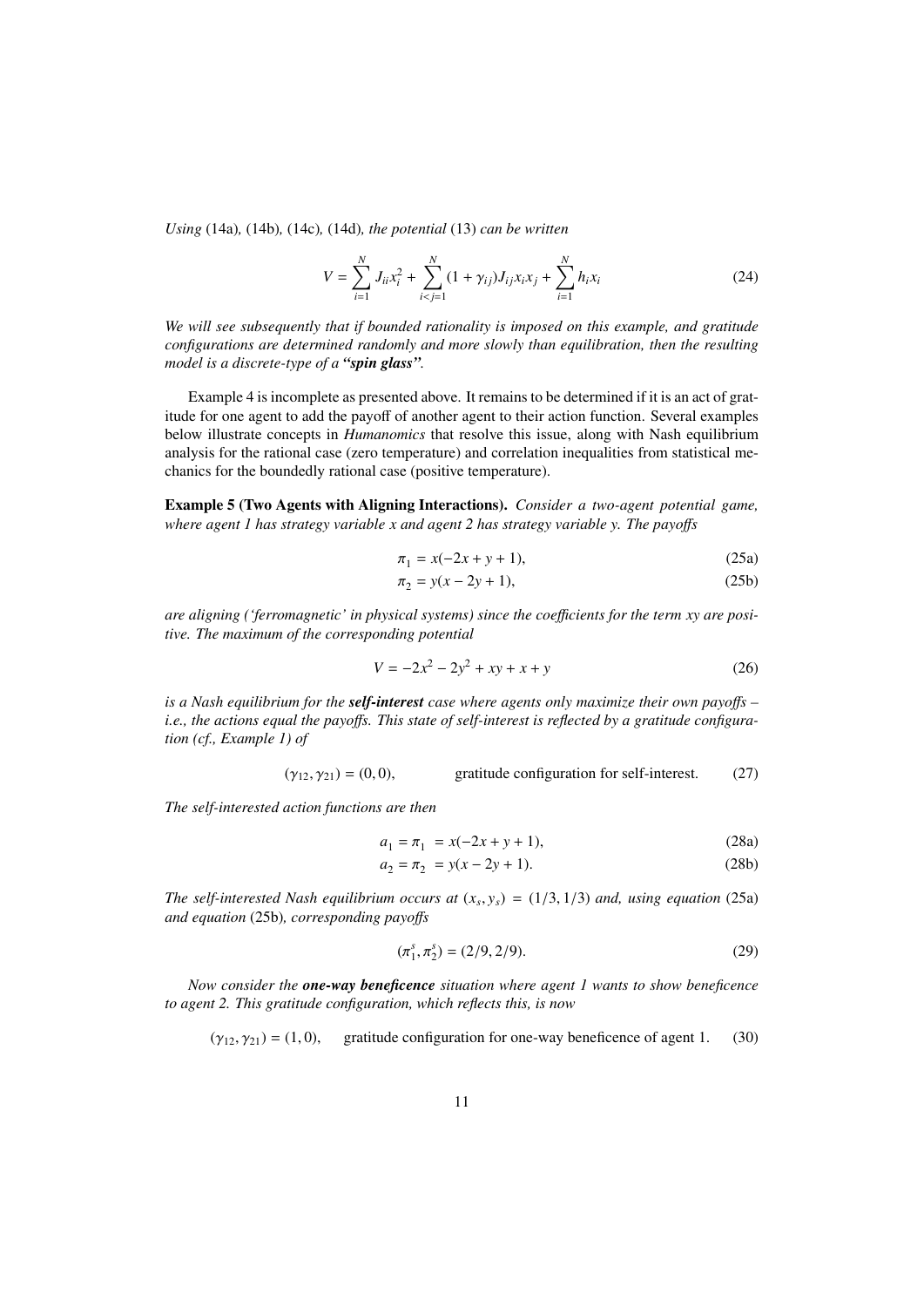*Using* (14a)*,* (14b)*,* (14c)*,* (14d)*, the potential* (13) *can be written*

$$V = \sum_{i=1}^{N} J_{ii} x_i^2 + \sum_{i<j=1}^{N} (1 + \gamma_{ij}) J_{ij} x_i x_j + \sum_{i=1}^{N} h_i x_i \tag{24}$$

*We will see subsequently that if bounded rationality is imposed on this example, and gratitude configurations are determined randomly and more slowly than equilibration, then the resulting model is a discrete-type of a* ***"spin glass"****.*

Example 4 is incomplete as presented above. It remains to be determined if it is an act of gratitude for one agent to add the payoff of another agent to their action function. Several examples below illustrate concepts in *Humanomics* that resolve this issue, along with Nash equilibrium analysis for the rational case (zero temperature) and correlation inequalities from statistical mechanics for the boundedly rational case (positive temperature).

**Example 5 (Two Agents with Aligning Interactions).** *Consider a two-agent potential game, where agent 1 has strategy variable $x$ and agent 2 has strategy variable $y$. The payoffs*

$$\pi_1 = x(-2x + y + 1), \tag{25a}$$

$$\pi_2 = y(x - 2y + 1), \tag{25b}$$

*are aligning ('ferromagnetic' in physical systems) since the coefficients for the term $xy$ are positive. The maximum of the corresponding potential*

$$V = -2x^2 - 2y^2 + xy + x + y \tag{26}$$

*is a Nash equilibrium for the* ***self-interest*** *case where agents only maximize their own payoffs – i.e., the actions equal the payoffs. This state of self-interest is reflected by a gratitude configuration (cf., Example 1) of*

$$(\gamma_{12}, \gamma_{21}) = (0, 0), \qquad \text{gratitude configuration for self-interest.} \tag{27}$$

*The self-interested action functions are then*

$$a_1 = \pi_1 = x(-2x + y + 1), \tag{28a}$$

$$a_2 = \pi_2 = y(x - 2y + 1). \tag{28b}$$

*The self-interested Nash equilibrium occurs at $(x_s, y_s) = (1/3, 1/3)$ and, using equation* (25a) *and equation* (25b)*, corresponding payoffs*

$$(\pi_1^s, \pi_2^s) = (2/9, 2/9). \tag{29}$$

*Now consider the* ***one-way beneficence*** *situation where agent 1 wants to show beneficence to agent 2. This gratitude configuration, which reflects this, is now*

$$(\gamma_{12}, \gamma_{21}) = (1, 0), \qquad \text{gratitude configuration for one-way beneficence of agent 1.} \tag{30}$$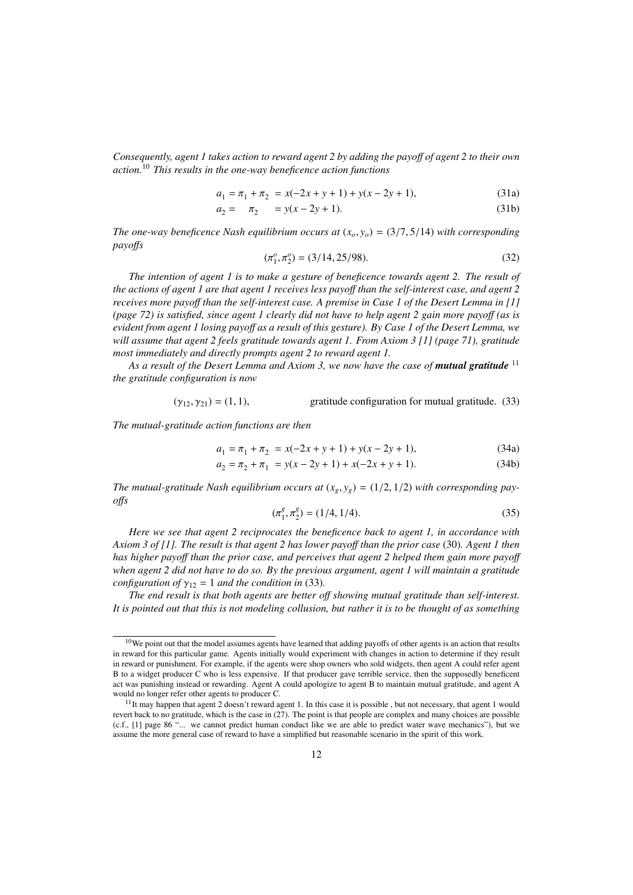*Consequently, agent 1 takes action to reward agent 2 by adding the payoff of agent 2 to their own action.*[10] *This results in the one-way beneficence action functions*

$$a_1 = \pi_1 + \pi_2 = x(-2x + y + 1) + y(x - 2y + 1), \tag{31a}$$

$$a_2 = \quad \pi_2 \quad = y(x - 2y + 1). \tag{31b}$$

*The one-way beneficence Nash equilibrium occurs at* $(x_o, y_o) = (3/7, 5/14)$ *with corresponding payoffs*

$$(\pi_1^o, \pi_2^o) = (3/14, 25/98). \tag{32}$$

*The intention of agent 1 is to make a gesture of beneficence towards agent 2. The result of the actions of agent 1 are that agent 1 receives less payoff than the self-interest case, and agent 2 receives more payoff than the self-interest case. A premise in Case 1 of the Desert Lemma in [1] (page 72) is satisfied, since agent 1 clearly did not have to help agent 2 gain more payoff (as is evident from agent 1 losing payoff as a result of this gesture). By Case 1 of the Desert Lemma, we will assume that agent 2 feels gratitude towards agent 1. From Axiom 3 [1] (page 71), gratitude most immediately and directly prompts agent 2 to reward agent 1.*

*As a result of the Desert Lemma and Axiom 3, we now have the case of* ***mutual gratitude*** [11] *the gratitude configuration is now*

$$(\gamma_{12}, \gamma_{21}) = (1, 1), \qquad \text{gratitude configuration for mutual gratitude.} \tag{33}$$

*The mutual-gratitude action functions are then*

$$a_1 = \pi_1 + \pi_2 = x(-2x + y + 1) + y(x - 2y + 1), \tag{34a}$$

$$a_2 = \pi_2 + \pi_1 = y(x - 2y + 1) + x(-2x + y + 1). \tag{34b}$$

*The mutual-gratitude Nash equilibrium occurs at* $(x_g, y_g) = (1/2, 1/2)$ *with corresponding payoffs*

$$(\pi_1^g, \pi_2^g) = (1/4, 1/4). \tag{35}$$

*Here we see that agent 2 reciprocates the beneficence back to agent 1, in accordance with Axiom 3 of [1]. The result is that agent 2 has lower payoff than the prior case* (30)*. Agent 1 then has higher payoff than the prior case, and perceives that agent 2 helped them gain more payoff when agent 2 did not have to do so. By the previous argument, agent 1 will maintain a gratitude configuration of* $\gamma_{12} = 1$ *and the condition in* (33)*.*

*The end result is that both agents are better off showing mutual gratitude than self-interest. It is pointed out that this is not modeling collusion, but rather it is to be thought of as something*

---

[10] We point out that the model assumes agents have learned that adding payoffs of other agents is an action that results in reward for this particular game. Agents initially would experiment with changes in action to determine if they result in reward or punishment. For example, if the agents were shop owners who sold widgets, then agent A could refer agent B to a widget producer C who is less expensive. If that producer gave terrible service, then the supposedly beneficent act was punishing instead or rewarding. Agent A could apologize to agent B to maintain mutual gratitude, and agent A would no longer refer other agents to producer C.

[11] It may happen that agent 2 doesn't reward agent 1. In this case it is possible , but not necessary, that agent 1 would revert back to no gratitude, which is the case in (27). The point is that people are complex and many choices are possible (c.f., [1] page 86 "... we cannot predict human conduct like we are able to predict water wave mechanics"), but we assume the more general case of reward to have a simplified but reasonable scenario in the spirit of this work.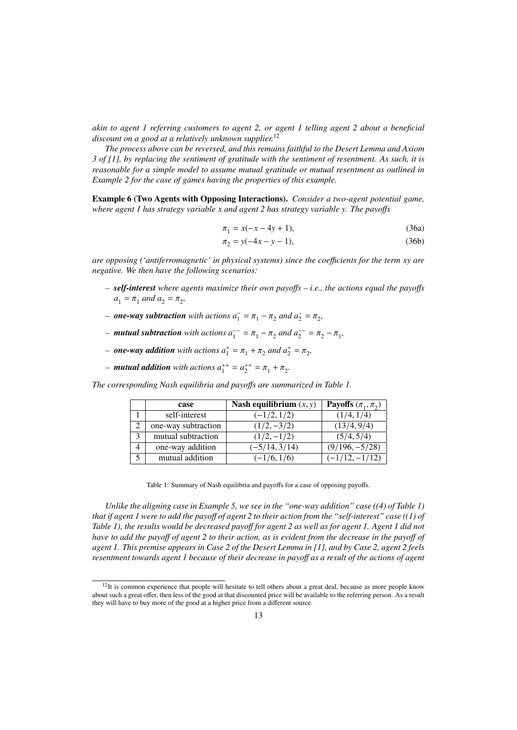*akin to agent 1 referring customers to agent 2, or agent 1 telling agent 2 about a beneficial discount on a good at a relatively unknown supplier.*[12]

*The process above can be reversed, and this remains faithful to the Desert Lemma and Axiom 3 of [1], by replacing the sentiment of gratitude with the sentiment of resentment. As such, it is reasonable for a simple model to assume mutual gratitude or mutual resentment as outlined in Example 2 for the case of games having the properties of this example.*

**Example 6 (Two Agents with Opposing Interactions).** *Consider a two-agent potential game, where agent 1 has strategy variable x and agent 2 has strategy variable y. The payoffs*

$$\pi_1 = x(-x - 4y + 1), \tag{36a}$$

$$\pi_2 = y(-4x - y - 1), \tag{36b}$$

*are opposing ('antiferromagnetic' in physical systems) since the coefficients for the term xy are negative. We then have the following scenarios:*

- ***self-interest*** *where agents maximize their own payoffs – i.e., the actions equal the payoffs* $a_1 = \pi_1$ *and* $a_2 = \pi_2$*,*
- ***one-way subtraction*** *with actions* $a_1^- = \pi_1 - \pi_2$ *and* $a_2^- = \pi_2$*,*
- ***mutual subtraction*** *with actions* $a_1^{--} = \pi_1 - \pi_2$ *and* $a_2^{--} = \pi_2 - \pi_1$*,*
- ***one-way addition*** *with actions* $a_1^+ = \pi_1 + \pi_2$ *and* $a_2^+ = \pi_2$*,*
- ***mutual addition*** *with actions* $a_1^{++} = a_2^{++} = \pi_1 + \pi_2$*.*

*The corresponding Nash equilibria and payoffs are summarized in Table 1.*

| | **case** | **Nash equilibrium** $(x, y)$ | **Payoffs** $(\pi_1, \pi_2)$ |
|---|---|---|---|
| 1 | self-interest | $(-1/2, 1/2)$ | $(1/4, 1/4)$ |
| 2 | one-way subtraction | $(1/2, -3/2)$ | $(13/4, 9/4)$ |
| 3 | mutual subtraction | $(1/2, -1/2)$ | $(5/4, 5/4)$ |
| 4 | one-way addition | $(-5/14, 3/14)$ | $(9/196, -5/28)$ |
| 5 | mutual addition | $(-1/6, 1/6)$ | $(-1/12, -1/12)$ |

Table 1: Summary of Nash equilibria and payoffs for a case of opposing payoffs.

*Unlike the aligning case in Example 5, we see in the "one-way addition" case ((4) of Table 1) that if agent 1 were to add the payoff of agent 2 to their action from the "self-interest" case ((1) of Table 1), the results would be decreased payoff for agent 2 as well as for agent 1. Agent 1 did not have to add the payoff of agent 2 to their action, as is evident from the decrease in the payoff of agent 1. This premise appears in Case 2 of the Desert Lemma in [1], and by Case 2, agent 2 feels resentment towards agent 1 because of their decrease in payoff as a result of the actions of agent*

[12] It is common experience that people will hesitate to tell others about a great deal, because as more people know about such a great offer, then less of the good at that discounted price will be available to the referring person. As a result they will have to buy more of the good at a higher price from a different source.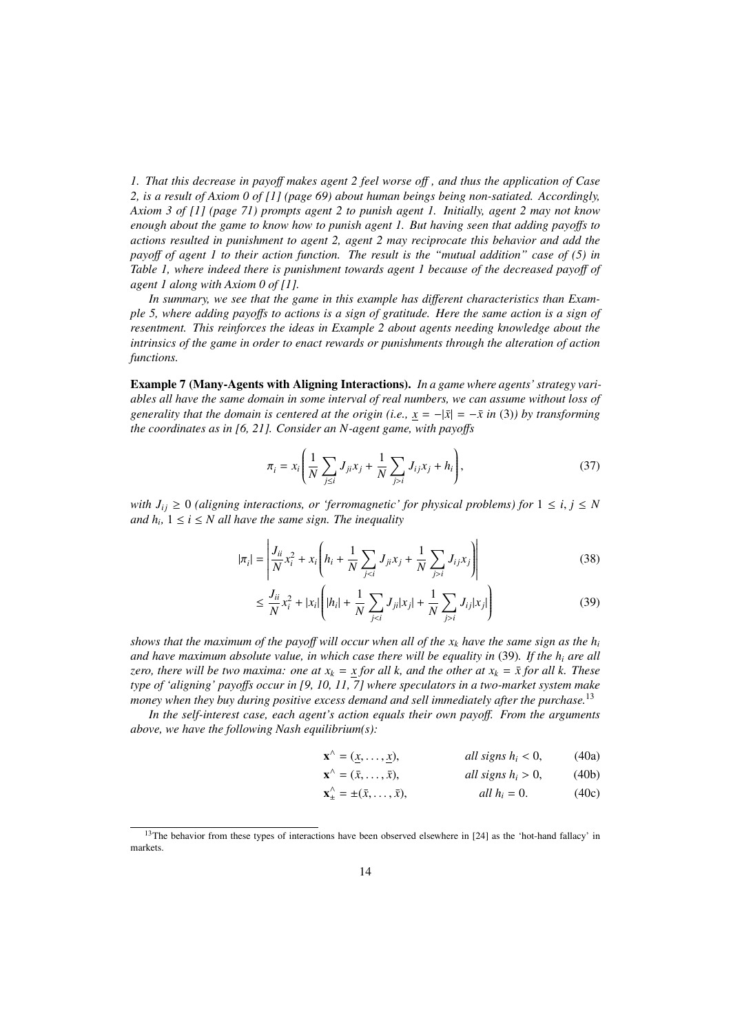*1. That this decrease in payoff makes agent 2 feel worse off , and thus the application of Case 2, is a result of Axiom 0 of [1] (page 69) about human beings being non-satiated. Accordingly, Axiom 3 of [1] (page 71) prompts agent 2 to punish agent 1. Initially, agent 2 may not know enough about the game to know how to punish agent 1. But having seen that adding payoffs to actions resulted in punishment to agent 2, agent 2 may reciprocate this behavior and add the payoff of agent 1 to their action function. The result is the "mutual addition" case of (5) in Table 1, where indeed there is punishment towards agent 1 because of the decreased payoff of agent 1 along with Axiom 0 of [1].*

*In summary, we see that the game in this example has different characteristics than Example 5, where adding payoffs to actions is a sign of gratitude. Here the same action is a sign of resentment. This reinforces the ideas in Example 2 about agents needing knowledge about the intrinsics of the game in order to enact rewards or punishments through the alteration of action functions.*

**Example 7 (Many-Agents with Aligning Interactions).** *In a game where agents' strategy variables all have the same domain in some interval of real numbers, we can assume without loss of generality that the domain is centered at the origin (i.e., $\underline{x} = -|\bar{x}| = -\bar{x}$ in* (3)*) by transforming the coordinates as in [6, 21]. Consider an N-agent game, with payoffs*

$$\pi_i = x_i \left( \frac{1}{N} \sum_{j \leq i} J_{ji} x_j + \frac{1}{N} \sum_{j > i} J_{ij} x_j + h_i \right), \tag{37}$$

*with $J_{ij} \geq 0$ (aligning interactions, or 'ferromagnetic' for physical problems) for $1 \leq i, j \leq N$ and $h_i$, $1 \leq i \leq N$ all have the same sign. The inequality*

$$|\pi_i| = \left| \frac{J_{ii}}{N} x_i^2 + x_i \left( h_i + \frac{1}{N} \sum_{j < i} J_{ji} x_j + \frac{1}{N} \sum_{j > i} J_{ij} x_j \right) \right| \tag{38}$$

$$\leq \frac{J_{ii}}{N} x_i^2 + |x_i| \left( |h_i| + \frac{1}{N} \sum_{j < i} J_{ji} |x_j| + \frac{1}{N} \sum_{j > i} J_{ij} |x_j| \right) \tag{39}$$

*shows that the maximum of the payoff will occur when all of the $x_k$ have the same sign as the $h_i$ and have maximum absolute value, in which case there will be equality in* (39)*. If the $h_i$ are all zero, there will be two maxima: one at $x_k = \underline{x}$ for all $k$, and the other at $x_k = \bar{x}$ for all $k$. These type of 'aligning' payoffs occur in [9, 10, 11, 7] where speculators in a two-market system make money when they buy during positive excess demand and sell immediately after the purchase.*[13]

*In the self-interest case, each agent's action equals their own payoff. From the arguments above, we have the following Nash equilibrium(s):*

$$\mathbf{x}^{\wedge} = (\underline{x}, \ldots, \underline{x}), \qquad \textit{all signs } h_i < 0, \tag{40a}$$

$$\mathbf{x}^{\wedge} = (\bar{x}, \ldots, \bar{x}), \qquad \textit{all signs } h_i > 0, \tag{40b}$$

$$\mathbf{x}^{\wedge}_{\pm} = \pm(\bar{x}, \ldots, \bar{x}), \qquad \textit{all } h_i = 0. \tag{40c}$$

[13] The behavior from these types of interactions have been observed elsewhere in [24] as the 'hot-hand fallacy' in markets.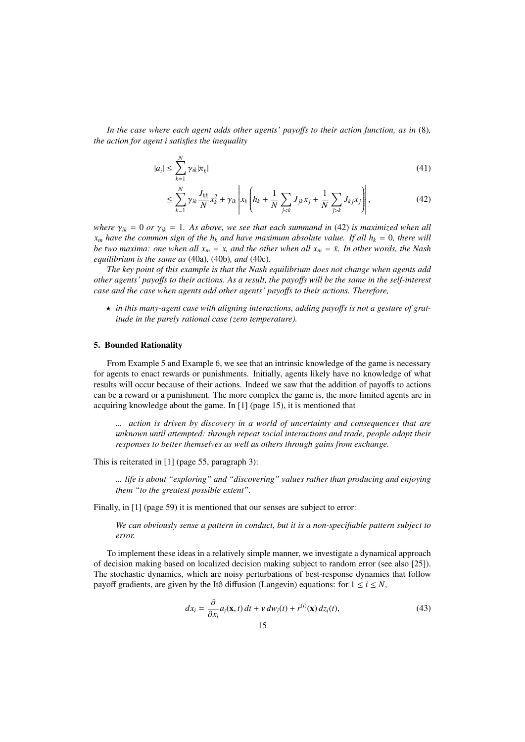*In the case where each agent adds other agents' payoffs to their action function, as in* (8)*, the action for agent i satisfies the inequality*

$$|a_i| \leq \sum_{k=1}^{N} \gamma_{ik} |\pi_k| \tag{41}$$

$$\leq \sum_{k=1}^{N} \gamma_{ik} \frac{J_{kk}}{N} x_k^2 + \gamma_{ik} \left| x_k \left( h_k + \frac{1}{N} \sum_{j<k} J_{jk} x_j + \frac{1}{N} \sum_{j>k} J_{kj} x_j \right) \right|, \tag{42}$$

*where $\gamma_{ik} = 0$ or $\gamma_{ik} = 1$. As above, we see that each summand in* (42) *is maximized when all $x_m$ have the common sign of the $h_k$ and have maximum absolute value. If all $h_k = 0$, there will be two maxima: one when all $x_m = \underline{x}$, and the other when all $x_m = \bar{x}$. In other words, the Nash equilibrium is the same as* (40a)*,* (40b)*, and* (40c)*.*

*The key point of this example is that the Nash equilibrium does not change when agents add other agents' payoffs to their actions. As a result, the payoffs will be the same in the self-interest case and the case when agents add other agents' payoffs to their actions. Therefore,*

- ⋆ *in this many-agent case with aligning interactions, adding payoffs is not a gesture of gratitude in the purely rational case (zero temperature).*

## 5. Bounded Rationality

From Example 5 and Example 6, we see that an intrinsic knowledge of the game is necessary for agents to enact rewards or punishments. Initially, agents likely have no knowledge of what results will occur because of their actions. Indeed we saw that the addition of payoffs to actions can be a reward or a punishment. The more complex the game is, the more limited agents are in acquiring knowledge about the game. In [1] (page 15), it is mentioned that

> *... action is driven by discovery in a world of uncertainty and consequences that are unknown until attempted: through repeat social interactions and trade, people adapt their responses to better themselves as well as others through gains from exchange.*

This is reiterated in [1] (page 55, paragraph 3):

> *... life is about "exploring" and "discovering" values rather than producing and enjoying them "to the greatest possible extent".*

Finally, in [1] (page 59) it is mentioned that our senses are subject to error:

> *We can obviously sense a pattern in conduct, but it is a non-specifiable pattern subject to error.*

To implement these ideas in a relatively simple manner, we investigate a dynamical approach of decision making based on localized decision making subject to random error (see also [25]). The stochastic dynamics, which are noisy perturbations of best-response dynamics that follow payoff gradients, are given by the Itô diffusion (Langevin) equations: for $1 \leq i \leq N$,

$$dx_i = \frac{\partial}{\partial x_i} a_i(\mathbf{x}, t)\, dt + \nu\, dw_i(t) + r^{(i)}(\mathbf{x})\, dz_i(t), \tag{43}$$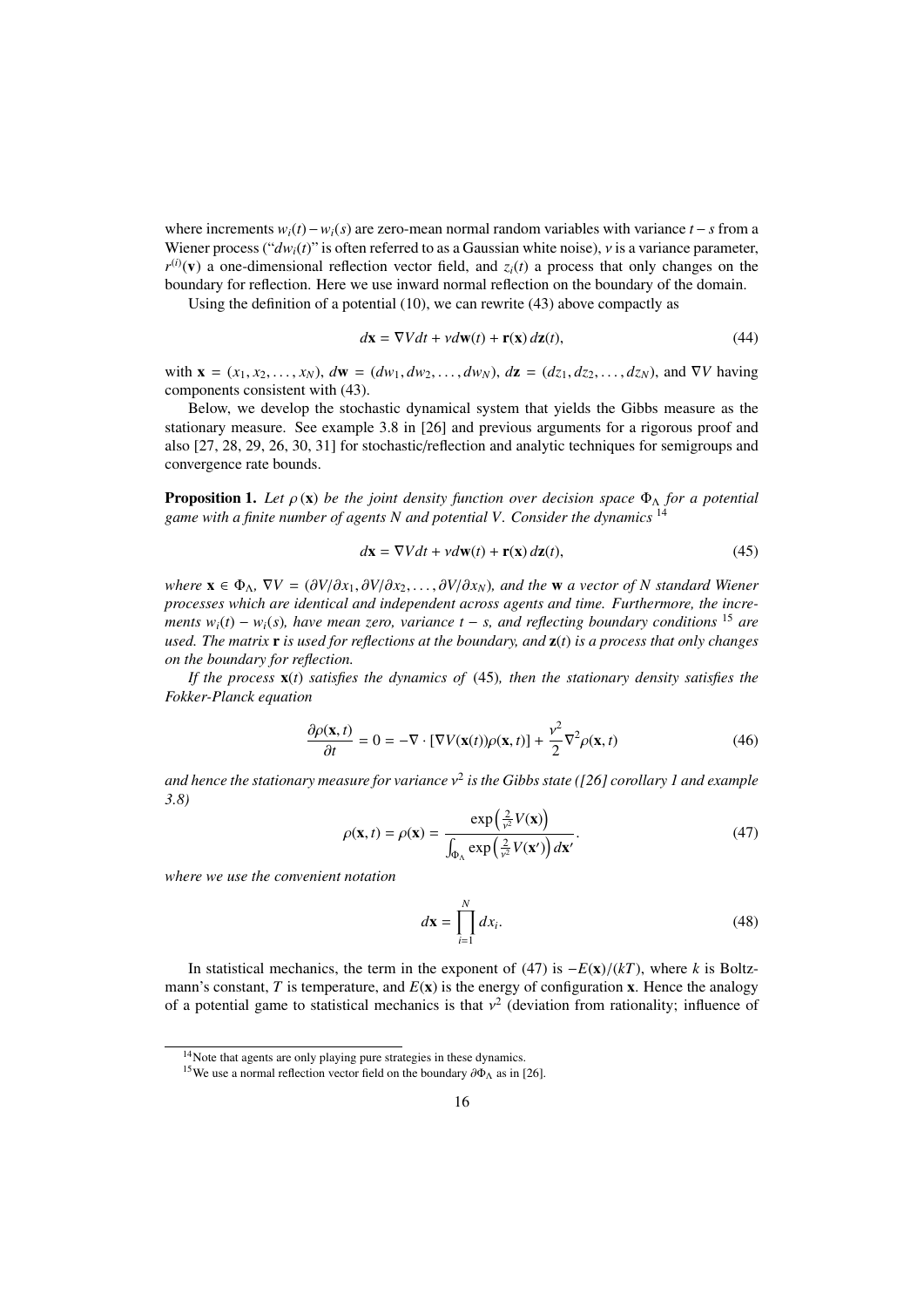where increments $w_i(t) - w_i(s)$ are zero-mean normal random variables with variance $t - s$ from a Wiener process ("$dw_i(t)$" is often referred to as a Gaussian white noise), $\nu$ is a variance parameter, $r^{(i)}(\mathbf{v})$ a one-dimensional reflection vector field, and $z_i(t)$ a process that only changes on the boundary for reflection. Here we use inward normal reflection on the boundary of the domain.

Using the definition of a potential (10), we can rewrite (43) above compactly as

$$d\mathbf{x} = \nabla V dt + \nu d\mathbf{w}(t) + \mathbf{r}(\mathbf{x})\, d\mathbf{z}(t), \tag{44}$$

with $\mathbf{x} = (x_1, x_2, \ldots, x_N)$, $d\mathbf{w} = (dw_1, dw_2, \ldots, dw_N)$, $d\mathbf{z} = (dz_1, dz_2, \ldots, dz_N)$, and $\nabla V$ having components consistent with (43).

Below, we develop the stochastic dynamical system that yields the Gibbs measure as the stationary measure. See example 3.8 in [26] and previous arguments for a rigorous proof and also [27, 28, 29, 26, 30, 31] for stochastic/reflection and analytic techniques for semigroups and convergence rate bounds.

**Proposition 1.** *Let $\rho(\mathbf{x})$ be the joint density function over decision space $\Phi_\Lambda$ for a potential game with a finite number of agents $N$ and potential $V$. Consider the dynamics* [14]

$$d\mathbf{x} = \nabla V dt + \nu d\mathbf{w}(t) + \mathbf{r}(\mathbf{x})\, d\mathbf{z}(t), \tag{45}$$

*where $\mathbf{x} \in \Phi_\Lambda$, $\nabla V = (\partial V/\partial x_1, \partial V/\partial x_2, \ldots, \partial V/\partial x_N)$, and the $\mathbf{w}$ a vector of $N$ standard Wiener processes which are identical and independent across agents and time. Furthermore, the increments $w_i(t) - w_i(s)$, have mean zero, variance $t - s$, and reflecting boundary conditions* [15] *are used. The matrix $\mathbf{r}$ is used for reflections at the boundary, and $\mathbf{z}(t)$ is a process that only changes on the boundary for reflection.*

*If the process $\mathbf{x}(t)$ satisfies the dynamics of* (45)*, then the stationary density satisfies the Fokker-Planck equation*

$$\frac{\partial \rho(\mathbf{x}, t)}{\partial t} = 0 = -\nabla \cdot [\nabla V(\mathbf{x}(t))\rho(\mathbf{x}, t)] + \frac{\nu^2}{2}\nabla^2 \rho(\mathbf{x}, t) \tag{46}$$

*and hence the stationary measure for variance $\nu^2$ is the Gibbs state ([26] corollary 1 and example 3.8)*

$$\rho(\mathbf{x}, t) = \rho(\mathbf{x}) = \frac{\exp\left(\frac{2}{\nu^2} V(\mathbf{x})\right)}{\int_{\Phi_\Lambda} \exp\left(\frac{2}{\nu^2} V(\mathbf{x}')\right) d\mathbf{x}'}. \tag{47}$$

*where we use the convenient notation*

$$d\mathbf{x} = \prod_{i=1}^{N} dx_i. \tag{48}$$

In statistical mechanics, the term in the exponent of (47) is $-E(\mathbf{x})/(kT)$, where $k$ is Boltzmann's constant, $T$ is temperature, and $E(\mathbf{x})$ is the energy of configuration $\mathbf{x}$. Hence the analogy of a potential game to statistical mechanics is that $\nu^2$ (deviation from rationality; influence of

[14] Note that agents are only playing pure strategies in these dynamics.

[15] We use a normal reflection vector field on the boundary $\partial\Phi_\Lambda$ as in [26].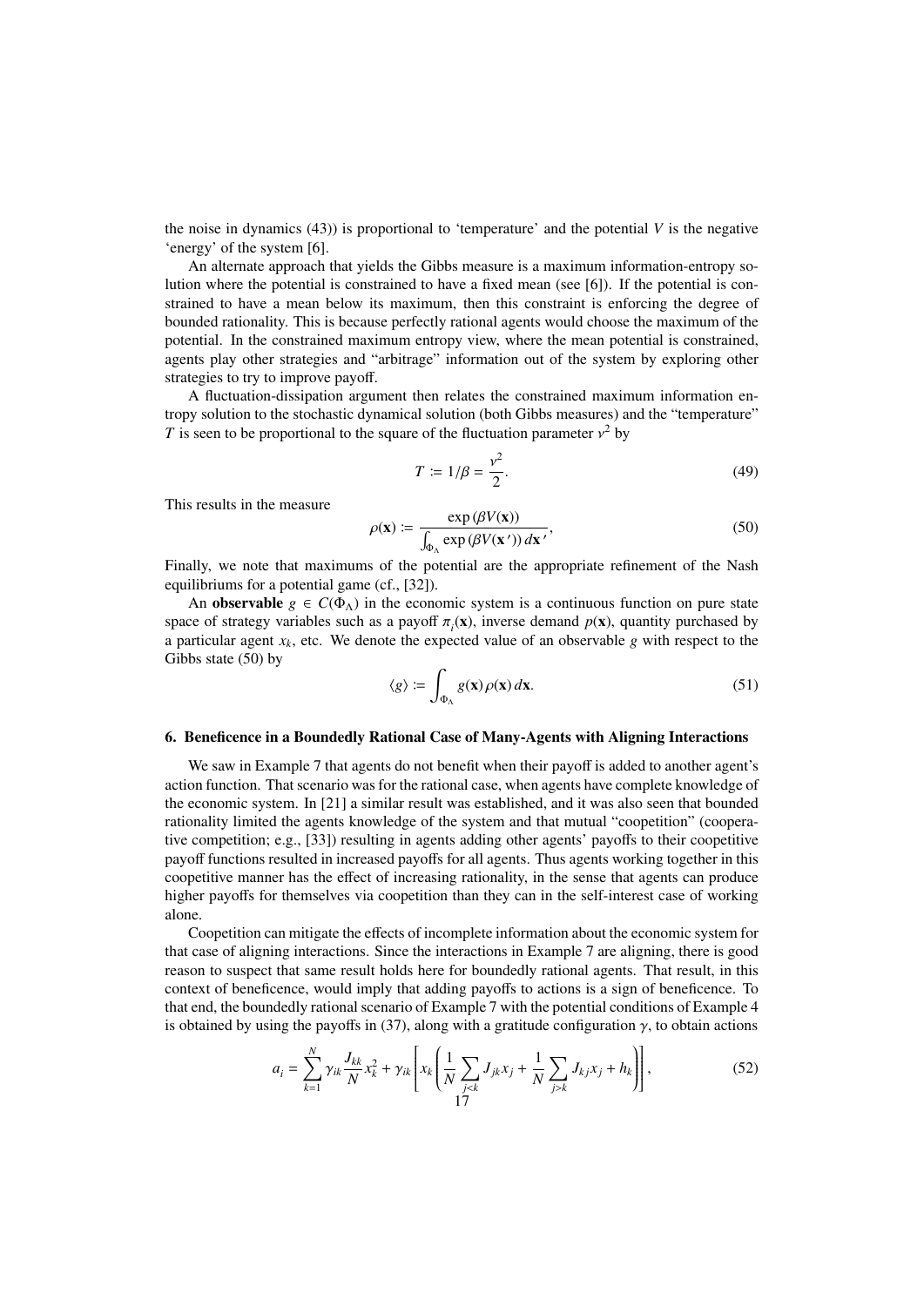the noise in dynamics (43)) is proportional to 'temperature' and the potential $V$ is the negative 'energy' of the system [6].

An alternate approach that yields the Gibbs measure is a maximum information-entropy solution where the potential is constrained to have a fixed mean (see [6]). If the potential is constrained to have a mean below its maximum, then this constraint is enforcing the degree of bounded rationality. This is because perfectly rational agents would choose the maximum of the potential. In the constrained maximum entropy view, where the mean potential is constrained, agents play other strategies and "arbitrage" information out of the system by exploring other strategies to try to improve payoff.

A fluctuation-dissipation argument then relates the constrained maximum information entropy solution to the stochastic dynamical solution (both Gibbs measures) and the "temperature" $T$ is seen to be proportional to the square of the fluctuation parameter $\nu^2$ by

$$T := 1/\beta = \frac{\nu^2}{2}. \tag{49}$$

This results in the measure

$$\rho(\mathbf{x}) := \frac{\exp\left(\beta V(\mathbf{x})\right)}{\int_{\Phi_\Lambda} \exp\left(\beta V(\mathbf{x}')\right) d\mathbf{x}'}, \tag{50}$$

Finally, we note that maximums of the potential are the appropriate refinement of the Nash equilibriums for a potential game (cf., [32]).

An **observable** $g \in C(\Phi_\Lambda)$ in the economic system is a continuous function on pure state space of strategy variables such as a payoff $\pi_i(\mathbf{x})$, inverse demand $p(\mathbf{x})$, quantity purchased by a particular agent $x_k$, etc. We denote the expected value of an observable $g$ with respect to the Gibbs state (50) by

$$\langle g \rangle := \int_{\Phi_\Lambda} g(\mathbf{x})\, \rho(\mathbf{x})\, d\mathbf{x}. \tag{51}$$

## 6. Beneficence in a Boundedly Rational Case of Many-Agents with Aligning Interactions

We saw in Example 7 that agents do not benefit when their payoff is added to another agent's action function. That scenario was for the rational case, when agents have complete knowledge of the economic system. In [21] a similar result was established, and it was also seen that bounded rationality limited the agents knowledge of the system and that mutual "coopetition" (cooperative competition; e.g., [33]) resulting in agents adding other agents' payoffs to their coopetitive payoff functions resulted in increased payoffs for all agents. Thus agents working together in this coopetitive manner has the effect of increasing rationality, in the sense that agents can produce higher payoffs for themselves via coopetition than they can in the self-interest case of working alone.

Coopetition can mitigate the effects of incomplete information about the economic system for that case of aligning interactions. Since the interactions in Example 7 are aligning, there is good reason to suspect that same result holds here for boundedly rational agents. That result, in this context of beneficence, would imply that adding payoffs to actions is a sign of beneficence. To that end, the boundedly rational scenario of Example 7 with the potential conditions of Example 4 is obtained by using the payoffs in (37), along with a gratitude configuration $\gamma$, to obtain actions

$$a_i = \sum_{k=1}^{N} \gamma_{ik} \frac{J_{kk}}{N} x_k^2 + \gamma_{ik} \left[ x_k \left( \frac{1}{N} \sum_{j<k} J_{jk} x_j + \frac{1}{N} \sum_{j>k} J_{kj} x_j + h_k \right) \right], \tag{52}$$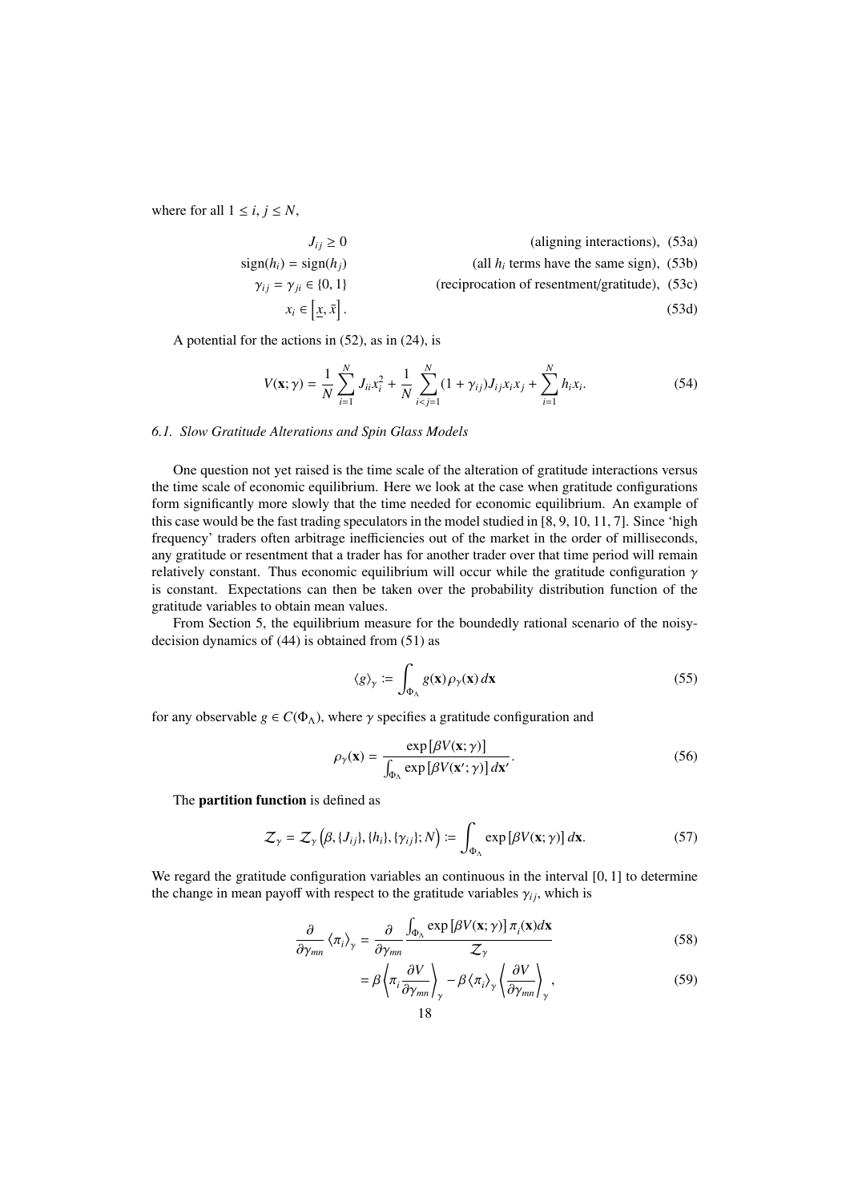where for all $1 \leq i, j \leq N$,

$$J_{ij} \geq 0 \qquad \text{(aligning interactions)}, \tag{53a}$$

$$\text{sign}(h_i) = \text{sign}(h_j) \qquad \text{(all } h_i \text{ terms have the same sign)}, \tag{53b}$$

$$\gamma_{ij} = \gamma_{ji} \in \{0, 1\} \qquad \text{(reciprocation of resentment/gratitude)}, \tag{53c}$$

$$x_i \in \left[\underline{x}, \bar{x}\right]. \tag{53d}$$

A potential for the actions in (52), as in (24), is

$$V(\mathbf{x}; \gamma) = \frac{1}{N} \sum_{i=1}^{N} J_{ii} x_i^2 + \frac{1}{N} \sum_{i<j=1}^{N} (1 + \gamma_{ij}) J_{ij} x_i x_j + \sum_{i=1}^{N} h_i x_i. \tag{54}$$

### *6.1. Slow Gratitude Alterations and Spin Glass Models*

One question not yet raised is the time scale of the alteration of gratitude interactions versus the time scale of economic equilibrium. Here we look at the case when gratitude configurations form significantly more slowly that the time needed for economic equilibrium. An example of this case would be the fast trading speculators in the model studied in [8, 9, 10, 11, 7]. Since 'high frequency' traders often arbitrage inefficiencies out of the market in the order of milliseconds, any gratitude or resentment that a trader has for another trader over that time period will remain relatively constant. Thus economic equilibrium will occur while the gratitude configuration $\gamma$ is constant. Expectations can then be taken over the probability distribution function of the gratitude variables to obtain mean values.

From Section 5, the equilibrium measure for the boundedly rational scenario of the noisy-decision dynamics of (44) is obtained from (51) as

$$\langle g \rangle_\gamma := \int_{\Phi_\Lambda} g(\mathbf{x}) \rho_\gamma(\mathbf{x}) \, d\mathbf{x} \tag{55}$$

for any observable $g \in C(\Phi_\Lambda)$, where $\gamma$ specifies a gratitude configuration and

$$\rho_\gamma(\mathbf{x}) = \frac{\exp\left[\beta V(\mathbf{x}; \gamma)\right]}{\int_{\Phi_\Lambda} \exp\left[\beta V(\mathbf{x}'; \gamma)\right] d\mathbf{x}'}. \tag{56}$$

The **partition function** is defined as

$$\mathcal{Z}_\gamma = \mathcal{Z}_\gamma\left(\beta, \{J_{ij}\}, \{h_i\}, \{\gamma_{ij}\}; N\right) := \int_{\Phi_\Lambda} \exp\left[\beta V(\mathbf{x}; \gamma)\right] d\mathbf{x}. \tag{57}$$

We regard the gratitude configuration variables an continuous in the interval $[0, 1]$ to determine the change in mean payoff with respect to the gratitude variables $\gamma_{ij}$, which is

$$\frac{\partial}{\partial \gamma_{mn}} \left\langle \pi_i \right\rangle_\gamma = \frac{\partial}{\partial \gamma_{mn}} \frac{\int_{\Phi_\Lambda} \exp\left[\beta V(\mathbf{x}; \gamma)\right] \pi_i(\mathbf{x}) d\mathbf{x}}{\mathcal{Z}_\gamma} \tag{58}$$

$$= \beta \left\langle \pi_i \frac{\partial V}{\partial \gamma_{mn}} \right\rangle_\gamma - \beta \left\langle \pi_i \right\rangle_\gamma \left\langle \frac{\partial V}{\partial \gamma_{mn}} \right\rangle_\gamma, \tag{59}$$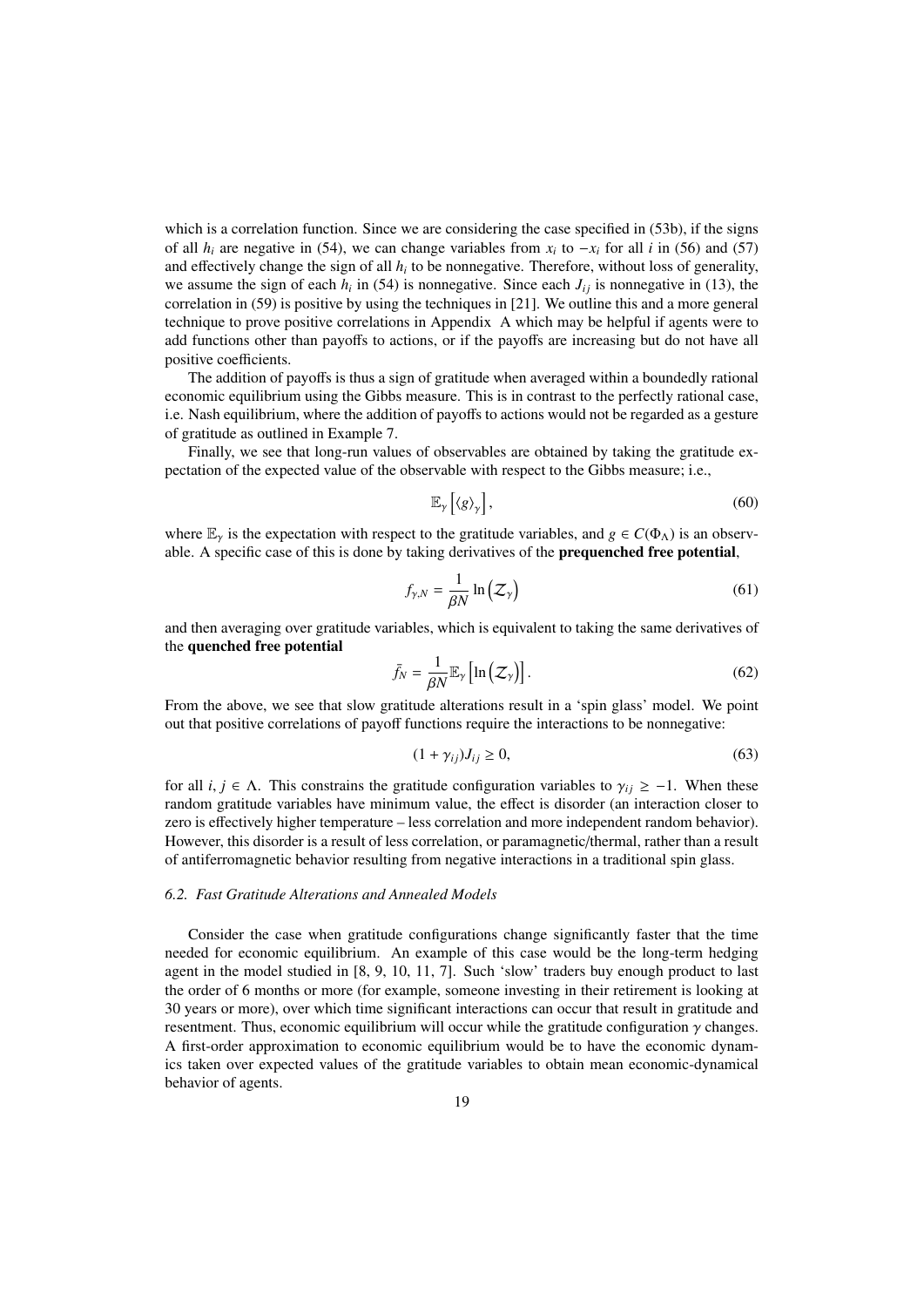which is a correlation function. Since we are considering the case specified in (53b), if the signs of all $h_i$ are negative in (54), we can change variables from $x_i$ to $-x_i$ for all $i$ in (56) and (57) and effectively change the sign of all $h_i$ to be nonnegative. Therefore, without loss of generality, we assume the sign of each $h_i$ in (54) is nonnegative. Since each $J_{ij}$ is nonnegative in (13), the correlation in (59) is positive by using the techniques in [21]. We outline this and a more general technique to prove positive correlations in Appendix A which may be helpful if agents were to add functions other than payoffs to actions, or if the payoffs are increasing but do not have all positive coefficients.

The addition of payoffs is thus a sign of gratitude when averaged within a boundedly rational economic equilibrium using the Gibbs measure. This is in contrast to the perfectly rational case, i.e. Nash equilibrium, where the addition of payoffs to actions would not be regarded as a gesture of gratitude as outlined in Example 7.

Finally, we see that long-run values of observables are obtained by taking the gratitude expectation of the expected value of the observable with respect to the Gibbs measure; i.e.,

$$\mathbb{E}_\gamma \left[ \langle g \rangle_\gamma \right], \tag{60}$$

where $\mathbb{E}_\gamma$ is the expectation with respect to the gratitude variables, and $g \in C(\Phi_\Lambda)$ is an observable. A specific case of this is done by taking derivatives of the **prequenched free potential**,

$$f_{\gamma,N} = \frac{1}{\beta N} \ln\left(\mathcal{Z}_\gamma\right) \tag{61}$$

and then averaging over gratitude variables, which is equivalent to taking the same derivatives of the **quenched free potential**

$$\bar{f}_N = \frac{1}{\beta N} \mathbb{E}_\gamma \left[ \ln\left(\mathcal{Z}_\gamma\right) \right]. \tag{62}$$

From the above, we see that slow gratitude alterations result in a 'spin glass' model. We point out that positive correlations of payoff functions require the interactions to be nonnegative:

$$(1 + \gamma_{ij}) J_{ij} \geq 0, \tag{63}$$

for all $i, j \in \Lambda$. This constrains the gratitude configuration variables to $\gamma_{ij} \geq -1$. When these random gratitude variables have minimum value, the effect is disorder (an interaction closer to zero is effectively higher temperature – less correlation and more independent random behavior). However, this disorder is a result of less correlation, or paramagnetic/thermal, rather than a result of antiferromagnetic behavior resulting from negative interactions in a traditional spin glass.

### *6.2. Fast Gratitude Alterations and Annealed Models*

Consider the case when gratitude configurations change significantly faster that the time needed for economic equilibrium. An example of this case would be the long-term hedging agent in the model studied in [8, 9, 10, 11, 7]. Such 'slow' traders buy enough product to last the order of 6 months or more (for example, someone investing in their retirement is looking at 30 years or more), over which time significant interactions can occur that result in gratitude and resentment. Thus, economic equilibrium will occur while the gratitude configuration $\gamma$ changes. A first-order approximation to economic equilibrium would be to have the economic dynamics taken over expected values of the gratitude variables to obtain mean economic-dynamical behavior of agents.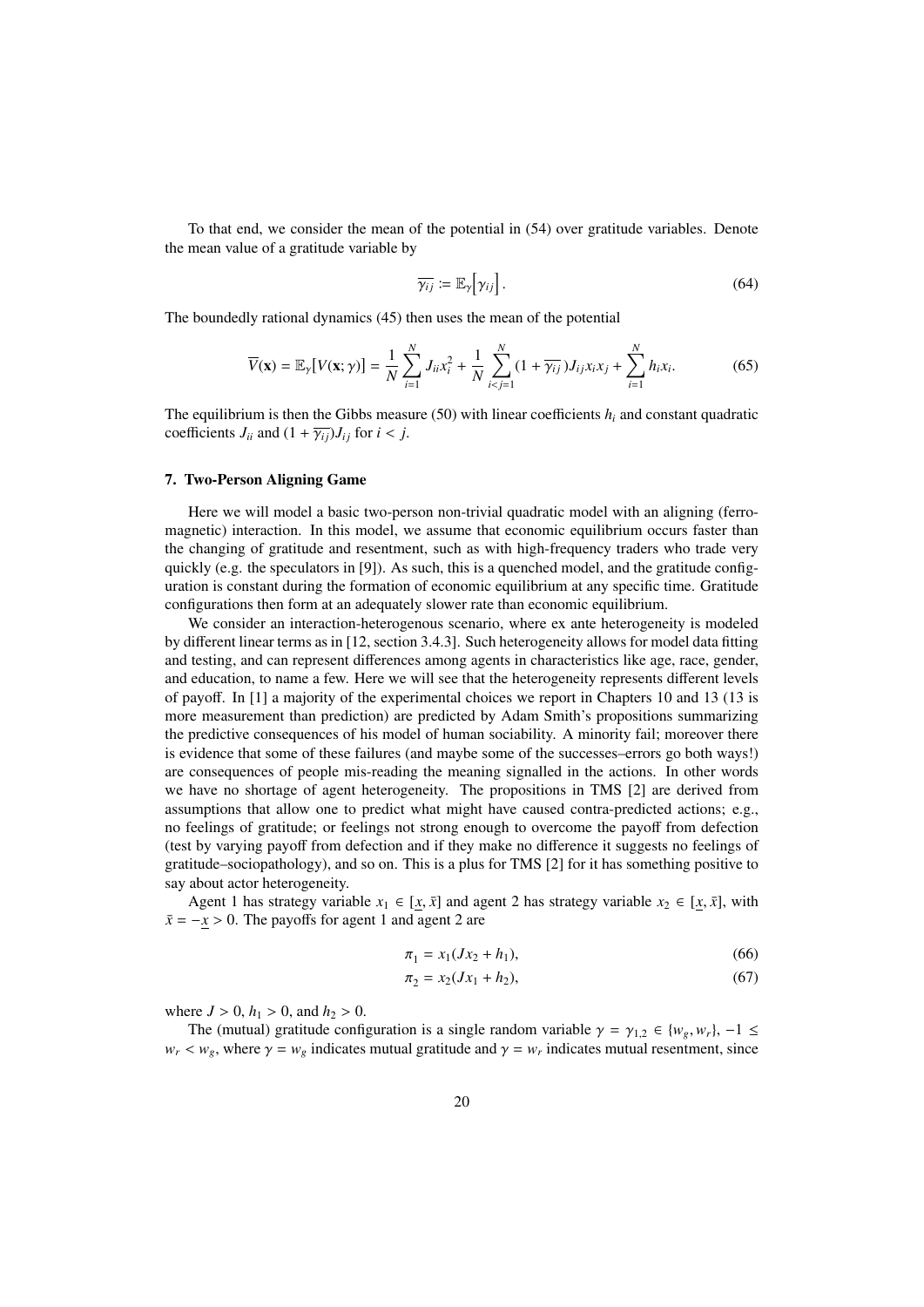To that end, we consider the mean of the potential in (54) over gratitude variables. Denote the mean value of a gratitude variable by

$$\overline{\gamma_{ij}} := \mathbb{E}_\gamma\left[\gamma_{ij}\right]. \tag{64}$$

The boundedly rational dynamics (45) then uses the mean of the potential

$$\overline{V}(\mathbf{x}) = \mathbb{E}_\gamma[V(\mathbf{x};\gamma)] = \frac{1}{N}\sum_{i=1}^{N} J_{ii}x_i^2 + \frac{1}{N}\sum_{i<j=1}^{N}(1+\overline{\gamma_{ij}})J_{ij}x_ix_j + \sum_{i=1}^{N} h_ix_i. \tag{65}$$

The equilibrium is then the Gibbs measure (50) with linear coefficients $h_i$ and constant quadratic coefficients $J_{ii}$ and $(1+\overline{\gamma_{ij}})J_{ij}$ for $i<j$.

## 7. Two-Person Aligning Game

Here we will model a basic two-person non-trivial quadratic model with an aligning (ferromagnetic) interaction. In this model, we assume that economic equilibrium occurs faster than the changing of gratitude and resentment, such as with high-frequency traders who trade very quickly (e.g. the speculators in [9]). As such, this is a quenched model, and the gratitude configuration is constant during the formation of economic equilibrium at any specific time. Gratitude configurations then form at an adequately slower rate than economic equilibrium.

We consider an interaction-heterogenous scenario, where ex ante heterogeneity is modeled by different linear terms as in [12, section 3.4.3]. Such heterogeneity allows for model data fitting and testing, and can represent differences among agents in characteristics like age, race, gender, and education, to name a few. Here we will see that the heterogeneity represents different levels of payoff. In [1] a majority of the experimental choices we report in Chapters 10 and 13 (13 is more measurement than prediction) are predicted by Adam Smith's propositions summarizing the predictive consequences of his model of human sociability. A minority fail; moreover there is evidence that some of these failures (and maybe some of the successes–errors go both ways!) are consequences of people mis-reading the meaning signalled in the actions. In other words we have no shortage of agent heterogeneity. The propositions in TMS [2] are derived from assumptions that allow one to predict what might have caused contra-predicted actions; e.g., no feelings of gratitude; or feelings not strong enough to overcome the payoff from defection (test by varying payoff from defection and if they make no difference it suggests no feelings of gratitude–sociopathology), and so on. This is a plus for TMS [2] for it has something positive to say about actor heterogeneity.

Agent 1 has strategy variable $x_1 \in [\underline{x}, \bar{x}]$ and agent 2 has strategy variable $x_2 \in [\underline{x}, \bar{x}]$, with $\bar{x} = -\underline{x} > 0$. The payoffs for agent 1 and agent 2 are

$$\pi_1 = x_1(Jx_2 + h_1), \tag{66}$$

$$\pi_2 = x_2(Jx_1 + h_2), \tag{67}$$

where $J > 0$, $h_1 > 0$, and $h_2 > 0$.

The (mutual) gratitude configuration is a single random variable $\gamma = \gamma_{1,2} \in \{w_g, w_r\}$, $-1 \leq w_r < w_g$, where $\gamma = w_g$ indicates mutual gratitude and $\gamma = w_r$ indicates mutual resentment, since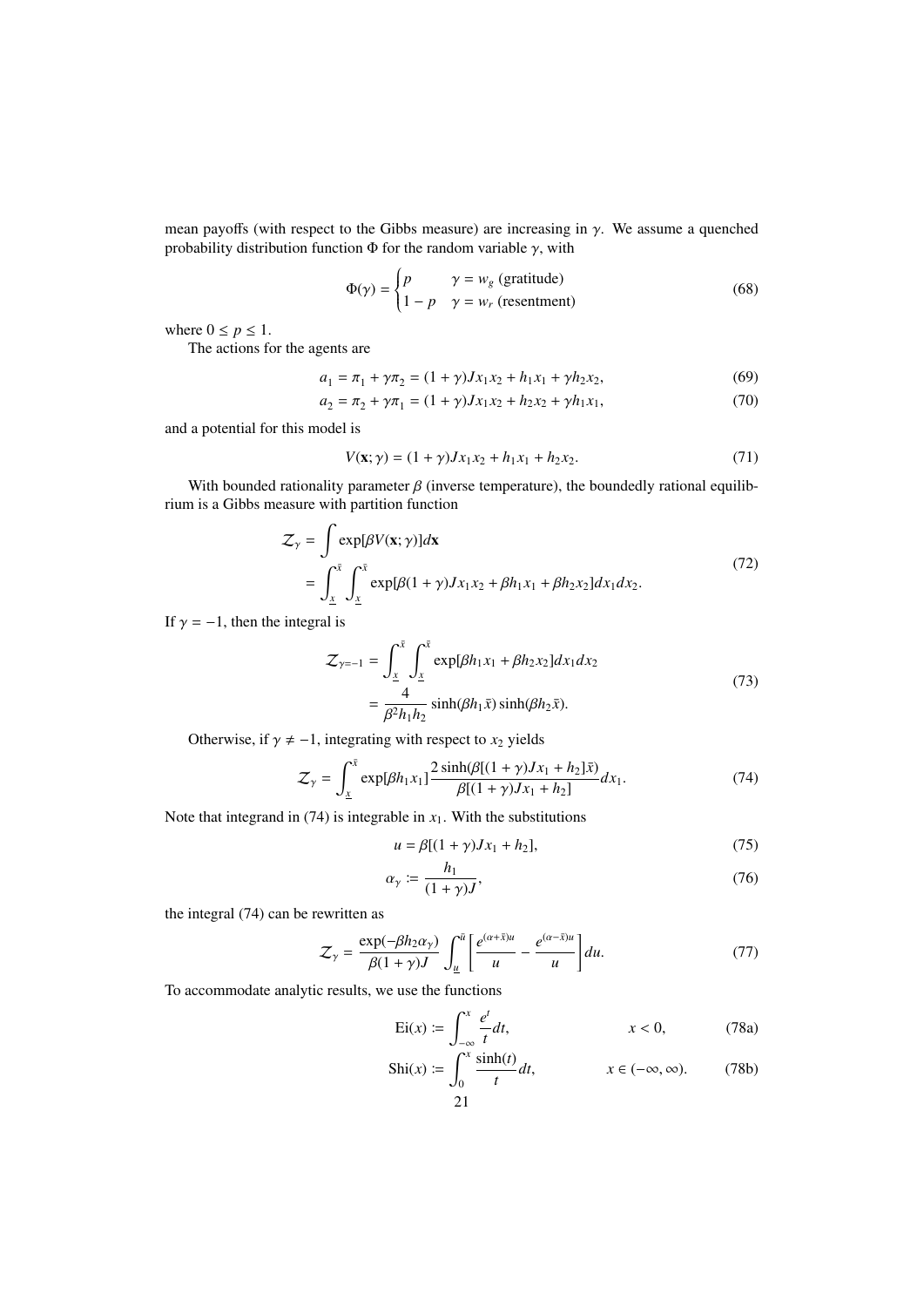mean payoffs (with respect to the Gibbs measure) are increasing in $\gamma$. We assume a quenched probability distribution function $\Phi$ for the random variable $\gamma$, with

$$\Phi(\gamma) = \begin{cases} p & \gamma = w_g \text{ (gratitude)} \\ 1-p & \gamma = w_r \text{ (resentment)} \end{cases} \tag{68}$$

where $0 \leq p \leq 1$.

The actions for the agents are

$$a_1 = \pi_1 + \gamma\pi_2 = (1+\gamma)Jx_1x_2 + h_1x_1 + \gamma h_2x_2, \tag{69}$$

$$a_2 = \pi_2 + \gamma\pi_1 = (1+\gamma)Jx_1x_2 + h_2x_2 + \gamma h_1x_1, \tag{70}$$

and a potential for this model is

$$V(\mathbf{x};\gamma) = (1+\gamma)Jx_1x_2 + h_1x_1 + h_2x_2. \tag{71}$$

With bounded rationality parameter $\beta$ (inverse temperature), the boundedly rational equilibrium is a Gibbs measure with partition function

$$\begin{aligned} \mathcal{Z}_\gamma &= \int \exp[\beta V(\mathbf{x};\gamma)]d\mathbf{x} \\ &= \int_{\underline{x}}^{\bar{x}} \int_{\underline{x}}^{\bar{x}} \exp[\beta(1+\gamma)Jx_1x_2 + \beta h_1x_1 + \beta h_2x_2]dx_1dx_2. \end{aligned} \tag{72}$$

If $\gamma = -1$, then the integral is

$$\begin{aligned} \mathcal{Z}_{\gamma=-1} &= \int_{\underline{x}}^{\bar{x}} \int_{\underline{x}}^{\bar{x}} \exp[\beta h_1x_1 + \beta h_2x_2]dx_1dx_2 \\ &= \frac{4}{\beta^2 h_1h_2}\sinh(\beta h_1\bar{x})\sinh(\beta h_2\bar{x}). \end{aligned} \tag{73}$$

Otherwise, if $\gamma \neq -1$, integrating with respect to $x_2$ yields

$$\mathcal{Z}_\gamma = \int_{\underline{x}}^{\bar{x}} \exp[\beta h_1x_1]\frac{2\sinh(\beta[(1+\gamma)Jx_1 + h_2]\bar{x})}{\beta[(1+\gamma)Jx_1 + h_2]}dx_1. \tag{74}$$

Note that integrand in (74) is integrable in $x_1$. With the substitutions

$$u = \beta[(1+\gamma)Jx_1 + h_2], \tag{75}$$

$$\alpha_\gamma := \frac{h_1}{(1+\gamma)J}, \tag{76}$$

the integral (74) can be rewritten as

$$\mathcal{Z}_\gamma = \frac{\exp(-\beta h_2\alpha_\gamma)}{\beta(1+\gamma)J}\int_{\underline{u}}^{\bar{u}}\left[\frac{e^{(\alpha+\bar{x})u}}{u} - \frac{e^{(\alpha-\bar{x})u}}{u}\right]du. \tag{77}$$

To accommodate analytic results, we use the functions

$$\text{Ei}(x) := \int_{-\infty}^{x}\frac{e^t}{t}dt, \qquad x < 0, \tag{78a}$$

$$\text{Shi}(x) := \int_0^x \frac{\sinh(t)}{t}dt, \qquad x \in (-\infty,\infty). \tag{78b}$$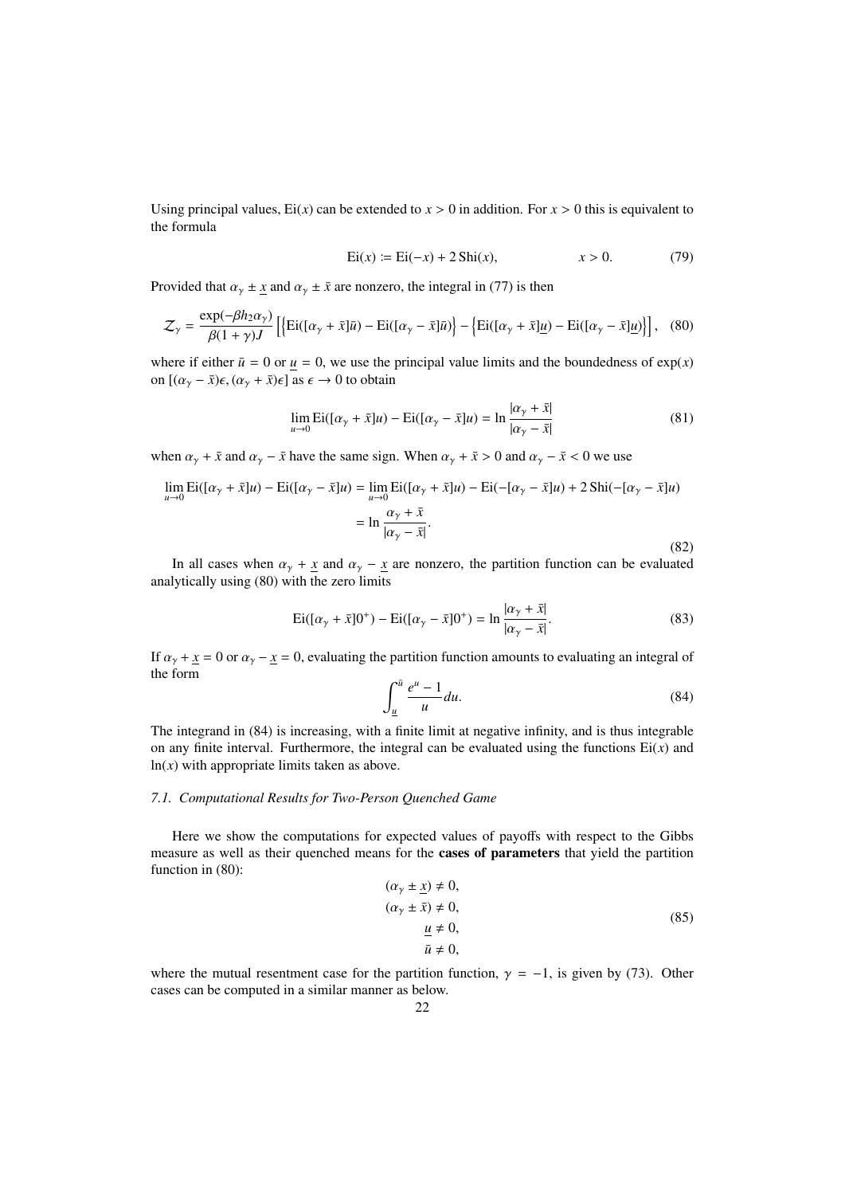Using principal values, $\mathrm{Ei}(x)$ can be extended to $x > 0$ in addition. For $x > 0$ this is equivalent to the formula

$$\mathrm{Ei}(x) := \mathrm{Ei}(-x) + 2\,\mathrm{Shi}(x), \qquad\qquad x > 0. \tag{79}$$

Provided that $\alpha_\gamma \pm \underline{x}$ and $\alpha_\gamma \pm \bar{x}$ are nonzero, the integral in (77) is then

$$\mathcal{Z}_\gamma = \frac{\exp(-\beta h_2 \alpha_\gamma)}{\beta(1+\gamma)J}\left[\left\{\mathrm{Ei}([\alpha_\gamma + \bar{x}]\bar{u}) - \mathrm{Ei}([\alpha_\gamma - \bar{x}]\bar{u})\right\} - \left\{\mathrm{Ei}([\alpha_\gamma + \bar{x}]\underline{u}) - \mathrm{Ei}([\alpha_\gamma - \bar{x}]\underline{u})\right\}\right], \tag{80}$$

where if either $\bar{u} = 0$ or $\underline{u} = 0$, we use the principal value limits and the boundedness of $\exp(x)$ on $[(\alpha_\gamma - \bar{x})\epsilon, (\alpha_\gamma + \bar{x})\epsilon]$ as $\epsilon \to 0$ to obtain

$$\lim_{u\to 0} \mathrm{Ei}([\alpha_\gamma + \bar{x}]u) - \mathrm{Ei}([\alpha_\gamma - \bar{x}]u) = \ln \frac{|\alpha_\gamma + \bar{x}|}{|\alpha_\gamma - \bar{x}|} \tag{81}$$

when $\alpha_\gamma + \bar{x}$ and $\alpha_\gamma - \bar{x}$ have the same sign. When $\alpha_\gamma + \bar{x} > 0$ and $\alpha_\gamma - \bar{x} < 0$ we use

$$\begin{aligned}
\lim_{u\to 0} \mathrm{Ei}([\alpha_\gamma + \bar{x}]u) - \mathrm{Ei}([\alpha_\gamma - \bar{x}]u) &= \lim_{u\to 0} \mathrm{Ei}([\alpha_\gamma + \bar{x}]u) - \mathrm{Ei}(-[\alpha_\gamma - \bar{x}]u) + 2\,\mathrm{Shi}(-[\alpha_\gamma - \bar{x}]u) \\
&= \ln \frac{\alpha_\gamma + \bar{x}}{|\alpha_\gamma - \bar{x}|}.
\end{aligned} \tag{82}$$

In all cases when $\alpha_\gamma + \underline{x}$ and $\alpha_\gamma - \underline{x}$ are nonzero, the partition function can be evaluated analytically using (80) with the zero limits

$$\mathrm{Ei}([\alpha_\gamma + \bar{x}]0^+) - \mathrm{Ei}([\alpha_\gamma - \bar{x}]0^+) = \ln \frac{|\alpha_\gamma + \bar{x}|}{|\alpha_\gamma - \bar{x}|}. \tag{83}$$

If $\alpha_\gamma + \underline{x} = 0$ or $\alpha_\gamma - \underline{x} = 0$, evaluating the partition function amounts to evaluating an integral of the form

$$\int_{\underline{u}}^{\bar{u}} \frac{e^u - 1}{u}\, du. \tag{84}$$

The integrand in (84) is increasing, with a finite limit at negative infinity, and is thus integrable on any finite interval. Furthermore, the integral can be evaluated using the functions $\mathrm{Ei}(x)$ and $\ln(x)$ with appropriate limits taken as above.

### *7.1. Computational Results for Two-Person Quenched Game*

Here we show the computations for expected values of payoffs with respect to the Gibbs measure as well as their quenched means for the **cases of parameters** that yield the partition function in (80):

$$\begin{aligned}
(\alpha_\gamma \pm \underline{x}) &\neq 0, \\
(\alpha_\gamma \pm \bar{x}) &\neq 0, \\
\underline{u} &\neq 0, \\
\bar{u} &\neq 0,
\end{aligned} \tag{85}$$

where the mutual resentment case for the partition function, $\gamma = -1$, is given by (73). Other cases can be computed in a similar manner as below.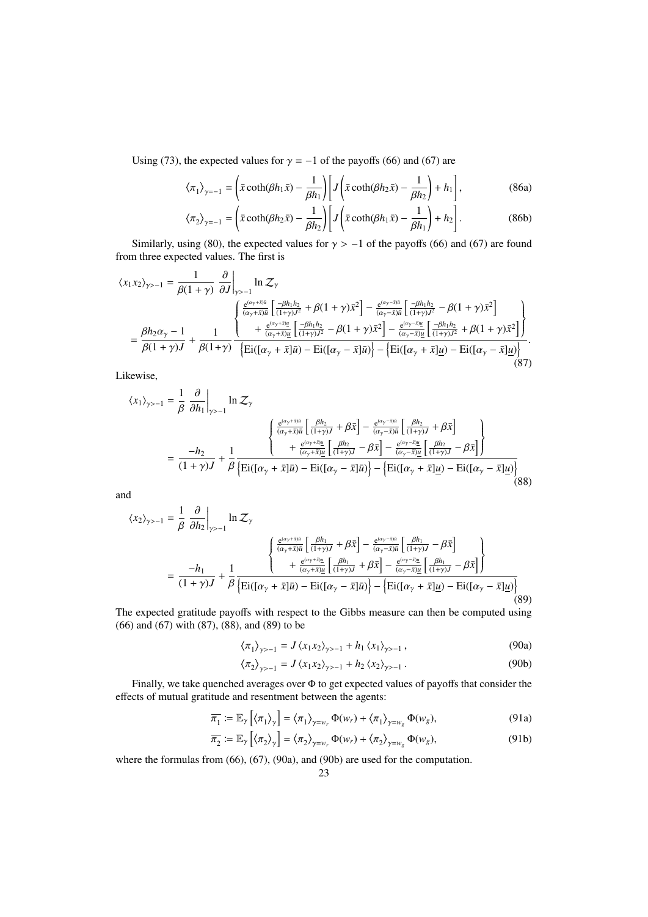Using (73), the expected values for $\gamma = -1$ of the payoffs (66) and (67) are

$$\langle \pi_1 \rangle_{\gamma=-1} = \left( \bar{x} \coth(\beta h_1 \bar{x}) - \frac{1}{\beta h_1} \right) \left[ J \left( \bar{x} \coth(\beta h_2 \bar{x}) - \frac{1}{\beta h_2} \right) + h_1 \right], \tag{86a}$$

$$\langle \pi_2 \rangle_{\gamma=-1} = \left( \bar{x} \coth(\beta h_2 \bar{x}) - \frac{1}{\beta h_2} \right) \left[ J \left( \bar{x} \coth(\beta h_1 \bar{x}) - \frac{1}{\beta h_1} \right) + h_2 \right]. \tag{86b}$$

Similarly, using (80), the expected values for $\gamma > -1$ of the payoffs (66) and (67) are found from three expected values. The first is

$$\langle x_1 x_2 \rangle_{\gamma>-1} = \frac{1}{\beta(1+\gamma)} \left. \frac{\partial}{\partial J} \right|_{\gamma>-1} \ln \mathcal{Z}_\gamma$$

$$= \frac{\beta h_2 \alpha_\gamma - 1}{\beta(1+\gamma)J} + \frac{1}{\beta(1+\gamma)} \frac{\left\{ \begin{array}{c} \frac{e^{(\alpha_\gamma+\bar{x})\bar{u}}}{(\alpha_\gamma+\bar{x})\bar{u}} \left[ \frac{-\beta h_1 h_2}{(1+\gamma)J^2} + \beta(1+\gamma)\bar{x}^2 \right] - \frac{e^{(\alpha_\gamma-\bar{x})\bar{u}}}{(\alpha_\gamma-\bar{x})\bar{u}} \left[ \frac{-\beta h_1 h_2}{(1+\gamma)J^2} - \beta(1+\gamma)\bar{x}^2 \right] \\ + \frac{e^{(\alpha_\gamma+\bar{x})\underline{u}}}{(\alpha_\gamma+\bar{x})\underline{u}} \left[ \frac{-\beta h_1 h_2}{(1+\gamma)J^2} - \beta(1+\gamma)\bar{x}^2 \right] - \frac{e^{(\alpha_\gamma-\bar{x})\underline{u}}}{(\alpha_\gamma-\bar{x})\underline{u}} \left[ \frac{-\beta h_1 h_2}{(1+\gamma)J^2} + \beta(1+\gamma)\bar{x}^2 \right] \end{array} \right\}}{\left\{ \mathrm{Ei}([\alpha_\gamma+\bar{x}]\bar{u}) - \mathrm{Ei}([\alpha_\gamma-\bar{x}]\bar{u}) \right\} - \left\{ \mathrm{Ei}([\alpha_\gamma+\bar{x}]\underline{u}) - \mathrm{Ei}([\alpha_\gamma-\bar{x}]\underline{u}) \right\}}. \tag{87}$$

Likewise,

$$\langle x_1 \rangle_{\gamma>-1} = \frac{1}{\beta} \left. \frac{\partial}{\partial h_1} \right|_{\gamma>-1} \ln \mathcal{Z}_\gamma$$

$$= \frac{-h_2}{(1+\gamma)J} + \frac{1}{\beta} \frac{\left\{ \begin{array}{c} \frac{e^{(\alpha_\gamma+\bar{x})\bar{u}}}{(\alpha_\gamma+\bar{x})\bar{u}} \left[ \frac{\beta h_2}{(1+\gamma)J} + \beta\bar{x} \right] - \frac{e^{(\alpha_\gamma-\bar{x})\bar{u}}}{(\alpha_\gamma-\bar{x})\bar{u}} \left[ \frac{\beta h_2}{(1+\gamma)J} + \beta\bar{x} \right] \\ + \frac{e^{(\alpha_\gamma+\bar{x})\underline{u}}}{(\alpha_\gamma+\bar{x})\underline{u}} \left[ \frac{\beta h_2}{(1+\gamma)J} - \beta\bar{x} \right] - \frac{e^{(\alpha_\gamma-\bar{x})\underline{u}}}{(\alpha_\gamma-\bar{x})\underline{u}} \left[ \frac{\beta h_2}{(1+\gamma)J} - \beta\bar{x} \right] \end{array} \right\}}{\left\{ \mathrm{Ei}([\alpha_\gamma+\bar{x}]\bar{u}) - \mathrm{Ei}([\alpha_\gamma-\bar{x}]\bar{u}) \right\} - \left\{ \mathrm{Ei}([\alpha_\gamma+\bar{x}]\underline{u}) - \mathrm{Ei}([\alpha_\gamma-\bar{x}]\underline{u}) \right\}} \tag{88}$$

and

$$\langle x_2 \rangle_{\gamma>-1} = \frac{1}{\beta} \left. \frac{\partial}{\partial h_2} \right|_{\gamma>-1} \ln \mathcal{Z}_\gamma$$

$$= \frac{-h_1}{(1+\gamma)J} + \frac{1}{\beta} \frac{\left\{ \begin{array}{c} \frac{e^{(\alpha_\gamma+\bar{x})\bar{u}}}{(\alpha_\gamma+\bar{x})\bar{u}} \left[ \frac{\beta h_1}{(1+\gamma)J} + \beta\bar{x} \right] - \frac{e^{(\alpha_\gamma-\bar{x})\bar{u}}}{(\alpha_\gamma-\bar{x})\bar{u}} \left[ \frac{\beta h_1}{(1+\gamma)J} - \beta\bar{x} \right] \\ + \frac{e^{(\alpha_\gamma+\bar{x})\underline{u}}}{(\alpha_\gamma+\bar{x})\underline{u}} \left[ \frac{\beta h_1}{(1+\gamma)J} + \beta\bar{x} \right] - \frac{e^{(\alpha_\gamma-\bar{x})\underline{u}}}{(\alpha_\gamma-\bar{x})\underline{u}} \left[ \frac{\beta h_1}{(1+\gamma)J} - \beta\bar{x} \right] \end{array} \right\}}{\left\{ \mathrm{Ei}([\alpha_\gamma+\bar{x}]\bar{u}) - \mathrm{Ei}([\alpha_\gamma-\bar{x}]\bar{u}) \right\} - \left\{ \mathrm{Ei}([\alpha_\gamma+\bar{x}]\underline{u}) - \mathrm{Ei}([\alpha_\gamma-\bar{x}]\underline{u}) \right\}} \tag{89}$$

The expected gratitude payoffs with respect to the Gibbs measure can then be computed using (66) and (67) with (87), (88), and (89) to be

$$\langle \pi_1 \rangle_{\gamma>-1} = J \langle x_1 x_2 \rangle_{\gamma>-1} + h_1 \langle x_1 \rangle_{\gamma>-1}, \tag{90a}$$

$$\langle \pi_2 \rangle_{\gamma>-1} = J \langle x_1 x_2 \rangle_{\gamma>-1} + h_2 \langle x_2 \rangle_{\gamma>-1}. \tag{90b}$$

Finally, we take quenched averages over $\Phi$ to get expected values of payoffs that consider the effects of mutual gratitude and resentment between the agents:

$$\overline{\pi_1} := \mathbb{E}_\gamma \left[ \langle \pi_1 \rangle_\gamma \right] = \langle \pi_1 \rangle_{\gamma=w_r} \Phi(w_r) + \langle \pi_1 \rangle_{\gamma=w_g} \Phi(w_g), \tag{91a}$$

$$\overline{\pi_2} := \mathbb{E}_\gamma \left[ \langle \pi_2 \rangle_\gamma \right] = \langle \pi_2 \rangle_{\gamma=w_r} \Phi(w_r) + \langle \pi_2 \rangle_{\gamma=w_g} \Phi(w_g), \tag{91b}$$

where the formulas from (66), (67), (90a), and (90b) are used for the computation.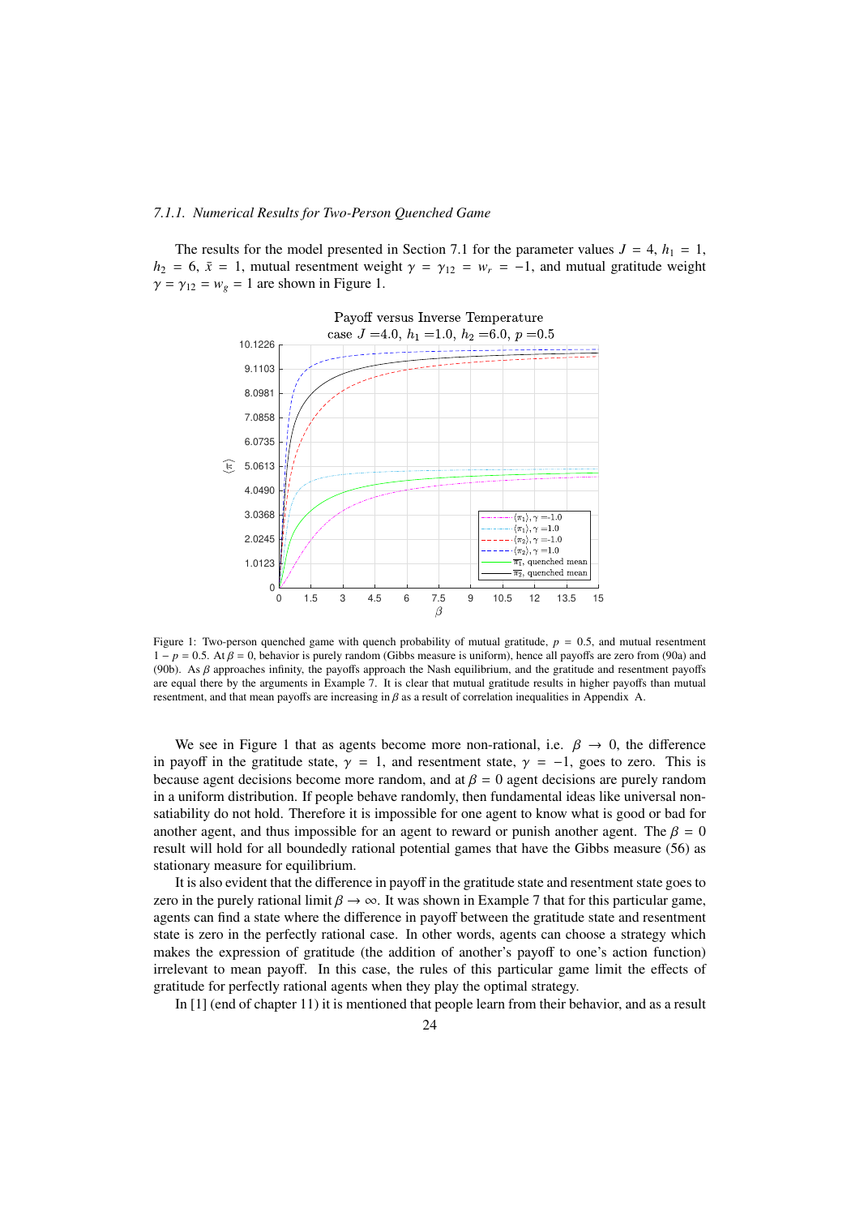#### 7.1.1. Numerical Results for Two-Person Quenched Game

The results for the model presented in Section 7.1 for the parameter values $J = 4$, $h_1 = 1$, $h_2 = 6$, $\bar{x} = 1$, mutual resentment weight $\gamma = \gamma_{12} = w_r = -1$, and mutual gratitude weight $\gamma = \gamma_{12} = w_g = 1$ are shown in Figure 1.

Figure 1: Two-person quenched game with quench probability of mutual gratitude, $p = 0.5$, and mutual resentment $1 - p = 0.5$. At $\beta = 0$, behavior is purely random (Gibbs measure is uniform), hence all payoffs are zero from (90a) and (90b). As $\beta$ approaches infinity, the payoffs approach the Nash equilibrium, and the gratitude and resentment payoffs are equal there by the arguments in Example 7. It is clear that mutual gratitude results in higher payoffs than mutual resentment, and that mean payoffs are increasing in $\beta$ as a result of correlation inequalities in Appendix A.

We see in Figure 1 that as agents become more non-rational, i.e. $\beta \to 0$, the difference in payoff in the gratitude state, $\gamma = 1$, and resentment state, $\gamma = -1$, goes to zero. This is because agent decisions become more random, and at $\beta = 0$ agent decisions are purely random in a uniform distribution. If people behave randomly, then fundamental ideas like universal non-satiability do not hold. Therefore it is impossible for one agent to know what is good or bad for another agent, and thus impossible for an agent to reward or punish another agent. The $\beta = 0$ result will hold for all boundedly rational potential games that have the Gibbs measure (56) as stationary measure for equilibrium.

It is also evident that the difference in payoff in the gratitude state and resentment state goes to zero in the purely rational limit $\beta \to \infty$. It was shown in Example 7 that for this particular game, agents can find a state where the difference in payoff between the gratitude state and resentment state is zero in the perfectly rational case. In other words, agents can choose a strategy which makes the expression of gratitude (the addition of another's payoff to one's action function) irrelevant to mean payoff. In this case, the rules of this particular game limit the effects of gratitude for perfectly rational agents when they play the optimal strategy.

In [1] (end of chapter 11) it is mentioned that people learn from their behavior, and as a result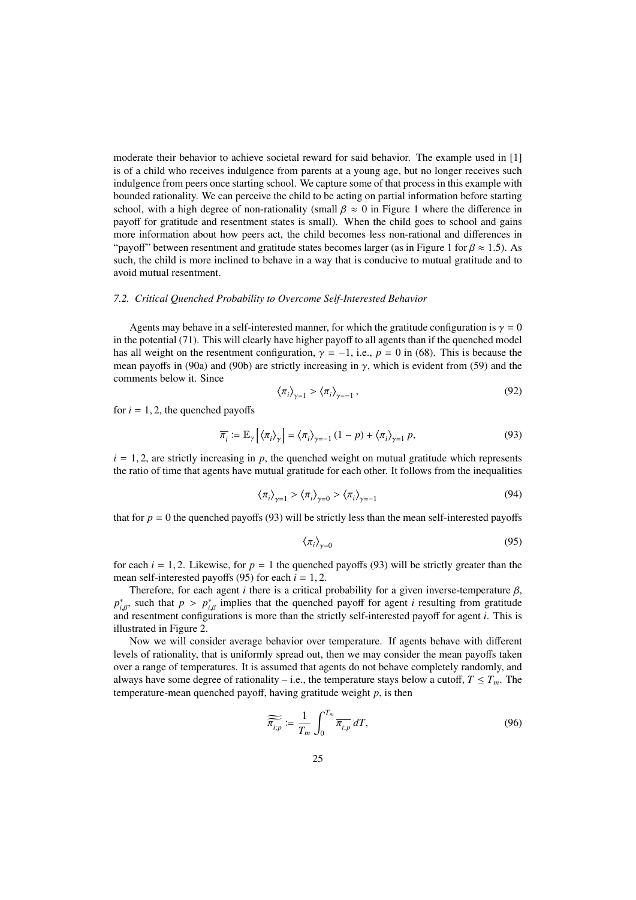moderate their behavior to achieve societal reward for said behavior. The example used in [1] is of a child who receives indulgence from parents at a young age, but no longer receives such indulgence from peers once starting school. We capture some of that process in this example with bounded rationality. We can perceive the child to be acting on partial information before starting school, with a high degree of non-rationality (small $\beta \approx 0$ in Figure 1 where the difference in payoff for gratitude and resentment states is small). When the child goes to school and gains more information about how peers act, the child becomes less non-rational and differences in "payoff" between resentment and gratitude states becomes larger (as in Figure 1 for $\beta \approx 1.5$). As such, the child is more inclined to behave in a way that is conducive to mutual gratitude and to avoid mutual resentment.

### 7.2. Critical Quenched Probability to Overcome Self-Interested Behavior

Agents may behave in a self-interested manner, for which the gratitude configuration is $\gamma = 0$ in the potential (71). This will clearly have higher payoff to all agents than if the quenched model has all weight on the resentment configuration, $\gamma = -1$, i.e., $p = 0$ in (68). This is because the mean payoffs in (90a) and (90b) are strictly increasing in $\gamma$, which is evident from (59) and the comments below it. Since

$$\langle \pi_i \rangle_{\gamma=1} > \langle \pi_i \rangle_{\gamma=-1}, \tag{92}$$

for $i = 1, 2$, the quenched payoffs

$$\overline{\pi_i} := \mathbb{E}_\gamma \left[ \langle \pi_i \rangle_\gamma \right] = \langle \pi_i \rangle_{\gamma=-1} (1 - p) + \langle \pi_i \rangle_{\gamma=1} p, \tag{93}$$

$i = 1, 2$, are strictly increasing in $p$, the quenched weight on mutual gratitude which represents the ratio of time that agents have mutual gratitude for each other. It follows from the inequalities

$$\langle \pi_i \rangle_{\gamma=1} > \langle \pi_i \rangle_{\gamma=0} > \langle \pi_i \rangle_{\gamma=-1} \tag{94}$$

that for $p = 0$ the quenched payoffs (93) will be strictly less than the mean self-interested payoffs

$$\langle \pi_i \rangle_{\gamma=0} \tag{95}$$

for each $i = 1, 2$. Likewise, for $p = 1$ the quenched payoffs (93) will be strictly greater than the mean self-interested payoffs (95) for each $i = 1, 2$.

Therefore, for each agent $i$ there is a critical probability for a given inverse-temperature $\beta$, $p^*_{i,\beta}$, such that $p > p^*_{i,\beta}$ implies that the quenched payoff for agent $i$ resulting from gratitude and resentment configurations is more than the strictly self-interested payoff for agent $i$. This is illustrated in Figure 2.

Now we will consider average behavior over temperature. If agents behave with different levels of rationality, that is uniformly spread out, then we may consider the mean payoffs taken over a range of temperatures. It is assumed that agents do not behave completely randomly, and always have some degree of rationality – i.e., the temperature stays below a cutoff, $T \le T_m$. The temperature-mean quenched payoff, having gratitude weight $p$, is then

$$\widetilde{\overline{\pi_{i;p}}} := \frac{1}{T_m} \int_0^{T_m} \overline{\pi_{i;p}} \, dT, \tag{96}$$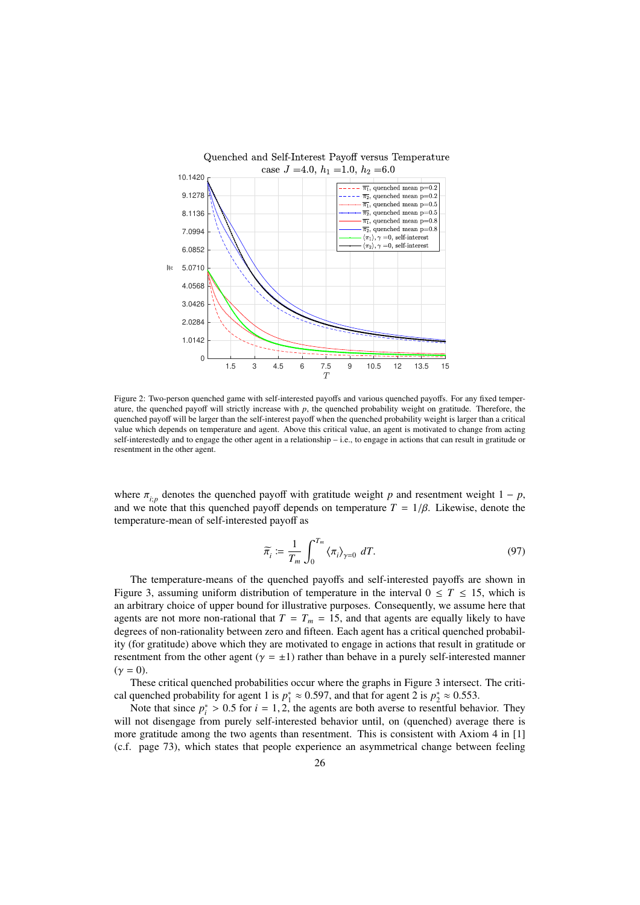Figure 2: Two-person quenched game with self-interested payoffs and various quenched payoffs. For any fixed temperature, the quenched payoff will strictly increase with $p$, the quenched probability weight on gratitude. Therefore, the quenched payoff will be larger than the self-interest payoff when the quenched probability weight is larger than a critical value which depends on temperature and agent. Above this critical value, an agent is motivated to change from acting self-interestedly and to engage the other agent in a relationship – i.e., to engage in actions that can result in gratitude or resentment in the other agent.

where $\pi_{i;p}$ denotes the quenched payoff with gratitude weight $p$ and resentment weight $1-p$, and we note that this quenched payoff depends on temperature $T = 1/\beta$. Likewise, denote the temperature-mean of self-interested payoff as

$$\widetilde{\pi}_i := \frac{1}{T_m} \int_0^{T_m} \langle \pi_i \rangle_{\gamma=0} \; dT. \tag{97}$$

The temperature-means of the quenched payoffs and self-interested payoffs are shown in Figure 3, assuming uniform distribution of temperature in the interval $0 \leq T \leq 15$, which is an arbitrary choice of upper bound for illustrative purposes. Consequently, we assume here that agents are not more non-rational that $T = T_m = 15$, and that agents are equally likely to have degrees of non-rationality between zero and fifteen. Each agent has a critical quenched probability (for gratitude) above which they are motivated to engage in actions that result in gratitude or resentment from the other agent ($\gamma = \pm 1$) rather than behave in a purely self-interested manner ($\gamma = 0$).

These critical quenched probabilities occur where the graphs in Figure 3 intersect. The critical quenched probability for agent 1 is $p_1^* \approx 0.597$, and that for agent 2 is $p_2^* \approx 0.553$.

Note that since $p_i^* > 0.5$ for $i = 1, 2$, the agents are both averse to resentful behavior. They will not disengage from purely self-interested behavior until, on (quenched) average there is more gratitude among the two agents than resentment. This is consistent with Axiom 4 in [1] (c.f. page 73), which states that people experience an asymmetrical change between feeling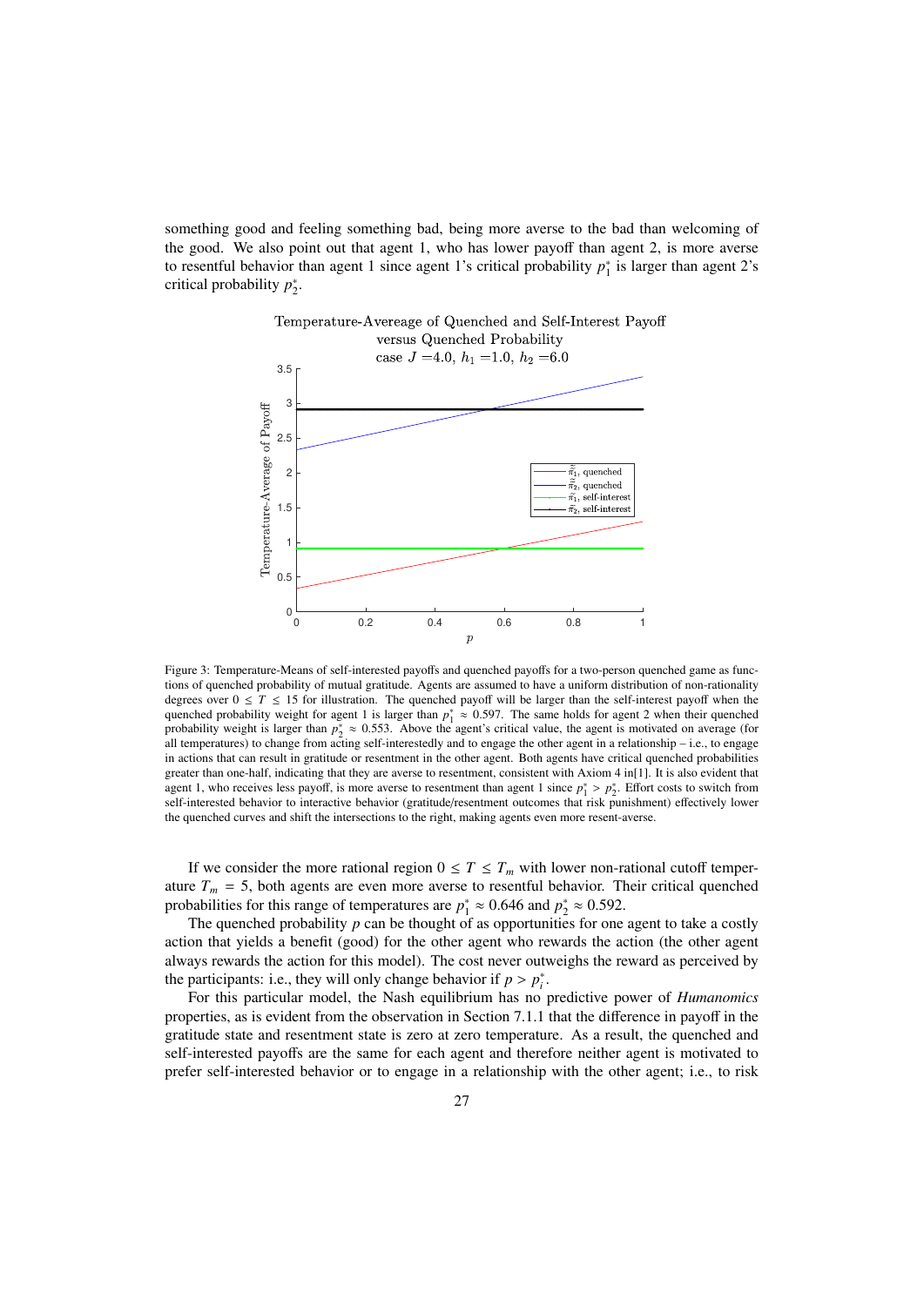something good and feeling something bad, being more averse to the bad than welcoming of the good. We also point out that agent 1, who has lower payoff than agent 2, is more averse to resentful behavior than agent 1 since agent 1's critical probability $p_1^*$ is larger than agent 2's critical probability $p_2^*$.

Figure 3: Temperature-Means of self-interested payoffs and quenched payoffs for a two-person quenched game as functions of quenched probability of mutual gratitude. Agents are assumed to have a uniform distribution of non-rationality degrees over $0 \leq T \leq 15$ for illustration. The quenched payoff will be larger than the self-interest payoff when the quenched probability weight for agent 1 is larger than $p_1^* \approx 0.597$. The same holds for agent 2 when their quenched probability weight is larger than $p_2^* \approx 0.553$. Above the agent's critical value, the agent is motivated on average (for all temperatures) to change from acting self-interestedly and to engage the other agent in a relationship – i.e., to engage in actions that can result in gratitude or resentment in the other agent. Both agents have critical quenched probabilities greater than one-half, indicating that they are averse to resentment, consistent with Axiom 4 in[1]. It is also evident that agent 1, who receives less payoff, is more averse to resentment than agent 1 since $p_1^* > p_2^*$. Effort costs to switch from self-interested behavior to interactive behavior (gratitude/resentment outcomes that risk punishment) effectively lower the quenched curves and shift the intersections to the right, making agents even more resent-averse.

If we consider the more rational region $0 \leq T \leq T_m$ with lower non-rational cutoff temperature $T_m = 5$, both agents are even more averse to resentful behavior. Their critical quenched probabilities for this range of temperatures are $p_1^* \approx 0.646$ and $p_2^* \approx 0.592$.

The quenched probability $p$ can be thought of as opportunities for one agent to take a costly action that yields a benefit (good) for the other agent who rewards the action (the other agent always rewards the action for this model). The cost never outweighs the reward as perceived by the participants: i.e., they will only change behavior if $p > p_i^*$.

For this particular model, the Nash equilibrium has no predictive power of *Humanomics* properties, as is evident from the observation in Section 7.1.1 that the difference in payoff in the gratitude state and resentment state is zero at zero temperature. As a result, the quenched and self-interested payoffs are the same for each agent and therefore neither agent is motivated to prefer self-interested behavior or to engage in a relationship with the other agent; i.e., to risk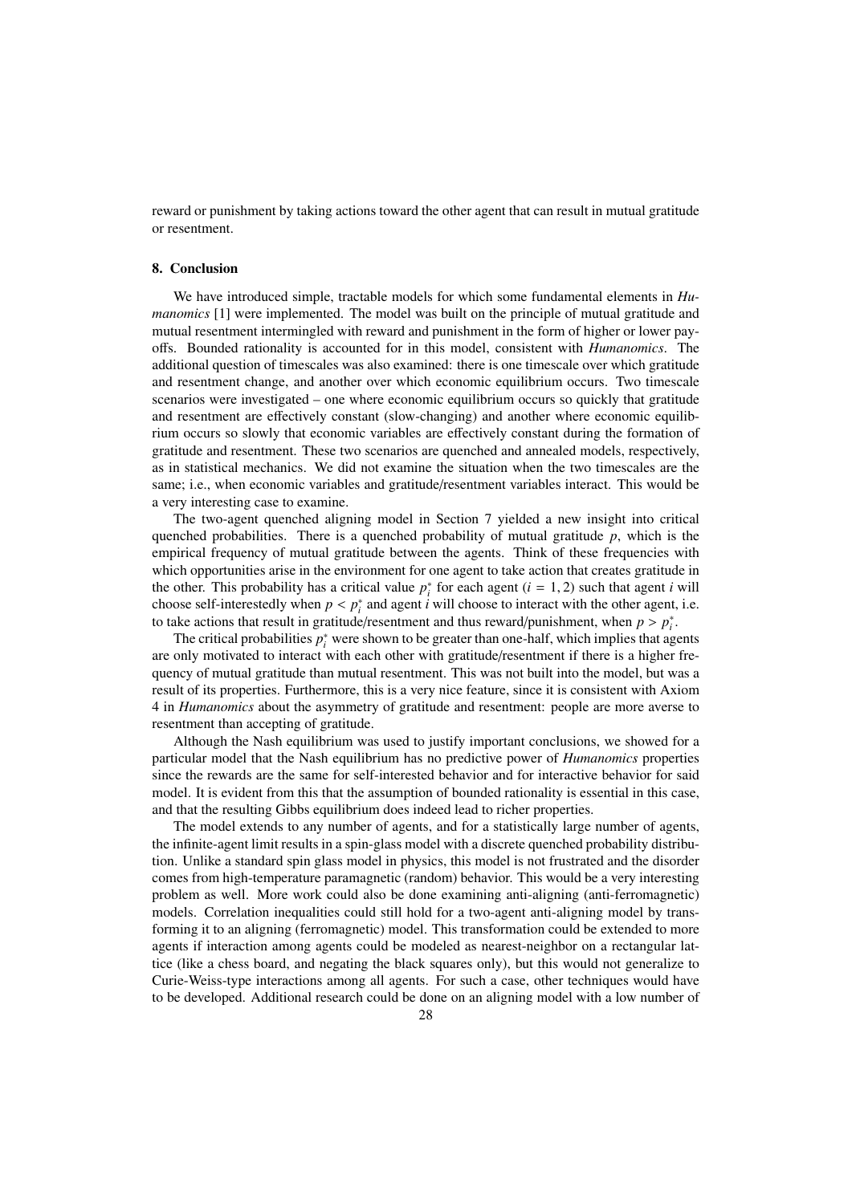reward or punishment by taking actions toward the other agent that can result in mutual gratitude or resentment.

## 8. Conclusion

We have introduced simple, tractable models for which some fundamental elements in *Humanomics* [1] were implemented. The model was built on the principle of mutual gratitude and mutual resentment intermingled with reward and punishment in the form of higher or lower payoffs. Bounded rationality is accounted for in this model, consistent with *Humanomics*. The additional question of timescales was also examined: there is one timescale over which gratitude and resentment change, and another over which economic equilibrium occurs. Two timescale scenarios were investigated – one where economic equilibrium occurs so quickly that gratitude and resentment are effectively constant (slow-changing) and another where economic equilibrium occurs so slowly that economic variables are effectively constant during the formation of gratitude and resentment. These two scenarios are quenched and annealed models, respectively, as in statistical mechanics. We did not examine the situation when the two timescales are the same; i.e., when economic variables and gratitude/resentment variables interact. This would be a very interesting case to examine.

The two-agent quenched aligning model in Section 7 yielded a new insight into critical quenched probabilities. There is a quenched probability of mutual gratitude $p$, which is the empirical frequency of mutual gratitude between the agents. Think of these frequencies with which opportunities arise in the environment for one agent to take action that creates gratitude in the other. This probability has a critical value $p_i^*$ for each agent ($i = 1, 2$) such that agent $i$ will choose self-interestedly when $p < p_i^*$ and agent $i$ will choose to interact with the other agent, i.e. to take actions that result in gratitude/resentment and thus reward/punishment, when $p > p_i^*$.

The critical probabilities $p_i^*$ were shown to be greater than one-half, which implies that agents are only motivated to interact with each other with gratitude/resentment if there is a higher frequency of mutual gratitude than mutual resentment. This was not built into the model, but was a result of its properties. Furthermore, this is a very nice feature, since it is consistent with Axiom 4 in *Humanomics* about the asymmetry of gratitude and resentment: people are more averse to resentment than accepting of gratitude.

Although the Nash equilibrium was used to justify important conclusions, we showed for a particular model that the Nash equilibrium has no predictive power of *Humanomics* properties since the rewards are the same for self-interested behavior and for interactive behavior for said model. It is evident from this that the assumption of bounded rationality is essential in this case, and that the resulting Gibbs equilibrium does indeed lead to richer properties.

The model extends to any number of agents, and for a statistically large number of agents, the infinite-agent limit results in a spin-glass model with a discrete quenched probability distribution. Unlike a standard spin glass model in physics, this model is not frustrated and the disorder comes from high-temperature paramagnetic (random) behavior. This would be a very interesting problem as well. More work could also be done examining anti-aligning (anti-ferromagnetic) models. Correlation inequalities could still hold for a two-agent anti-aligning model by transforming it to an aligning (ferromagnetic) model. This transformation could be extended to more agents if interaction among agents could be modeled as nearest-neighbor on a rectangular lattice (like a chess board, and negating the black squares only), but this would not generalize to Curie-Weiss-type interactions among all agents. For such a case, other techniques would have to be developed. Additional research could be done on an aligning model with a low number of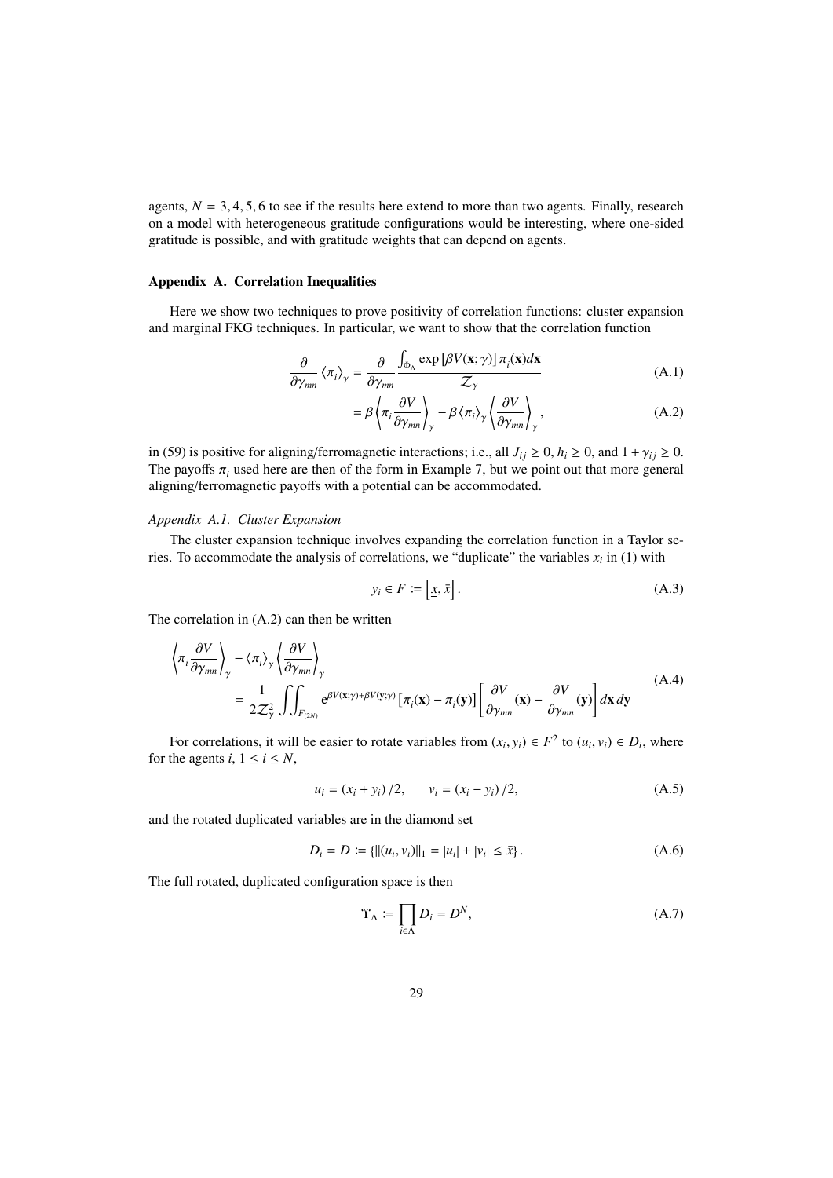agents, $N = 3, 4, 5, 6$ to see if the results here extend to more than two agents. Finally, research on a model with heterogeneous gratitude configurations would be interesting, where one-sided gratitude is possible, and with gratitude weights that can depend on agents.

### Appendix A. Correlation Inequalities

Here we show two techniques to prove positivity of correlation functions: cluster expansion and marginal FKG techniques. In particular, we want to show that the correlation function

$$
\frac{\partial}{\partial \gamma_{mn}} \langle \pi_i \rangle_\gamma = \frac{\partial}{\partial \gamma_{mn}} \frac{\int_{\Phi_\Lambda} \exp\left[\beta V(\mathbf{x};\gamma)\right] \pi_i(\mathbf{x}) d\mathbf{x}}{\mathcal{Z}_\gamma} \tag{A.1}
$$

$$
= \beta \left\langle \pi_i \frac{\partial V}{\partial \gamma_{mn}} \right\rangle_\gamma - \beta \langle \pi_i \rangle_\gamma \left\langle \frac{\partial V}{\partial \gamma_{mn}} \right\rangle_\gamma , \tag{A.2}
$$

in (59) is positive for aligning/ferromagnetic interactions; i.e., all $J_{ij} \geq 0$, $h_i \geq 0$, and $1 + \gamma_{ij} \geq 0$. The payoffs $\pi_i$ used here are then of the form in Example 7, but we point out that more general aligning/ferromagnetic payoffs with a potential can be accommodated.

#### *Appendix A.1. Cluster Expansion*

The cluster expansion technique involves expanding the correlation function in a Taylor series. To accommodate the analysis of correlations, we "duplicate" the variables $x_i$ in (1) with

$$
y_i \in F := \left[\underline{x}, \bar{x}\right]. \tag{A.3}
$$

The correlation in (A.2) can then be written

$$
\left\langle \pi_i \frac{\partial V}{\partial \gamma_{mn}} \right\rangle_\gamma - \langle \pi_i \rangle_\gamma \left\langle \frac{\partial V}{\partial \gamma_{mn}} \right\rangle_\gamma
= \frac{1}{2\mathcal{Z}_\gamma^2} \iint_{F_{(2N)}} e^{\beta V(\mathbf{x};\gamma) + \beta V(\mathbf{y};\gamma)} \left[\pi_i(\mathbf{x}) - \pi_i(\mathbf{y})\right] \left[\frac{\partial V}{\partial \gamma_{mn}}(\mathbf{x}) - \frac{\partial V}{\partial \gamma_{mn}}(\mathbf{y})\right] d\mathbf{x}\, d\mathbf{y} \tag{A.4}
$$

For correlations, it will be easier to rotate variables from $(x_i, y_i) \in F^2$ to $(u_i, v_i) \in D_i$, where for the agents $i$, $1 \leq i \leq N$,

$$
u_i = (x_i + y_i)/2, \qquad v_i = (x_i - y_i)/2, \tag{A.5}
$$

and the rotated duplicated variables are in the diamond set

$$
D_i = D := \{\|(u_i, v_i)\|_1 = |u_i| + |v_i| \leq \bar{x}\}. \tag{A.6}
$$

The full rotated, duplicated configuration space is then

$$
\Upsilon_\Lambda := \prod_{i \in \Lambda} D_i = D^N, \tag{A.7}
$$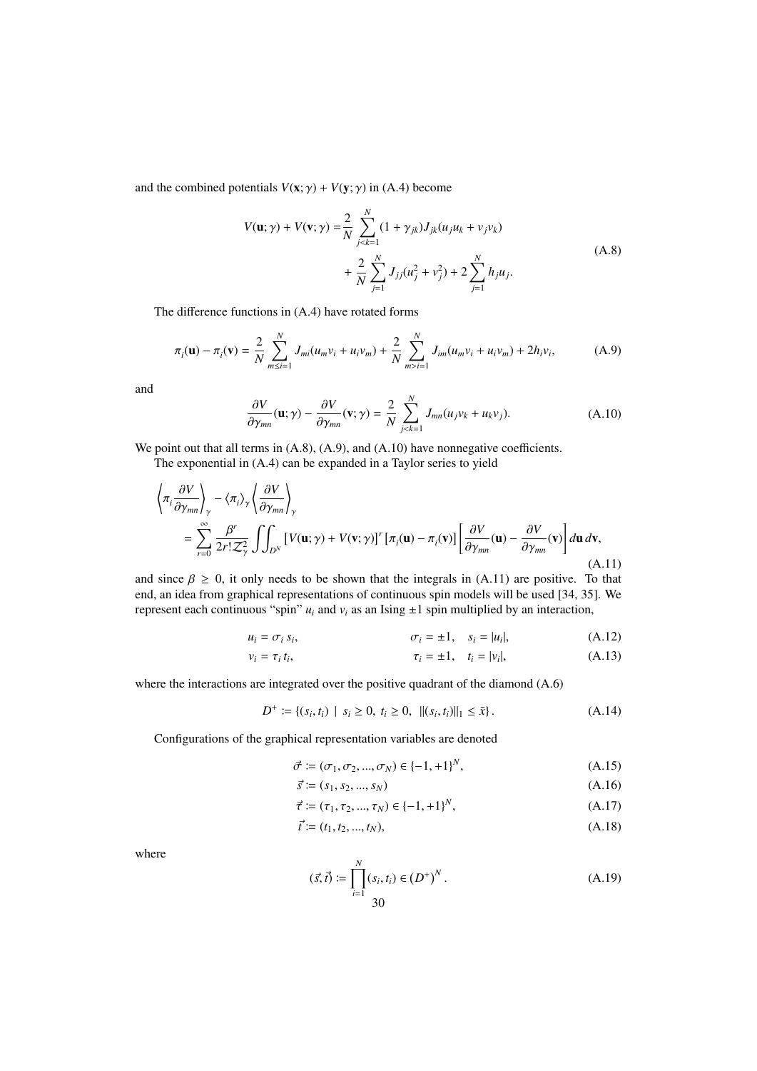and the combined potentials $V(\mathbf{x};\gamma) + V(\mathbf{y};\gamma)$ in (A.4) become

$$
\begin{aligned}
V(\mathbf{u};\gamma) + V(\mathbf{v};\gamma) = & \frac{2}{N}\sum_{j<k=1}^{N}(1+\gamma_{jk})J_{jk}(u_j u_k + v_j v_k) \\
& + \frac{2}{N}\sum_{j=1}^{N} J_{jj}(u_j^2 + v_j^2) + 2\sum_{j=1}^{N} h_j u_j.
\end{aligned} \tag{A.8}
$$

The difference functions in (A.4) have rotated forms

$$
\pi_i(\mathbf{u}) - \pi_i(\mathbf{v}) = \frac{2}{N}\sum_{m\le i=1}^{N} J_{mi}(u_m v_i + u_i v_m) + \frac{2}{N}\sum_{m>i=1}^{N} J_{im}(u_m v_i + u_i v_m) + 2h_i v_i, \tag{A.9}
$$

and

$$
\frac{\partial V}{\partial \gamma_{mn}}(\mathbf{u};\gamma) - \frac{\partial V}{\partial \gamma_{mn}}(\mathbf{v};\gamma) = \frac{2}{N}\sum_{j<k=1}^{N} J_{mn}(u_j v_k + u_k v_j). \tag{A.10}
$$

We point out that all terms in (A.8), (A.9), and (A.10) have nonnegative coefficients.

The exponential in (A.4) can be expanded in a Taylor series to yield

$$
\begin{aligned}
&\left\langle \pi_i \frac{\partial V}{\partial \gamma_{mn}} \right\rangle_\gamma - \langle \pi_i \rangle_\gamma \left\langle \frac{\partial V}{\partial \gamma_{mn}} \right\rangle_\gamma \\
&= \sum_{r=0}^{\infty} \frac{\beta^r}{2r!\mathcal{Z}_\gamma^2} \iint_{D^N} \left[V(\mathbf{u};\gamma) + V(\mathbf{v};\gamma)\right]^r \left[\pi_i(\mathbf{u}) - \pi_i(\mathbf{v})\right] \left[\frac{\partial V}{\partial \gamma_{mn}}(\mathbf{u}) - \frac{\partial V}{\partial \gamma_{mn}}(\mathbf{v})\right] d\mathbf{u}\, d\mathbf{v},
\end{aligned} \tag{A.11}
$$

and since $\beta \ge 0$, it only needs to be shown that the integrals in (A.11) are positive. To that end, an idea from graphical representations of continuous spin models will be used [34, 35]. We represent each continuous "spin" $u_i$ and $v_i$ as an Ising $\pm 1$ spin multiplied by an interaction,

$$
u_i = \sigma_i\, s_i, \qquad \sigma_i = \pm 1, \quad s_i = |u_i|, \tag{A.12}
$$

$$
v_i = \tau_i\, t_i, \qquad \tau_i = \pm 1, \quad t_i = |v_i|, \tag{A.13}
$$

where the interactions are integrated over the positive quadrant of the diamond (A.6)

$$
D^+ := \{(s_i, t_i) \mid s_i \ge 0,\ t_i \ge 0,\ \|(s_i, t_i)\|_1 \le \bar{x}\}. \tag{A.14}
$$

Configurations of the graphical representation variables are denoted

$$
\vec{\sigma} := (\sigma_1, \sigma_2, ..., \sigma_N) \in \{-1, +1\}^N, \tag{A.15}
$$

$$
\vec{s} := (s_1, s_2, ..., s_N) \tag{A.16}
$$

$$
\vec{\tau} := (\tau_1, \tau_2, ..., \tau_N) \in \{-1, +1\}^N, \tag{A.17}
$$

$$
\vec{t} := (t_1, t_2, ..., t_N), \tag{A.18}
$$

where

$$
(\vec{s}, \vec{t}) := \prod_{i=1}^{N} (s_i, t_i) \in \left(D^+\right)^N. \tag{A.19}
$$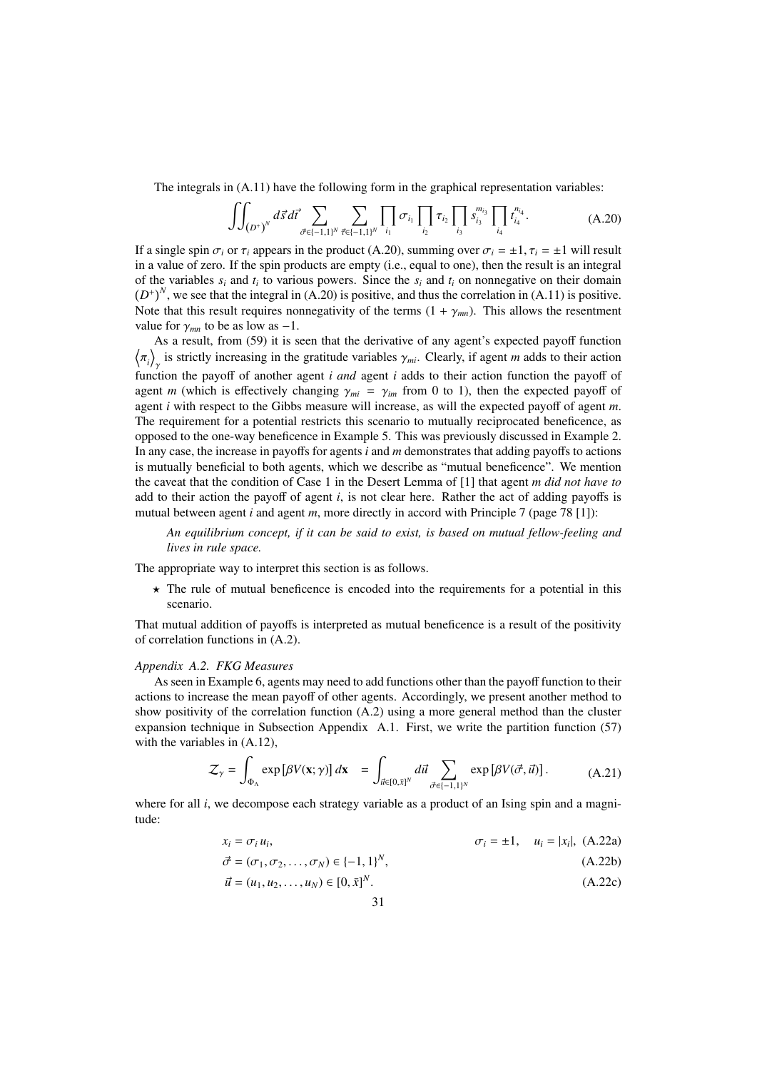The integrals in (A.11) have the following form in the graphical representation variables:

$$\iint_{(D^+)^N} d\vec{s}\, d\vec{t} \sum_{\vec{\sigma}\in\{-1,1\}^N} \sum_{\vec{\tau}\in\{-1,1\}^N} \prod_{i_1} \sigma_{i_1} \prod_{i_2} \tau_{i_2} \prod_{i_3} s_{i_3}^{m_{i_3}} \prod_{i_4} t_{i_4}^{n_{i_4}}. \tag{A.20}$$

If a single spin $\sigma_i$ or $\tau_i$ appears in the product (A.20), summing over $\sigma_i = \pm 1, \tau_i = \pm 1$ will result in a value of zero. If the spin products are empty (i.e., equal to one), then the result is an integral of the variables $s_i$ and $t_i$ to various powers. Since the $s_i$ and $t_i$ on nonnegative on their domain $(D^+)^N$, we see that the integral in (A.20) is positive, and thus the correlation in (A.11) is positive. Note that this result requires nonnegativity of the terms $(1 + \gamma_{mn})$. This allows the resentment value for $\gamma_{mn}$ to be as low as $-1$.

As a result, from (59) it is seen that the derivative of any agent's expected payoff function $\langle \pi_i \rangle_\gamma$ is strictly increasing in the gratitude variables $\gamma_{mi}$. Clearly, if agent $m$ adds to their action function the payoff of another agent $i$ *and* agent $i$ adds to their action function the payoff of agent $m$ (which is effectively changing $\gamma_{mi} = \gamma_{im}$ from 0 to 1), then the expected payoff of agent $i$ with respect to the Gibbs measure will increase, as will the expected payoff of agent $m$. The requirement for a potential restricts this scenario to mutually reciprocated beneficence, as opposed to the one-way beneficence in Example 5. This was previously discussed in Example 2. In any case, the increase in payoffs for agents $i$ and $m$ demonstrates that adding payoffs to actions is mutually beneficial to both agents, which we describe as "mutual beneficence". We mention the caveat that the condition of Case 1 in the Desert Lemma of [1] that agent $m$ *did not have to* add to their action the payoff of agent $i$, is not clear here. Rather the act of adding payoffs is mutual between agent $i$ and agent $m$, more directly in accord with Principle 7 (page 78 [1]):

> *An equilibrium concept, if it can be said to exist, is based on mutual fellow-feeling and lives in rule space.*

The appropriate way to interpret this section is as follows.

- ⋆ The rule of mutual beneficence is encoded into the requirements for a potential in this scenario.

That mutual addition of payoffs is interpreted as mutual beneficence is a result of the positivity of correlation functions in (A.2).

### *Appendix A.2. FKG Measures*

As seen in Example 6, agents may need to add functions other than the payoff function to their actions to increase the mean payoff of other agents. Accordingly, we present another method to show positivity of the correlation function (A.2) using a more general method than the cluster expansion technique in Subsection Appendix A.1. First, we write the partition function (57) with the variables in (A.12),

$$\mathcal{Z}_\gamma = \int_{\Phi_\Lambda} \exp\left[\beta V(\mathbf{x};\gamma)\right] d\mathbf{x} \quad = \int_{\vec{u}\in[0,\bar{x}]^N} d\vec{u} \sum_{\vec{\sigma}\in\{-1,1\}^N} \exp\left[\beta V(\vec{\sigma},\vec{u})\right]. \tag{A.21}$$

where for all $i$, we decompose each strategy variable as a product of an Ising spin and a magnitude:

$$x_i = \sigma_i\, u_i, \qquad \sigma_i = \pm 1, \quad u_i = |x_i|, \tag{A.22a}$$

$$\vec{\sigma} = (\sigma_1, \sigma_2, \ldots, \sigma_N) \in \{-1,1\}^N, \tag{A.22b}$$

$$\vec{u} = (u_1, u_2, \ldots, u_N) \in [0, \bar{x}]^N. \tag{A.22c}$$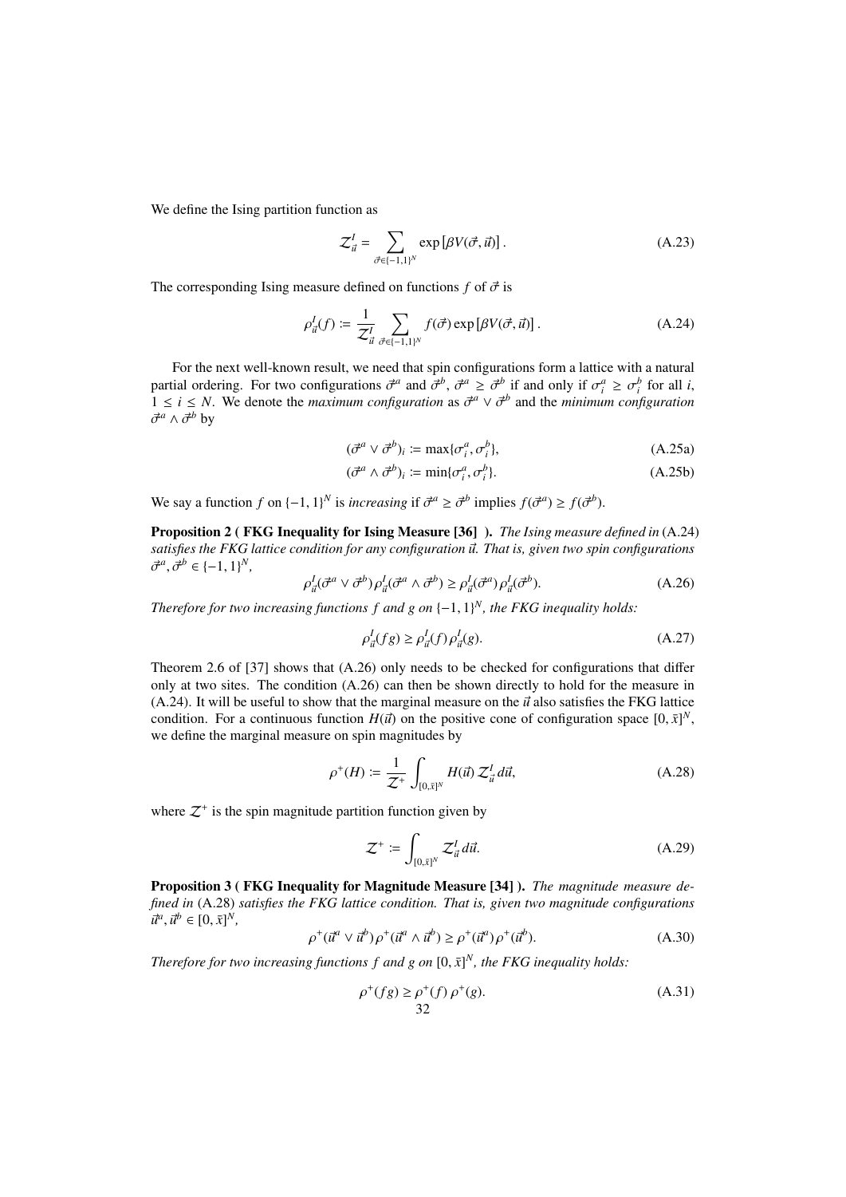We define the Ising partition function as

$$\mathcal{Z}^I_{\vec{u}} = \sum_{\vec{\sigma}\in\{-1,1\}^N} \exp\left[\beta V(\vec{\sigma},\vec{u})\right]. \tag{A.23}$$

The corresponding Ising measure defined on functions $f$ of $\vec{\sigma}$ is

$$\rho^I_{\vec{u}}(f) := \frac{1}{\mathcal{Z}^I_{\vec{u}}} \sum_{\vec{\sigma}\in\{-1,1\}^N} f(\vec{\sigma}) \exp\left[\beta V(\vec{\sigma},\vec{u})\right]. \tag{A.24}$$

For the next well-known result, we need that spin configurations form a lattice with a natural partial ordering. For two configurations $\vec{\sigma}^a$ and $\vec{\sigma}^b$, $\vec{\sigma}^a \geq \vec{\sigma}^b$ if and only if $\sigma^a_i \geq \sigma^b_i$ for all $i$, $1 \leq i \leq N$. We denote the *maximum configuration* as $\vec{\sigma}^a \vee \vec{\sigma}^b$ and the *minimum configuration* $\vec{\sigma}^a \wedge \vec{\sigma}^b$ by

$$(\vec{\sigma}^a \vee \vec{\sigma}^b)_i := \max\{\sigma^a_i, \sigma^b_i\}, \tag{A.25a}$$

$$(\vec{\sigma}^a \wedge \vec{\sigma}^b)_i := \min\{\sigma^a_i, \sigma^b_i\}. \tag{A.25b}$$

We say a function $f$ on $\{-1,1\}^N$ is *increasing* if $\vec{\sigma}^a \geq \vec{\sigma}^b$ implies $f(\vec{\sigma}^a) \geq f(\vec{\sigma}^b)$.

**Proposition 2 ( FKG Inequality for Ising Measure [36] ).** *The Ising measure defined in* (A.24) *satisfies the FKG lattice condition for any configuration $\vec{u}$. That is, given two spin configurations $\vec{\sigma}^a, \vec{\sigma}^b \in \{-1,1\}^N$,*

$$\rho^I_{\vec{u}}(\vec{\sigma}^a \vee \vec{\sigma}^b)\,\rho^I_{\vec{u}}(\vec{\sigma}^a \wedge \vec{\sigma}^b) \geq \rho^I_{\vec{u}}(\vec{\sigma}^a)\,\rho^I_{\vec{u}}(\vec{\sigma}^b). \tag{A.26}$$

*Therefore for two increasing functions $f$ and $g$ on $\{-1,1\}^N$, the FKG inequality holds:*

$$\rho^I_{\vec{u}}(fg) \geq \rho^I_{\vec{u}}(f)\,\rho^I_{\vec{u}}(g). \tag{A.27}$$

Theorem 2.6 of [37] shows that (A.26) only needs to be checked for configurations that differ only at two sites. The condition (A.26) can then be shown directly to hold for the measure in (A.24). It will be useful to show that the marginal measure on the $\vec{u}$ also satisfies the FKG lattice condition. For a continuous function $H(\vec{u})$ on the positive cone of configuration space $[0,\bar{x}]^N$, we define the marginal measure on spin magnitudes by

$$\rho^+(H) := \frac{1}{\mathcal{Z}^+} \int_{[0,\bar{x}]^N} H(\vec{u})\,\mathcal{Z}^I_{\vec{u}}\,d\vec{u}, \tag{A.28}$$

where $\mathcal{Z}^+$ is the spin magnitude partition function given by

$$\mathcal{Z}^+ := \int_{[0,\bar{x}]^N} \mathcal{Z}^I_{\vec{u}}\,d\vec{u}. \tag{A.29}$$

**Proposition 3 ( FKG Inequality for Magnitude Measure [34] ).** *The magnitude measure defined in* (A.28) *satisfies the FKG lattice condition. That is, given two magnitude configurations $\vec{u}^a, \vec{u}^b \in [0,\bar{x}]^N$,*

$$\rho^+(\vec{u}^a \vee \vec{u}^b)\,\rho^+(\vec{u}^a \wedge \vec{u}^b) \geq \rho^+(\vec{u}^a)\,\rho^+(\vec{u}^b). \tag{A.30}$$

*Therefore for two increasing functions $f$ and $g$ on $[0,\bar{x}]^N$, the FKG inequality holds:*

$$\rho^+(fg) \geq \rho^+(f)\,\rho^+(g). \tag{A.31}$$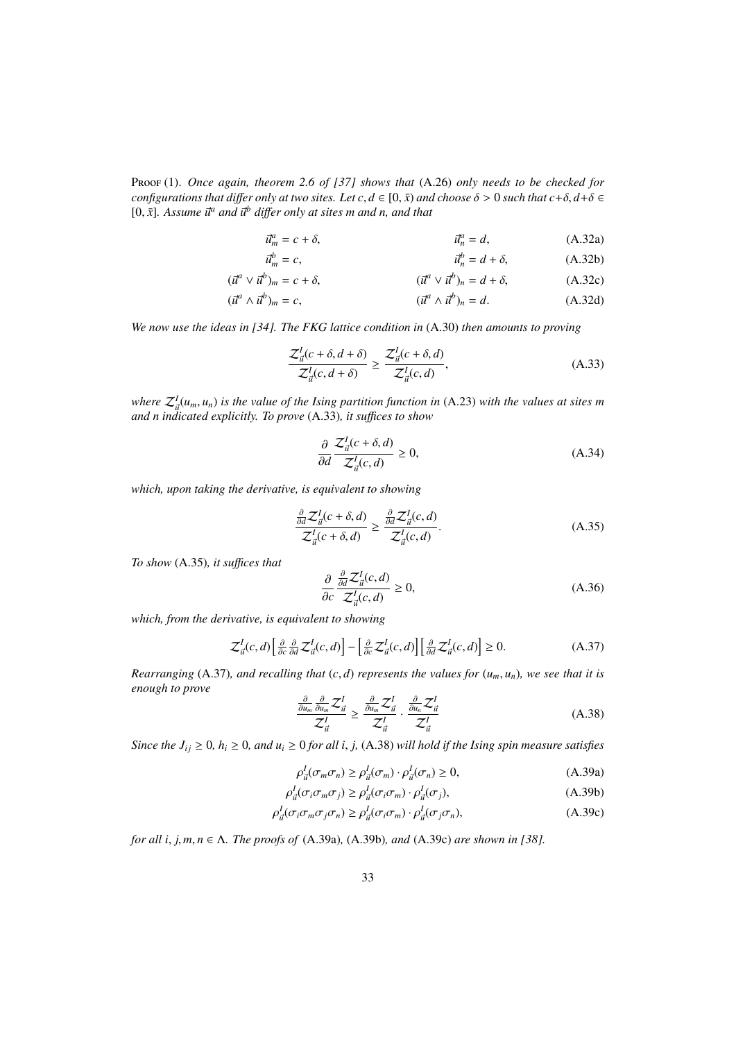Proof (1). *Once again, theorem 2.6 of [37] shows that* (A.26) *only needs to be checked for configurations that differ only at two sites. Let $c, d \in [0, \bar{x})$ and choose $\delta > 0$ such that $c+\delta, d+\delta \in [0, \bar{x}]$. Assume $\vec{u}^a$ and $\vec{u}^b$ differ only at sites m and n, and that*

$$
\begin{aligned}
\vec{u}^a_m &= c + \delta, & \vec{u}^a_n &= d, && \text{(A.32a)}\\
\vec{u}^b_m &= c, & \vec{u}^b_n &= d + \delta, && \text{(A.32b)}\\
(\vec{u}^a \vee \vec{u}^b)_m &= c + \delta, & (\vec{u}^a \vee \vec{u}^b)_n &= d + \delta, && \text{(A.32c)}\\
(\vec{u}^a \wedge \vec{u}^b)_m &= c, & (\vec{u}^a \wedge \vec{u}^b)_n &= d. && \text{(A.32d)}
\end{aligned}
$$

*We now use the ideas in [34]. The FKG lattice condition in* (A.30) *then amounts to proving*

$$
\frac{\mathcal{Z}^I_{\vec{u}}(c+\delta, d+\delta)}{\mathcal{Z}^I_{\vec{u}}(c, d+\delta)} \geq \frac{\mathcal{Z}^I_{\vec{u}}(c+\delta, d)}{\mathcal{Z}^I_{\vec{u}}(c, d)}, \tag{A.33}
$$

*where $\mathcal{Z}^I_{\vec{u}}(u_m, u_n)$ is the value of the Ising partition function in* (A.23) *with the values at sites m and n indicated explicitly. To prove* (A.33)*, it suffices to show*

$$
\frac{\partial}{\partial d} \frac{\mathcal{Z}^I_{\vec{u}}(c+\delta, d)}{\mathcal{Z}^I_{\vec{u}}(c, d)} \geq 0, \tag{A.34}
$$

*which, upon taking the derivative, is equivalent to showing*

$$
\frac{\frac{\partial}{\partial d}\mathcal{Z}^I_{\vec{u}}(c+\delta, d)}{\mathcal{Z}^I_{\vec{u}}(c+\delta, d)} \geq \frac{\frac{\partial}{\partial d}\mathcal{Z}^I_{\vec{u}}(c, d)}{\mathcal{Z}^I_{\vec{u}}(c, d)}. \tag{A.35}
$$

*To show* (A.35)*, it suffices that*

$$
\frac{\partial}{\partial c} \frac{\frac{\partial}{\partial d}\mathcal{Z}^I_{\vec{u}}(c, d)}{\mathcal{Z}^I_{\vec{u}}(c, d)} \geq 0, \tag{A.36}
$$

*which, from the derivative, is equivalent to showing*

$$
\mathcal{Z}^I_{\vec{u}}(c, d)\left[\tfrac{\partial}{\partial c}\tfrac{\partial}{\partial d}\mathcal{Z}^I_{\vec{u}}(c, d)\right] - \left[\tfrac{\partial}{\partial c}\mathcal{Z}^I_{\vec{u}}(c, d)\right]\left[\tfrac{\partial}{\partial d}\mathcal{Z}^I_{\vec{u}}(c, d)\right] \geq 0. \tag{A.37}
$$

*Rearranging* (A.37)*, and recalling that $(c, d)$ represents the values for $(u_m, u_n)$, we see that it is enough to prove*

$$
\frac{\frac{\partial}{\partial u_m}\frac{\partial}{\partial u_m}\mathcal{Z}^I_{\vec{u}}}{\mathcal{Z}^I_{\vec{u}}} \geq \frac{\frac{\partial}{\partial u_m}\mathcal{Z}^I_{\vec{u}}}{\mathcal{Z}^I_{\vec{u}}} \cdot \frac{\frac{\partial}{\partial u_n}\mathcal{Z}^I_{\vec{u}}}{\mathcal{Z}^I_{\vec{u}}} \tag{A.38}
$$

*Since the $J_{ij} \geq 0$, $h_i \geq 0$, and $u_i \geq 0$ for all i, j,* (A.38) *will hold if the Ising spin measure satisfies*

$$
\begin{aligned}
\rho^I_{\vec{u}}(\sigma_m\sigma_n) &\geq \rho^I_{\vec{u}}(\sigma_m) \cdot \rho^I_{\vec{u}}(\sigma_n) \geq 0, && \text{(A.39a)}\\
\rho^I_{\vec{u}}(\sigma_i\sigma_m\sigma_j) &\geq \rho^I_{\vec{u}}(\sigma_i\sigma_m) \cdot \rho^I_{\vec{u}}(\sigma_j), && \text{(A.39b)}\\
\rho^I_{\vec{u}}(\sigma_i\sigma_m\sigma_j\sigma_n) &\geq \rho^I_{\vec{u}}(\sigma_i\sigma_m) \cdot \rho^I_{\vec{u}}(\sigma_j\sigma_n), && \text{(A.39c)}
\end{aligned}
$$

*for all $i, j, m, n \in \Lambda$. The proofs of* (A.39a)*,* (A.39b)*, and* (A.39c) *are shown in [38].*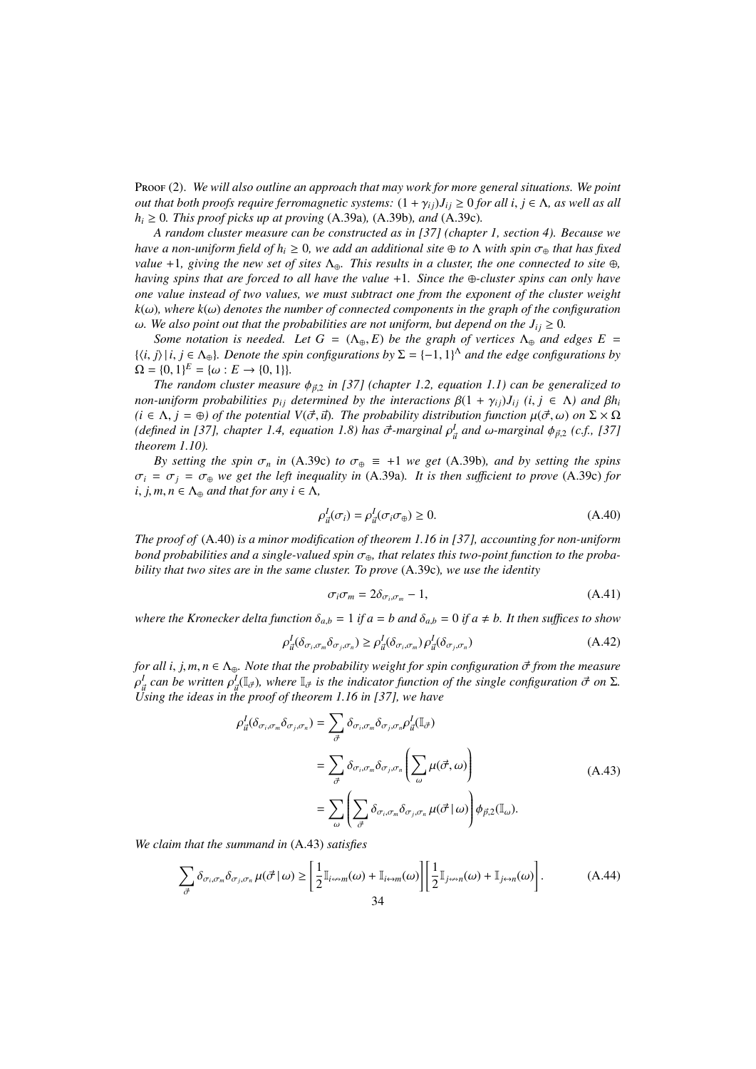Proof (2). *We will also outline an approach that may work for more general situations. We point out that both proofs require ferromagnetic systems: $(1+\gamma_{ij})J_{ij} \geq 0$ for all $i, j \in \Lambda$, as well as all $h_i \geq 0$. This proof picks up at proving* (A.39a), (A.39b), *and* (A.39c).

*A random cluster measure can be constructed as in [37] (chapter 1, section 4). Because we have a non-uniform field of $h_i \geq 0$, we add an additional site $\oplus$ to $\Lambda$ with spin $\sigma_\oplus$ that has fixed value $+1$, giving the new set of sites $\Lambda_\oplus$. This results in a cluster, the one connected to site $\oplus$, having spins that are forced to all have the value $+1$. Since the $\oplus$-cluster spins can only have one value instead of two values, we must subtract one from the exponent of the cluster weight $k(\omega)$, where $k(\omega)$ denotes the number of connected components in the graph of the configuration $\omega$. We also point out that the probabilities are not uniform, but depend on the $J_{ij} \geq 0$.*

*Some notation is needed. Let $G = (\Lambda_\oplus, E)$ be the graph of vertices $\Lambda_\oplus$ and edges $E = \{\langle i, j\rangle \,|\, i, j \in \Lambda_\oplus\}$. Denote the spin configurations by $\Sigma = \{-1, 1\}^\Lambda$ and the edge configurations by $\Omega = \{0, 1\}^E = \{\omega : E \to \{0, 1\}\}$.*

*The random cluster measure $\phi_{\vec{p},2}$ in [37] (chapter 1.2, equation 1.1) can be generalized to non-uniform probabilities $p_{ij}$ determined by the interactions $\beta(1+\gamma_{ij})J_{ij}$ ($i, j \in \Lambda$) and $\beta h_i$ ($i \in \Lambda$, $j = \oplus$) of the potential $V(\vec{\sigma}, \vec{u})$. The probability distribution function $\mu(\vec{\sigma}, \omega)$ on $\Sigma \times \Omega$ (defined in [37], chapter 1.4, equation 1.8) has $\vec{\sigma}$-marginal $\rho^I_{\vec{u}}$ and $\omega$-marginal $\phi_{\vec{p},2}$ (c.f., [37] theorem 1.10).*

*By setting the spin $\sigma_n$ in* (A.39c) *to $\sigma_\oplus \equiv +1$ we get* (A.39b)*, and by setting the spins $\sigma_i = \sigma_j = \sigma_\oplus$ we get the left inequality in* (A.39a)*. It is then sufficient to prove* (A.39c) *for $i, j, m, n \in \Lambda_\oplus$ and that for any $i \in \Lambda$,*

$$\rho^I_{\vec{u}}(\sigma_i) = \rho^I_{\vec{u}}(\sigma_i\sigma_\oplus) \geq 0. \tag{A.40}$$

*The proof of* (A.40) *is a minor modification of theorem 1.16 in [37], accounting for non-uniform bond probabilities and a single-valued spin $\sigma_\oplus$, that relates this two-point function to the probability that two sites are in the same cluster. To prove* (A.39c)*, we use the identity*

$$\sigma_i\sigma_m = 2\delta_{\sigma_i,\sigma_m} - 1, \tag{A.41}$$

*where the Kronecker delta function $\delta_{a,b} = 1$ if $a = b$ and $\delta_{a,b} = 0$ if $a \neq b$. It then suffices to show*

$$\rho^I_{\vec{u}}(\delta_{\sigma_i,\sigma_m}\delta_{\sigma_j,\sigma_n}) \geq \rho^I_{\vec{u}}(\delta_{\sigma_i,\sigma_m})\,\rho^I_{\vec{u}}(\delta_{\sigma_j,\sigma_n}) \tag{A.42}$$

*for all $i, j, m, n \in \Lambda_\oplus$. Note that the probability weight for spin configuration $\vec{\sigma}$ from the measure $\rho^I_{\vec{u}}$ can be written $\rho^I_{\vec{u}}(\mathbb{I}_{\vec{\sigma}})$, where $\mathbb{I}_{\vec{\sigma}}$ is the indicator function of the single configuration $\vec{\sigma}$ on $\Sigma$. Using the ideas in the proof of theorem 1.16 in [37], we have*

$$\begin{aligned}
\rho^I_{\vec{u}}(\delta_{\sigma_i,\sigma_m}\delta_{\sigma_j,\sigma_n}) &= \sum_{\vec{\sigma}} \delta_{\sigma_i,\sigma_m}\delta_{\sigma_j,\sigma_n}\rho^I_{\vec{u}}(\mathbb{I}_{\vec{\sigma}}) \\
&= \sum_{\vec{\sigma}} \delta_{\sigma_i,\sigma_m}\delta_{\sigma_j,\sigma_n}\left(\sum_{\omega}\mu(\vec{\sigma},\omega)\right) \\
&= \sum_{\omega}\left(\sum_{\vec{\sigma}} \delta_{\sigma_i,\sigma_m}\delta_{\sigma_j,\sigma_n}\,\mu(\vec{\sigma}\,|\,\omega)\right)\phi_{\vec{p},2}(\mathbb{I}_\omega).
\end{aligned} \tag{A.43}$$

*We claim that the summand in* (A.43) *satisfies*

$$\sum_{\vec{\sigma}} \delta_{\sigma_i,\sigma_m}\delta_{\sigma_j,\sigma_n}\,\mu(\vec{\sigma}\,|\,\omega) \geq \left[\frac{1}{2}\mathbb{I}_{i\nleftrightarrow m}(\omega) + \mathbb{I}_{i\leftrightarrow m}(\omega)\right]\left[\frac{1}{2}\mathbb{I}_{j\nleftrightarrow n}(\omega) + \mathbb{I}_{j\leftrightarrow n}(\omega)\right]. \tag{A.44}$$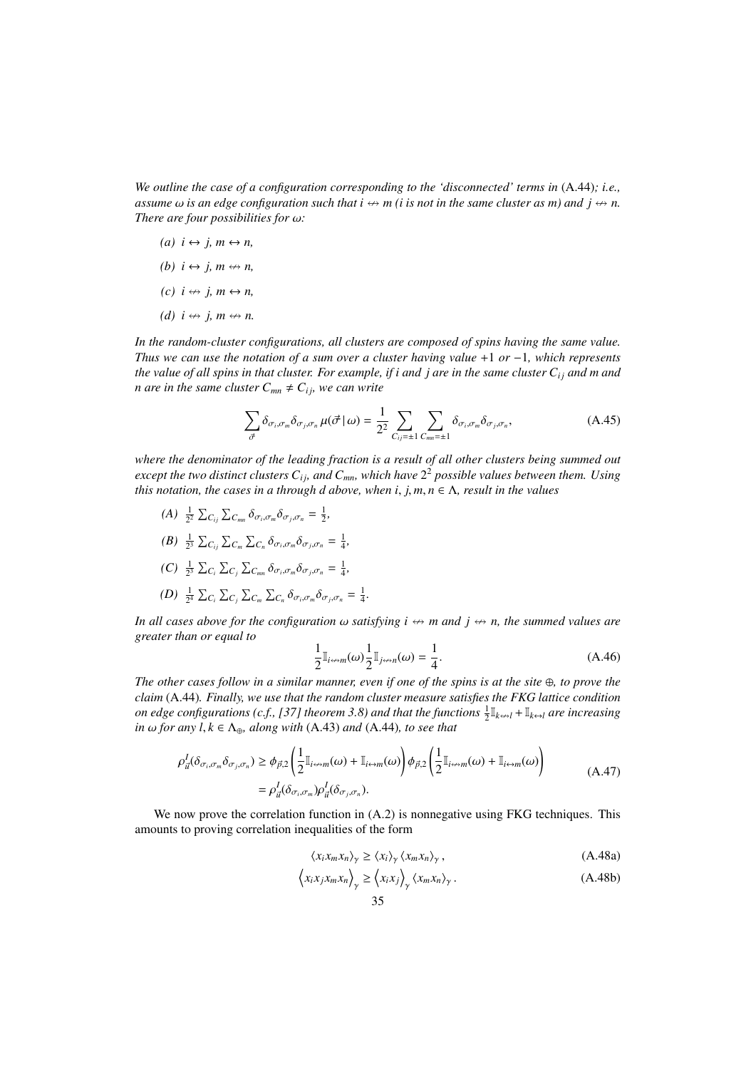*We outline the case of a configuration corresponding to the 'disconnected' terms in* (A.44)*; i.e., assume $\omega$ is an edge configuration such that $i \not\leftrightarrow m$ ($i$ is not in the same cluster as $m$) and $j \not\leftrightarrow n$. There are four possibilities for $\omega$:*

- *(a) $i \leftrightarrow j$, $m \leftrightarrow n$,*
- *(b) $i \leftrightarrow j$, $m \not\leftrightarrow n$,*
- *(c) $i \not\leftrightarrow j$, $m \leftrightarrow n$,*
- *(d) $i \not\leftrightarrow j$, $m \not\leftrightarrow n$.*

*In the random-cluster configurations, all clusters are composed of spins having the same value. Thus we can use the notation of a sum over a cluster having value $+1$ or $-1$, which represents the value of all spins in that cluster. For example, if $i$ and $j$ are in the same cluster $C_{ij}$ and $m$ and $n$ are in the same cluster $C_{mn} \neq C_{ij}$, we can write*

$$\sum_{\vec{\sigma}} \delta_{\sigma_i,\sigma_m} \delta_{\sigma_j,\sigma_n} \, \mu(\vec{\sigma} \,|\, \omega) = \frac{1}{2^2} \sum_{C_{ij}=\pm 1} \sum_{C_{mn}=\pm 1} \delta_{\sigma_i,\sigma_m} \delta_{\sigma_j,\sigma_n}, \tag{A.45}$$

*where the denominator of the leading fraction is a result of all other clusters being summed out except the two distinct clusters $C_{ij}$, and $C_{mn}$, which have $2^2$ possible values between them. Using this notation, the cases in a through d above, when $i, j, m, n \in \Lambda$, result in the values*

- *(A) $\frac{1}{2^2} \sum_{C_{ij}} \sum_{C_{mn}} \delta_{\sigma_i,\sigma_m} \delta_{\sigma_j,\sigma_n} = \frac{1}{2}$,*
- *(B) $\frac{1}{2^3} \sum_{C_{ij}} \sum_{C_m} \sum_{C_n} \delta_{\sigma_i,\sigma_m} \delta_{\sigma_j,\sigma_n} = \frac{1}{4}$,*
- *(C) $\frac{1}{2^3} \sum_{C_i} \sum_{C_j} \sum_{C_{mn}} \delta_{\sigma_i,\sigma_m} \delta_{\sigma_j,\sigma_n} = \frac{1}{4}$,*
- *(D) $\frac{1}{2^4} \sum_{C_i} \sum_{C_j} \sum_{C_m} \sum_{C_n} \delta_{\sigma_i,\sigma_m} \delta_{\sigma_j,\sigma_n} = \frac{1}{4}$.*

*In all cases above for the configuration $\omega$ satisfying $i \not\leftrightarrow m$ and $j \not\leftrightarrow n$, the summed values are greater than or equal to*

$$\frac{1}{2} \mathbb{I}_{i \not\leftrightarrow m}(\omega) \frac{1}{2} \mathbb{I}_{j \not\leftrightarrow n}(\omega) = \frac{1}{4}. \tag{A.46}$$

*The other cases follow in a similar manner, even if one of the spins is at the site $\oplus$, to prove the claim* (A.44)*. Finally, we use that the random cluster measure satisfies the FKG lattice condition on edge configurations (c.f., [37] theorem 3.8) and that the functions $\frac{1}{2}\mathbb{I}_{k \not\leftrightarrow l} + \mathbb{I}_{k \leftrightarrow l}$ are increasing in $\omega$ for any $l, k \in \Lambda_\oplus$, along with* (A.43) *and* (A.44)*, to see that*

$$\begin{aligned} \rho^I_{\vec{u}}(\delta_{\sigma_i,\sigma_m} \delta_{\sigma_j,\sigma_n}) &\geq \phi_{\vec{p},2}\left(\frac{1}{2}\mathbb{I}_{i \not\leftrightarrow m}(\omega) + \mathbb{I}_{i \leftrightarrow m}(\omega)\right) \phi_{\vec{p},2}\left(\frac{1}{2}\mathbb{I}_{i \not\leftrightarrow m}(\omega) + \mathbb{I}_{i \leftrightarrow m}(\omega)\right) \\ &= \rho^I_{\vec{u}}(\delta_{\sigma_i,\sigma_m}) \rho^I_{\vec{u}}(\delta_{\sigma_j,\sigma_n}). \end{aligned} \tag{A.47}$$

We now prove the correlation function in (A.2) is nonnegative using FKG techniques. This amounts to proving correlation inequalities of the form

$$\langle x_i x_m x_n \rangle_\gamma \geq \langle x_i \rangle_\gamma \langle x_m x_n \rangle_\gamma , \tag{A.48a}$$

$$\left\langle x_i x_j x_m x_n \right\rangle_\gamma \geq \left\langle x_i x_j \right\rangle_\gamma \langle x_m x_n \rangle_\gamma . \tag{A.48b}$$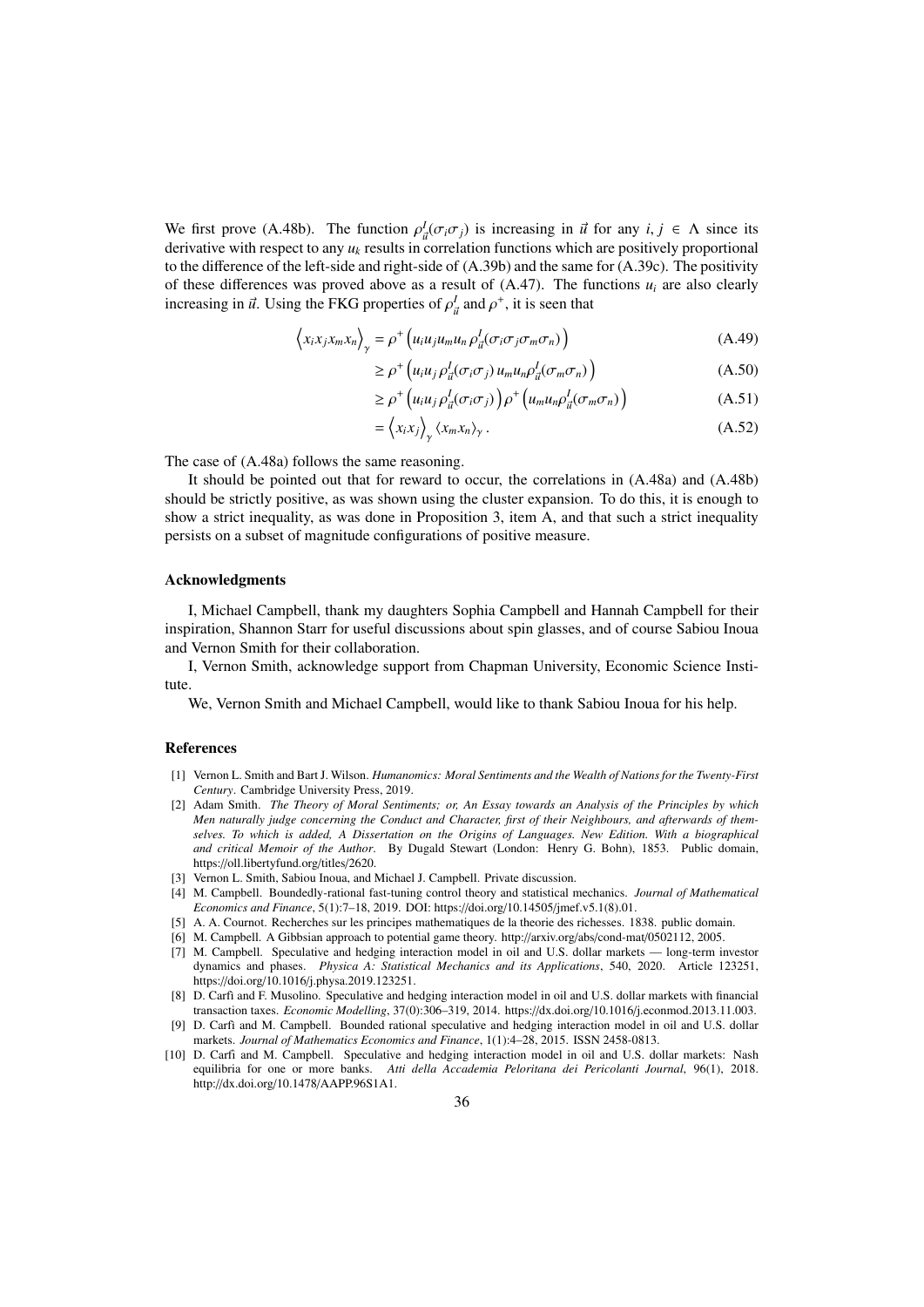We first prove (A.48b). The function $\rho^I_{\vec{u}}(\sigma_i\sigma_j)$ is increasing in $\vec{u}$ for any $i, j \in \Lambda$ since its derivative with respect to any $u_k$ results in correlation functions which are positively proportional to the difference of the left-side and right-side of (A.39b) and the same for (A.39c). The positivity of these differences was proved above as a result of (A.47). The functions $u_i$ are also clearly increasing in $\vec{u}$. Using the FKG properties of $\rho^I_{\vec{u}}$ and $\rho^+$, it is seen that

$$\left\langle x_i x_j x_m x_n \right\rangle_\gamma = \rho^+\left(u_i u_j u_m u_n\, \rho^I_{\vec{u}}(\sigma_i\sigma_j\sigma_m\sigma_n)\right) \tag{A.49}$$

$$\geq \rho^+\left(u_i u_j\, \rho^I_{\vec{u}}(\sigma_i\sigma_j)\, u_m u_n \rho^I_{\vec{u}}(\sigma_m\sigma_n)\right) \tag{A.50}$$

$$\geq \rho^+\left(u_i u_j\, \rho^I_{\vec{u}}(\sigma_i\sigma_j)\right)\rho^+\left(u_m u_n \rho^I_{\vec{u}}(\sigma_m\sigma_n)\right) \tag{A.51}$$

$$= \left\langle x_i x_j\right\rangle_\gamma \left\langle x_m x_n\right\rangle_\gamma . \tag{A.52}$$

The case of (A.48a) follows the same reasoning.

It should be pointed out that for reward to occur, the correlations in (A.48a) and (A.48b) should be strictly positive, as was shown using the cluster expansion. To do this, it is enough to show a strict inequality, as was done in Proposition 3, item A, and that such a strict inequality persists on a subset of magnitude configurations of positive measure.

### Acknowledgments

I, Michael Campbell, thank my daughters Sophia Campbell and Hannah Campbell for their inspiration, Shannon Starr for useful discussions about spin glasses, and of course Sabiou Inoua and Vernon Smith for their collaboration.

I, Vernon Smith, acknowledge support from Chapman University, Economic Science Institute.

We, Vernon Smith and Michael Campbell, would like to thank Sabiou Inoua for his help.

### References

[1] Vernon L. Smith and Bart J. Wilson. *Humanomics: Moral Sentiments and the Wealth of Nations for the Twenty-First Century*. Cambridge University Press, 2019.

[2] Adam Smith. *The Theory of Moral Sentiments; or, An Essay towards an Analysis of the Principles by which Men naturally judge concerning the Conduct and Character, first of their Neighbours, and afterwards of themselves. To which is added, A Dissertation on the Origins of Languages. New Edition. With a biographical and critical Memoir of the Author*. By Dugald Stewart (London: Henry G. Bohn), 1853. Public domain, https://oll.libertyfund.org/titles/2620.

[3] Vernon L. Smith, Sabiou Inoua, and Michael J. Campbell. Private discussion.

[4] M. Campbell. Boundedly-rational fast-tuning control theory and statistical mechanics. *Journal of Mathematical Economics and Finance*, 5(1):7–18, 2019. DOI: https://doi.org/10.14505/jmef.v5.1(8).01.

[5] A. A. Cournot. Recherches sur les principes mathematiques de la theorie des richesses. 1838. public domain.

[6] M. Campbell. A Gibbsian approach to potential game theory. http://arxiv.org/abs/cond-mat/0502112, 2005.

[7] M. Campbell. Speculative and hedging interaction model in oil and U.S. dollar markets — long-term investor dynamics and phases. *Physica A: Statistical Mechanics and its Applications*, 540, 2020. Article 123251, https://doi.org/10.1016/j.physa.2019.123251.

[8] D. Carfì and F. Musolino. Speculative and hedging interaction model in oil and U.S. dollar markets with financial transaction taxes. *Economic Modelling*, 37(0):306–319, 2014. https://dx.doi.org/10.1016/j.econmod.2013.11.003.

[9] D. Carfì and M. Campbell. Bounded rational speculative and hedging interaction model in oil and U.S. dollar markets. *Journal of Mathematics Economics and Finance*, 1(1):4–28, 2015. ISSN 2458-0813.

[10] D. Carfì and M. Campbell. Speculative and hedging interaction model in oil and U.S. dollar markets: Nash equilibria for one or more banks. *Atti della Accademia Peloritana dei Pericolanti Journal*, 96(1), 2018. http://dx.doi.org/10.1478/AAPP.96S1A1.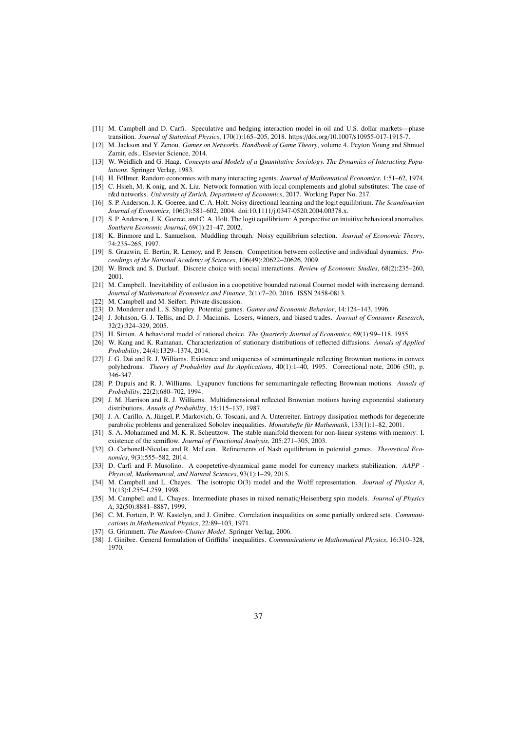[11] M. Campbell and D. Carfì. Speculative and hedging interaction model in oil and U.S. dollar markets—phase transition. *Journal of Statistical Physics*, 170(1):165–205, 2018. https://doi.org/10.1007/s10955-017-1915-7.

[12] M. Jackson and Y. Zenou. *Games on Networks, Handbook of Game Theory*, volume 4. Peyton Young and Shmuel Zamir, eds., Elsevier Science, 2014.

[13] W. Weidlich and G. Haag. *Concepts and Models of a Quantitative Sociology. The Dynamics of Interacting Populations*. Springer Verlag, 1983.

[14] H. Föllmer. Random economies with many interacting agents. *Journal of Mathematical Economics*, 1:51–62, 1974.

[15] C. Hsieh, M. K onig, and X. Liu. Network formation with local complements and global substitutes: The case of r&d networks. *University of Zurich, Department of Economics*, 2017. Working Paper No. 217.

[16] S. P. Anderson, J. K. Goeree, and C. A. Holt. Noisy directional learning and the logit equilibrium. *The Scandinavian Journal of Economics*, 106(3):581–602, 2004. doi:10.1111/j.0347-0520.2004.00378.x.

[17] S. P. Anderson, J. K. Goeree, and C. A. Holt. The logit equilibrium: A perspective on intuitive behavioral anomalies. *Southern Economic Journal*, 69(1):21–47, 2002.

[18] K. Binmore and L. Samuelson. Muddling through: Noisy equilibrium selection. *Journal of Economic Theory*, 74:235–265, 1997.

[19] S. Grauwin, E. Bertin, R. Lemoy, and P. Jensen. Competition between collective and individual dynamics. *Proceedings of the National Academy of Sciences*, 106(49):20622–20626, 2009.

[20] W. Brock and S. Durlauf. Discrete choice with social interactions. *Review of Economic Studies*, 68(2):235–260, 2001.

[21] M. Campbell. Inevitability of collusion in a coopetitive bounded rational Cournot model with increasing demand. *Journal of Mathematical Economics and Finance*, 2(1):7–20, 2016. ISSN 2458-0813.

[22] M. Campbell and M. Seifert. Private discussion.

[23] D. Monderer and L. S. Shapley. Potential games. *Games and Economic Behavior*, 14:124–143, 1996.

[24] J. Johnson, G. J. Tellis, and D. J. Macinnis. Losers, winners, and biased trades. *Journal of Consumer Research*, 32(2):324–329, 2005.

[25] H. Simon. A behavioral model of rational choice. *The Quarterly Journal of Economics*, 69(1):99–118, 1955.

[26] W. Kang and K. Ramanan. Characterization of stationary distributions of reflected diffusions. *Annals of Applied Probability*, 24(4):1329–1374, 2014.

[27] J. G. Dai and R. J. Williams. Existence and uniqueness of semimartingale reflecting Brownian motions in convex polyhedrons. *Theory of Probability and Its Applications*, 40(1):1–40, 1995. Correctional note, 2006 (50), p. 346-347.

[28] P. Dupuis and R. J. Williams. Lyapunov functions for semimartingale reflecting Brownian motions. *Annals of Probability*, 22(2):680–702, 1994.

[29] J. M. Harrison and R. J. Williams. Multidimensional reflected Brownian motions having exponential stationary distributions. *Annals of Probability*, 15:115–137, 1987.

[30] J. A. Carillo, A. Jüngel, P. Markovich, G. Toscani, and A. Unterreiter. Entropy dissipation methods for degenerate parabolic problems and generalized Sobolev inequalities. *Monatshefte für Mathematik*, 133(1):1–82, 2001.

[31] S. A. Mohammed and M. K. R. Scheutzow. The stable manifold theorem for non-linear systems with memory: I. existence of the semiflow. *Journal of Functional Analysis*, 205:271–305, 2003.

[32] O. Carbonell-Nicolau and R. McLean. Refinements of Nash equilibrium in potential games. *Theoretical Economics*, 9(3):555–582, 2014.

[33] D. Carfì and F. Musolino. A coopetetive-dynamical game model for currency markets stabilization. *AAPP - Physical, Mathematical, and Natural Sciences*, 93(1):1–29, 2015.

[34] M. Campbell and L. Chayes. The isotropic O(3) model and the Wolff representation. *Journal of Physics A*, 31(13):L255–L259, 1998.

[35] M. Campbell and L. Chayes. Intermediate phases in mixed nematic/Heisenberg spin models. *Journal of Physics A*, 32(50):8881–8887, 1999.

[36] C. M. Fortuin, P. W. Kastelyn, and J. Ginibre. Correlation inequalities on some partially ordered sets. *Communications in Mathematical Physics*, 22:89–103, 1971.

[37] G. Grimmett. *The Random-Cluster Model*. Springer Verlag, 2006.

[38] J. Ginibre. General formulation of Griffiths' inequalities. *Communications in Mathematical Physics*, 16:310–328, 1970.